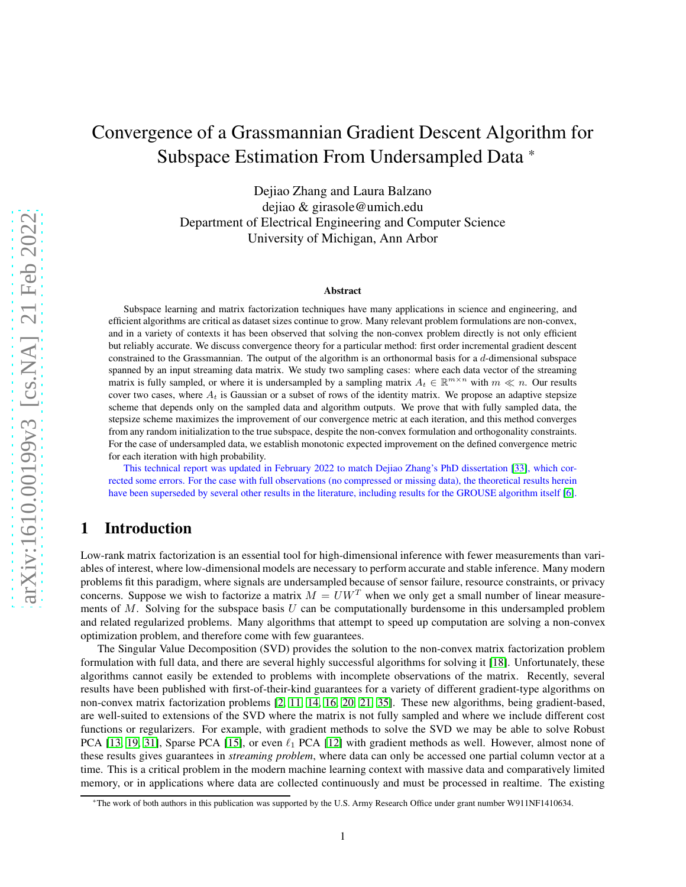# Convergence of a Grassmannian Gradient Descent Algorithm for Subspace Estimation From Undersampled Data *

Dejiao Zhang and Laura Balzano
dejiao & girasole@umich.edu
Department of Electrical Engineering and Computer Science
University of Michigan, Ann Arbor

### Abstract

Subspace learning and matrix factorization techniques have many applications in science and engineering, and efficient algorithms are critical as dataset sizes continue to grow. Many relevant problem formulations are non-convex, and in a variety of contexts it has been observed that solving the non-convex problem directly is not only efficient but reliably accurate. We discuss convergence theory for a particular method: first order incremental gradient descent constrained to the Grassmannian. The output of the algorithm is an orthonormal basis for a $d$-dimensional subspace spanned by an input streaming data matrix. We study two sampling cases: where each data vector of the streaming matrix is fully sampled, or where it is undersampled by a sampling matrix $A_t \in \mathbb{R}^{m \times n}$ with $m \ll n$. Our results cover two cases, where $A_t$ is Gaussian or a subset of rows of the identity matrix. We propose an adaptive stepsize scheme that depends only on the sampled data and algorithm outputs. We prove that with fully sampled data, the stepsize scheme maximizes the improvement of our convergence metric at each iteration, and this method converges from any random initialization to the true subspace, despite the non-convex formulation and orthogonality constraints. For the case of undersampled data, we establish monotonic expected improvement on the defined convergence metric for each iteration with high probability.

This technical report was updated in February 2022 to match Dejiao Zhang's PhD dissertation [33], which corrected some errors. For the case with full observations (no compressed or missing data), the theoretical results herein have been superseded by several other results in the literature, including results for the GROUSE algorithm itself [6].

## 1 Introduction

Low-rank matrix factorization is an essential tool for high-dimensional inference with fewer measurements than variables of interest, where low-dimensional models are necessary to perform accurate and stable inference. Many modern problems fit this paradigm, where signals are undersampled because of sensor failure, resource constraints, or privacy concerns. Suppose we wish to factorize a matrix $M = UW^T$ when we only get a small number of linear measurements of $M$. Solving for the subspace basis $U$ can be computationally burdensome in this undersampled problem and related regularized problems. Many algorithms that attempt to speed up computation are solving a non-convex optimization problem, and therefore come with few guarantees.

The Singular Value Decomposition (SVD) provides the solution to the non-convex matrix factorization problem formulation with full data, and there are several highly successful algorithms for solving it [18]. Unfortunately, these algorithms cannot easily be extended to problems with incomplete observations of the matrix. Recently, several results have been published with first-of-their-kind guarantees for a variety of different gradient-type algorithms on non-convex matrix factorization problems [2, 11, 14, 16, 20, 21, 35]. These new algorithms, being gradient-based, are well-suited to extensions of the SVD where the matrix is not fully sampled and where we include different cost functions or regularizers. For example, with gradient methods to solve the SVD we may be able to solve Robust PCA [13, 19, 31], Sparse PCA [15], or even $\ell_1$ PCA [12] with gradient methods as well. However, almost none of these results gives guarantees in *streaming problem*, where data can only be accessed one partial column vector at a time. This is a critical problem in the modern machine learning context with massive data and comparatively limited memory, or in applications where data are collected continuously and must be processed in realtime. The existing

*The work of both authors in this publication was supported by the U.S. Army Research Office under grant number W911NF1410634.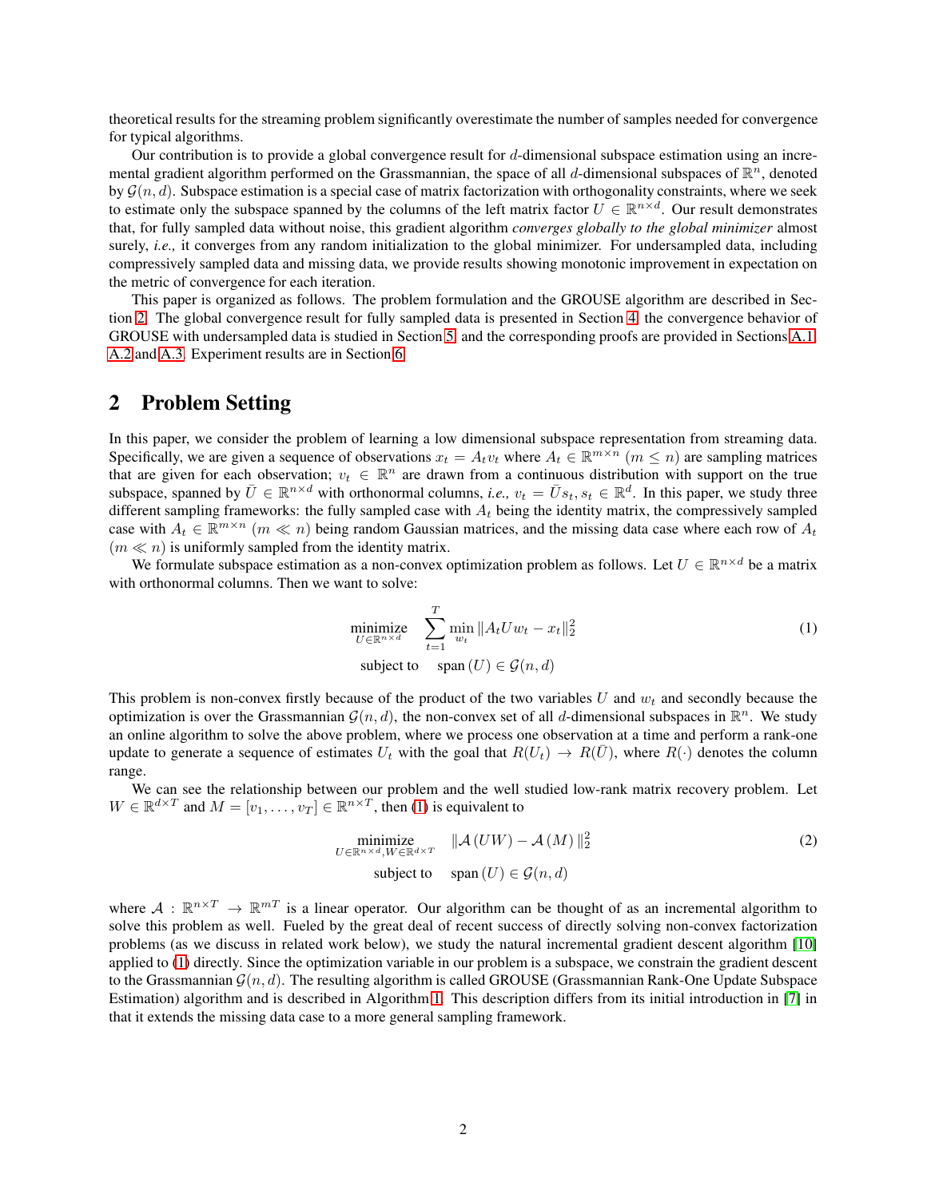theoretical results for the streaming problem significantly overestimate the number of samples needed for convergence for typical algorithms.

Our contribution is to provide a global convergence result for $d$-dimensional subspace estimation using an incremental gradient algorithm performed on the Grassmannian, the space of all $d$-dimensional subspaces of $\mathbb{R}^n$, denoted by $\mathcal{G}(n,d)$. Subspace estimation is a special case of matrix factorization with orthogonality constraints, where we seek to estimate only the subspace spanned by the columns of the left matrix factor $U \in \mathbb{R}^{n\times d}$. Our result demonstrates that, for fully sampled data without noise, this gradient algorithm *converges globally to the global minimizer* almost surely, *i.e.,* it converges from any random initialization to the global minimizer. For undersampled data, including compressively sampled data and missing data, we provide results showing monotonic improvement in expectation on the metric of convergence for each iteration.

This paper is organized as follows. The problem formulation and the GROUSE algorithm are described in Section 2. The global convergence result for fully sampled data is presented in Section 4, the convergence behavior of GROUSE with undersampled data is studied in Section 5, and the corresponding proofs are provided in Sections A.1, A.2 and A.3. Experiment results are in Section 6.

## 2 Problem Setting

In this paper, we consider the problem of learning a low dimensional subspace representation from streaming data. Specifically, we are given a sequence of observations $x_t = A_t v_t$ where $A_t \in \mathbb{R}^{m\times n}$ ($m \le n$) are sampling matrices that are given for each observation; $v_t \in \mathbb{R}^n$ are drawn from a continuous distribution with support on the true subspace, spanned by $\bar{U} \in \mathbb{R}^{n\times d}$ with orthonormal columns, *i.e.,* $v_t = \bar{U}s_t$, $s_t \in \mathbb{R}^d$. In this paper, we study three different sampling frameworks: the fully sampled case with $A_t$ being the identity matrix, the compressively sampled case with $A_t \in \mathbb{R}^{m\times n}$ ($m \ll n$) being random Gaussian matrices, and the missing data case where each row of $A_t$ ($m \ll n$) is uniformly sampled from the identity matrix.

We formulate subspace estimation as a non-convex optimization problem as follows. Let $U \in \mathbb{R}^{n\times d}$ be a matrix with orthonormal columns. Then we want to solve:

$$
\begin{aligned}
\underset{U\in\mathbb{R}^{n\times d}}{\text{minimize}} \quad & \sum_{t=1}^{T} \min_{w_t} \|A_t U w_t - x_t\|_2^2 \\
\text{subject to} \quad & \text{span}\,(U) \in \mathcal{G}(n,d)
\end{aligned} \tag{1}
$$

This problem is non-convex firstly because of the product of the two variables $U$ and $w_t$ and secondly because the optimization is over the Grassmannian $\mathcal{G}(n,d)$, the non-convex set of all $d$-dimensional subspaces in $\mathbb{R}^n$. We study an online algorithm to solve the above problem, where we process one observation at a time and perform a rank-one update to generate a sequence of estimates $U_t$ with the goal that $R(U_t) \to R(\bar{U})$, where $R(\cdot)$ denotes the column range.

We can see the relationship between our problem and the well studied low-rank matrix recovery problem. Let $W \in \mathbb{R}^{d\times T}$ and $M = [v_1, \dots, v_T] \in \mathbb{R}^{n\times T}$, then (1) is equivalent to

$$
\begin{aligned}
\underset{U\in\mathbb{R}^{n\times d}, W\in\mathbb{R}^{d\times T}}{\text{minimize}} \quad & \|\mathcal{A}(UW) - \mathcal{A}(M)\|_2^2 \\
\text{subject to} \quad & \text{span}\,(U) \in \mathcal{G}(n,d)
\end{aligned} \tag{2}
$$

where $\mathcal{A} : \mathbb{R}^{n\times T} \to \mathbb{R}^{mT}$ is a linear operator. Our algorithm can be thought of as an incremental algorithm to solve this problem as well. Fueled by the great deal of recent success of directly solving non-convex factorization problems (as we discuss in related work below), we study the natural incremental gradient descent algorithm [10] applied to (1) directly. Since the optimization variable in our problem is a subspace, we constrain the gradient descent to the Grassmannian $\mathcal{G}(n,d)$. The resulting algorithm is called GROUSE (Grassmannian Rank-One Update Subspace Estimation) algorithm and is described in Algorithm 1. This description differs from its initial introduction in [7] in that it extends the missing data case to a more general sampling framework.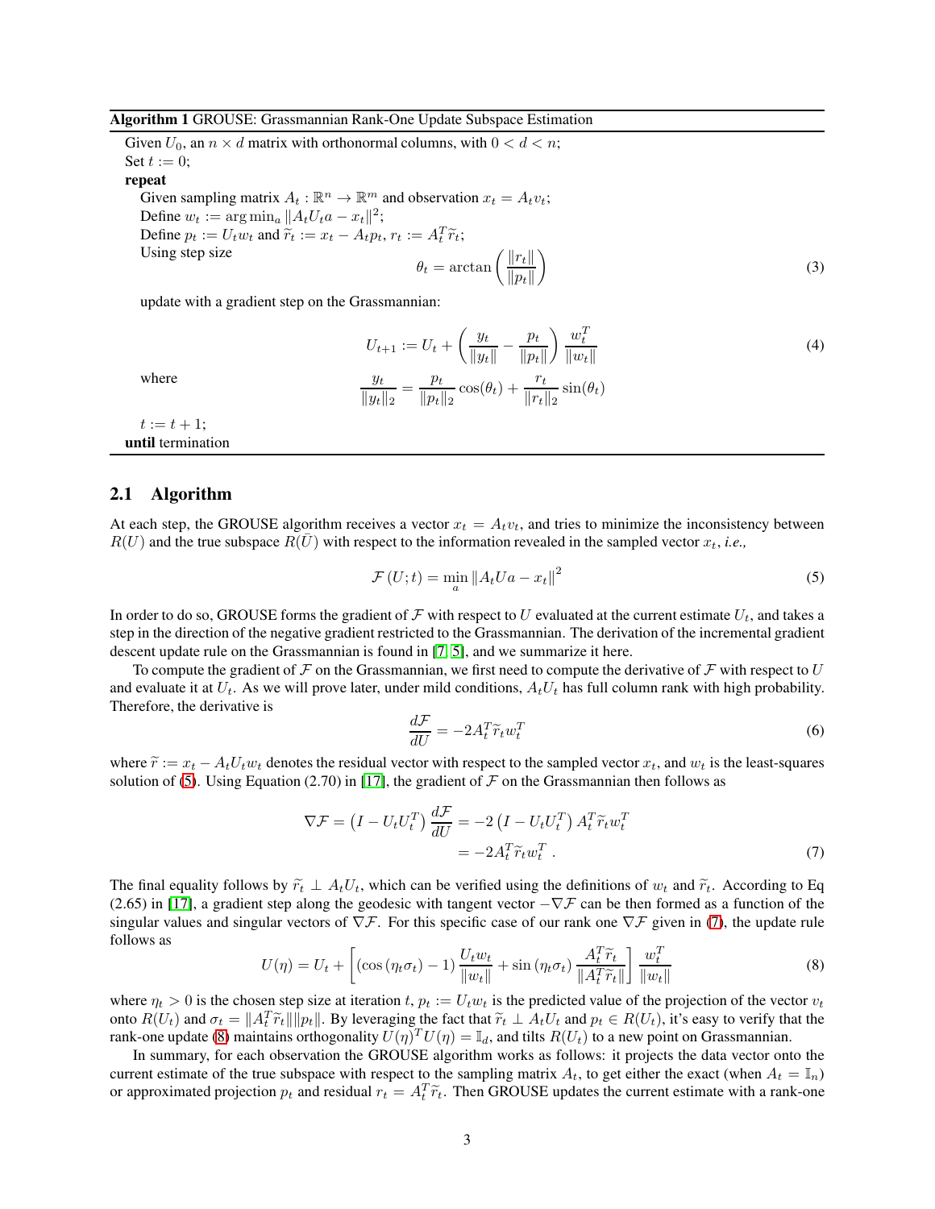**Algorithm 1** GROUSE: Grassmannian Rank-One Update Subspace Estimation

Given $U_0$, an $n \times d$ matrix with orthonormal columns, with $0 < d < n$;
Set $t := 0$;
**repeat**
  Given sampling matrix $A_t : \mathbb{R}^n \to \mathbb{R}^m$ and observation $x_t = A_t v_t$;
  Define $w_t := \arg\min_a \|A_t U_t a - x_t\|^2$;
  Define $p_t := U_t w_t$ and $\widetilde{r}_t := x_t - A_t p_t$, $r_t := A_t^T \widetilde{r}_t$;
  Using step size

$$\theta_t = \arctan\left(\frac{\|r_t\|}{\|p_t\|}\right) \tag{3}$$

  update with a gradient step on the Grassmannian:

$$U_{t+1} := U_t + \left(\frac{y_t}{\|y_t\|} - \frac{p_t}{\|p_t\|}\right)\frac{w_t^T}{\|w_t\|} \tag{4}$$

  where

$$\frac{y_t}{\|y_t\|_2} = \frac{p_t}{\|p_t\|_2}\cos(\theta_t) + \frac{r_t}{\|r_t\|_2}\sin(\theta_t)$$

  $t := t + 1$;
**until** termination

## 2.1 Algorithm

At each step, the GROUSE algorithm receives a vector $x_t = A_t v_t$, and tries to minimize the inconsistency between $R(U)$ and the true subspace $R(\bar{U})$ with respect to the information revealed in the sampled vector $x_t$, *i.e.,*

$$\mathcal{F}(U; t) = \min_a \|A_t U a - x_t\|^2 \tag{5}$$

In order to do so, GROUSE forms the gradient of $\mathcal{F}$ with respect to $U$ evaluated at the current estimate $U_t$, and takes a step in the direction of the negative gradient restricted to the Grassmannian. The derivation of the incremental gradient descent update rule on the Grassmannian is found in [7, 5], and we summarize it here.

To compute the gradient of $\mathcal{F}$ on the Grassmannian, we first need to compute the derivative of $\mathcal{F}$ with respect to $U$ and evaluate it at $U_t$. As we will prove later, under mild conditions, $A_t U_t$ has full column rank with high probability. Therefore, the derivative is

$$\frac{d\mathcal{F}}{dU} = -2 A_t^T \widetilde{r}_t w_t^T \tag{6}$$

where $\widetilde{r} := x_t - A_t U_t w_t$ denotes the residual vector with respect to the sampled vector $x_t$, and $w_t$ is the least-squares solution of (5). Using Equation (2.70) in [17], the gradient of $\mathcal{F}$ on the Grassmannian then follows as

$$\begin{aligned}\nabla \mathcal{F} = \left(I - U_t U_t^T\right)\frac{d\mathcal{F}}{dU} &= -2\left(I - U_t U_t^T\right) A_t^T \widetilde{r}_t w_t^T \\ &= -2 A_t^T \widetilde{r}_t w_t^T \ .\end{aligned} \tag{7}$$

The final equality follows by $\widetilde{r}_t \perp A_t U_t$, which can be verified using the definitions of $w_t$ and $\widetilde{r}_t$. According to Eq (2.65) in [17], a gradient step along the geodesic with tangent vector $-\nabla \mathcal{F}$ can be then formed as a function of the singular values and singular vectors of $\nabla \mathcal{F}$. For this specific case of our rank one $\nabla \mathcal{F}$ given in (7), the update rule follows as

$$U(\eta) = U_t + \left[\left(\cos(\eta_t \sigma_t) - 1\right)\frac{U_t w_t}{\|w_t\|} + \sin(\eta_t \sigma_t)\frac{A_t^T \widetilde{r}_t}{\|A_t^T \widetilde{r}_t\|}\right]\frac{w_t^T}{\|w_t\|} \tag{8}$$

where $\eta_t > 0$ is the chosen step size at iteration $t$, $p_t := U_t w_t$ is the predicted value of the projection of the vector $v_t$ onto $R(U_t)$ and $\sigma_t = \|A_t^T \widetilde{r}_t\| \|p_t\|$. By leveraging the fact that $\widetilde{r}_t \perp A_t U_t$ and $p_t \in R(U_t)$, it's easy to verify that the rank-one update (8) maintains orthogonality $U(\eta)^T U(\eta) = \mathbb{I}_d$, and tilts $R(U_t)$ to a new point on Grassmannian.

In summary, for each observation the GROUSE algorithm works as follows: it projects the data vector onto the current estimate of the true subspace with respect to the sampling matrix $A_t$, to get either the exact (when $A_t = \mathbb{I}_n$) or approximated projection $p_t$ and residual $r_t = A_t^T \widetilde{r}_t$. Then GROUSE updates the current estimate with a rank-one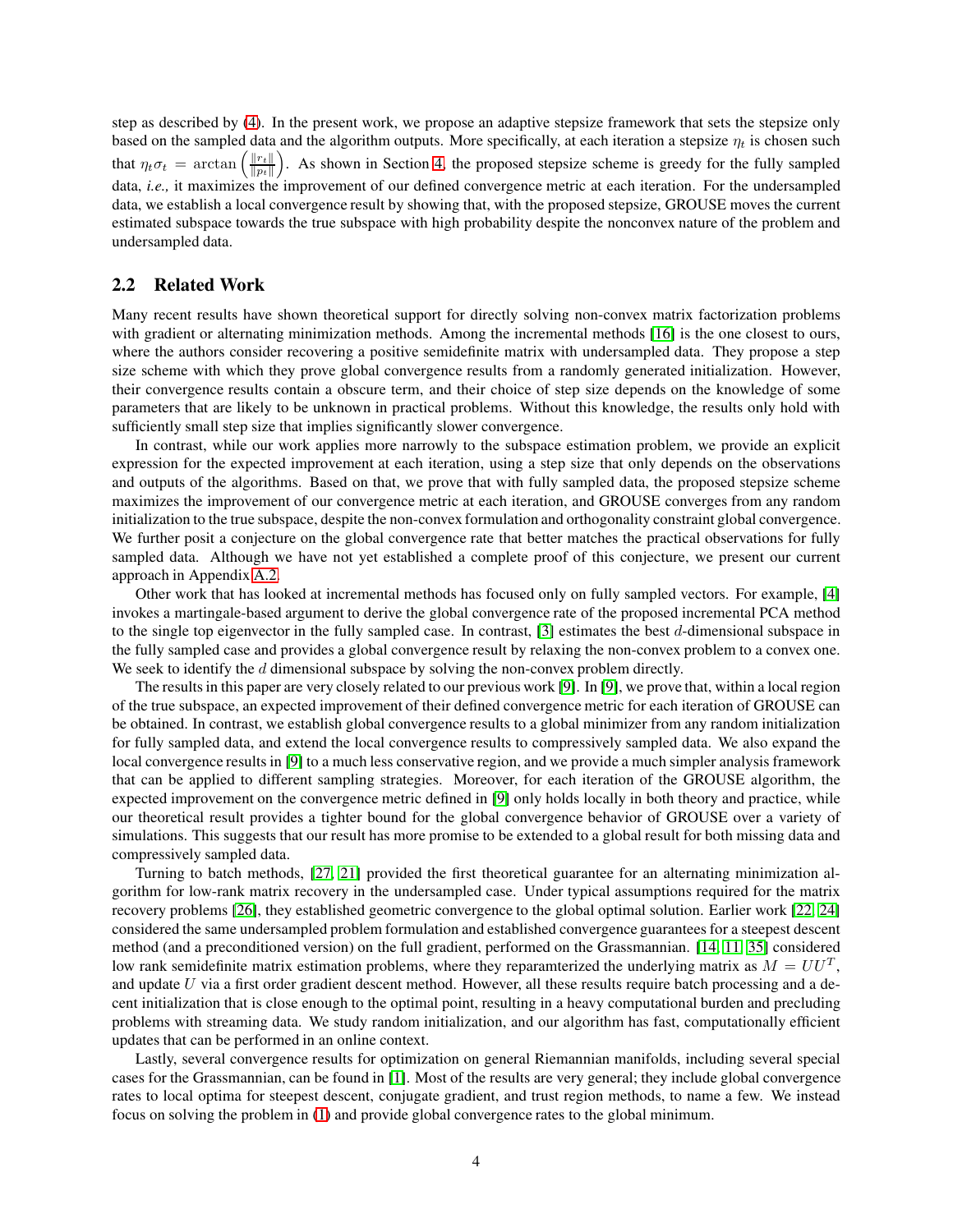step as described by (4). In the present work, we propose an adaptive stepsize framework that sets the stepsize only based on the sampled data and the algorithm outputs. More specifically, at each iteration a stepsize $\eta_t$ is chosen such that $\eta_t \sigma_t = \arctan\left(\frac{\|r_t\|}{\|p_t\|}\right)$. As shown in Section 4, the proposed stepsize scheme is greedy for the fully sampled data, *i.e.,* it maximizes the improvement of our defined convergence metric at each iteration. For the undersampled data, we establish a local convergence result by showing that, with the proposed stepsize, GROUSE moves the current estimated subspace towards the true subspace with high probability despite the nonconvex nature of the problem and undersampled data.

## 2.2 Related Work

Many recent results have shown theoretical support for directly solving non-convex matrix factorization problems with gradient or alternating minimization methods. Among the incremental methods [16] is the one closest to ours, where the authors consider recovering a positive semidefinite matrix with undersampled data. They propose a step size scheme with which they prove global convergence results from a randomly generated initialization. However, their convergence results contain a obscure term, and their choice of step size depends on the knowledge of some parameters that are likely to be unknown in practical problems. Without this knowledge, the results only hold with sufficiently small step size that implies significantly slower convergence.

In contrast, while our work applies more narrowly to the subspace estimation problem, we provide an explicit expression for the expected improvement at each iteration, using a step size that only depends on the observations and outputs of the algorithms. Based on that, we prove that with fully sampled data, the proposed stepsize scheme maximizes the improvement of our convergence metric at each iteration, and GROUSE converges from any random initialization to the true subspace, despite the non-convex formulation and orthogonality constraint global convergence. We further posit a conjecture on the global convergence rate that better matches the practical observations for fully sampled data. Although we have not yet established a complete proof of this conjecture, we present our current approach in Appendix A.2.

Other work that has looked at incremental methods has focused only on fully sampled vectors. For example, [4] invokes a martingale-based argument to derive the global convergence rate of the proposed incremental PCA method to the single top eigenvector in the fully sampled case. In contrast, [3] estimates the best $d$-dimensional subspace in the fully sampled case and provides a global convergence result by relaxing the non-convex problem to a convex one. We seek to identify the $d$ dimensional subspace by solving the non-convex problem directly.

The results in this paper are very closely related to our previous work [9]. In [9], we prove that, within a local region of the true subspace, an expected improvement of their defined convergence metric for each iteration of GROUSE can be obtained. In contrast, we establish global convergence results to a global minimizer from any random initialization for fully sampled data, and extend the local convergence results to compressively sampled data. We also expand the local convergence results in [9] to a much less conservative region, and we provide a much simpler analysis framework that can be applied to different sampling strategies. Moreover, for each iteration of the GROUSE algorithm, the expected improvement on the convergence metric defined in [9] only holds locally in both theory and practice, while our theoretical result provides a tighter bound for the global convergence behavior of GROUSE over a variety of simulations. This suggests that our result has more promise to be extended to a global result for both missing data and compressively sampled data.

Turning to batch methods, [27, 21] provided the first theoretical guarantee for an alternating minimization algorithm for low-rank matrix recovery in the undersampled case. Under typical assumptions required for the matrix recovery problems [26], they established geometric convergence to the global optimal solution. Earlier work [22, 24] considered the same undersampled problem formulation and established convergence guarantees for a steepest descent method (and a preconditioned version) on the full gradient, performed on the Grassmannian. [14, 11, 35] considered low rank semidefinite matrix estimation problems, where they reparamterized the underlying matrix as $M = UU^T$, and update $U$ via a first order gradient descent method. However, all these results require batch processing and a decent initialization that is close enough to the optimal point, resulting in a heavy computational burden and precluding problems with streaming data. We study random initialization, and our algorithm has fast, computationally efficient updates that can be performed in an online context.

Lastly, several convergence results for optimization on general Riemannian manifolds, including several special cases for the Grassmannian, can be found in [1]. Most of the results are very general; they include global convergence rates to local optima for steepest descent, conjugate gradient, and trust region methods, to name a few. We instead focus on solving the problem in (1) and provide global convergence rates to the global minimum.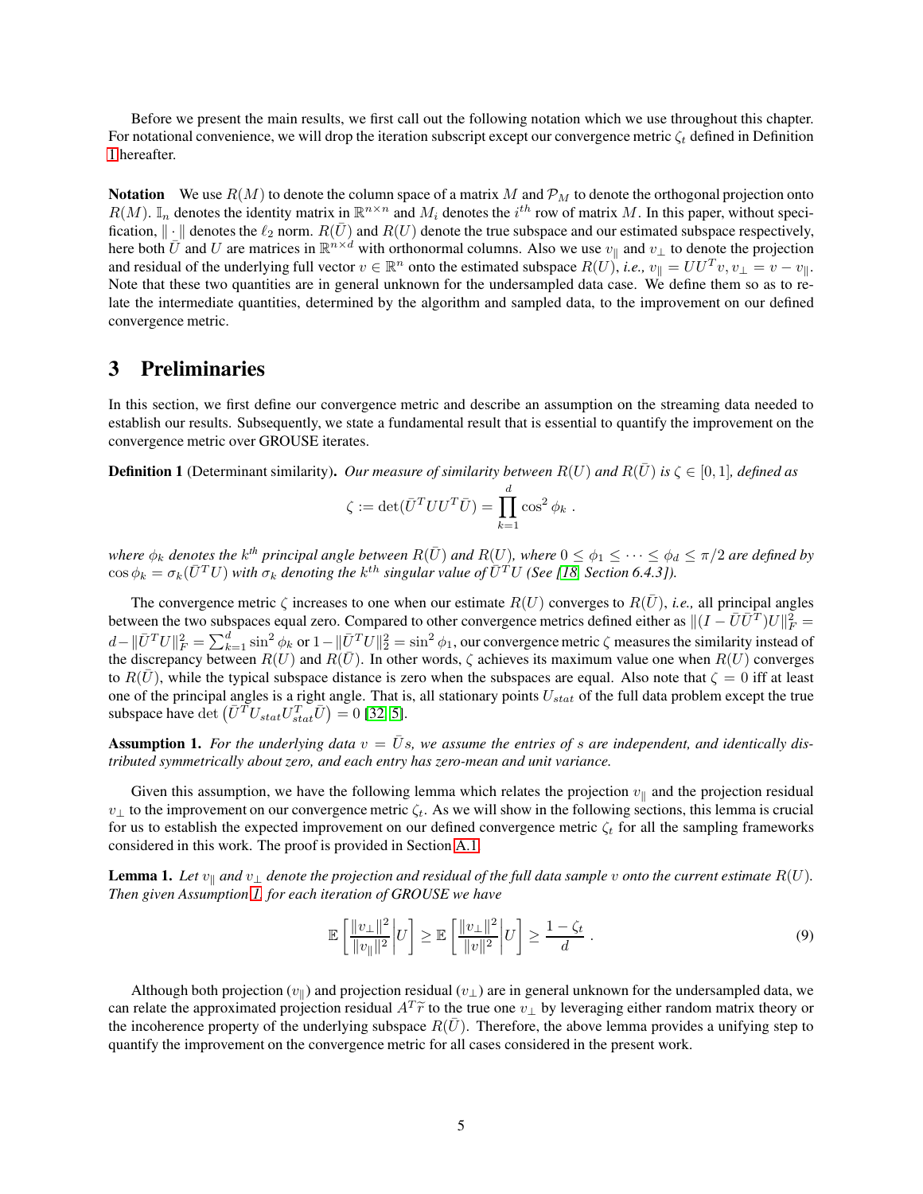Before we present the main results, we first call out the following notation which we use throughout this chapter. For notational convenience, we will drop the iteration subscript except our convergence metric $\zeta_t$ defined in Definition 1 hereafter.

**Notation** We use $R(M)$ to denote the column space of a matrix $M$ and $\mathcal{P}_M$ to denote the orthogonal projection onto $R(M)$. $\mathbb{I}_n$ denotes the identity matrix in $\mathbb{R}^{n\times n}$ and $M_i$ denotes the $i^{th}$ row of matrix $M$. In this paper, without specification, $\|\cdot\|$ denotes the $\ell_2$ norm. $R(\bar{U})$ and $R(U)$ denote the true subspace and our estimated subspace respectively, here both $\bar{U}$ and $U$ are matrices in $\mathbb{R}^{n\times d}$ with orthonormal columns. Also we use $v_\parallel$ and $v_\perp$ to denote the projection and residual of the underlying full vector $v \in \mathbb{R}^n$ onto the estimated subspace $R(U)$, *i.e.*, $v_\parallel = UU^Tv, v_\perp = v - v_\parallel$. Note that these two quantities are in general unknown for the undersampled data case. We define them so as to relate the intermediate quantities, determined by the algorithm and sampled data, to the improvement on our defined convergence metric.

# 3 Preliminaries

In this section, we first define our convergence metric and describe an assumption on the streaming data needed to establish our results. Subsequently, we state a fundamental result that is essential to quantify the improvement on the convergence metric over GROUSE iterates.

**Definition 1** (Determinant similarity)**.** *Our measure of similarity between $R(U)$ and $R(\bar{U})$ is $\zeta \in [0, 1]$, defined as*

$$\zeta := \det(\bar{U}^TUU^T\bar{U}) = \prod_{k=1}^{d} \cos^2\phi_k \ .$$

*where $\phi_k$ denotes the $k^{th}$ principal angle between $R(\bar{U})$ and $R(U)$, where $0 \le \phi_1 \le \cdots \le \phi_d \le \pi/2$ are defined by $\cos\phi_k = \sigma_k(\bar{U}^TU)$ with $\sigma_k$ denoting the $k^{th}$ singular value of $\bar{U}^TU$ (See [18, Section 6.4.3]).*

The convergence metric $\zeta$ increases to one when our estimate $R(U)$ converges to $R(\bar{U})$, *i.e.,* all principal angles between the two subspaces equal zero. Compared to other convergence metrics defined either as $\|(I - \bar{U}\bar{U}^T)U\|_F^2 = d - \|\bar{U}^TU\|_F^2 = \sum_{k=1}^{d}\sin^2\phi_k$ or $1 - \|\bar{U}^TU\|_2^2 = \sin^2\phi_1$, our convergence metric $\zeta$ measures the similarity instead of the discrepancy between $R(U)$ and $R(\bar{U})$. In other words, $\zeta$ achieves its maximum value one when $R(U)$ converges to $R(\bar{U})$, while the typical subspace distance is zero when the subspaces are equal. Also note that $\zeta = 0$ iff at least one of the principal angles is a right angle. That is, all stationary points $U_{stat}$ of the full data problem except the true subspace have $\det\left(\bar{U}^TU_{stat}U_{stat}^T\bar{U}\right) = 0$ [32, 5].

**Assumption 1.** *For the underlying data $v = \bar{U}s$, we assume the entries of $s$ are independent, and identically distributed symmetrically about zero, and each entry has zero-mean and unit variance.*

Given this assumption, we have the following lemma which relates the projection $v_\parallel$ and the projection residual $v_\perp$ to the improvement on our convergence metric $\zeta_t$. As we will show in the following sections, this lemma is crucial for us to establish the expected improvement on our defined convergence metric $\zeta_t$ for all the sampling frameworks considered in this work. The proof is provided in Section A.1.

**Lemma 1.** *Let $v_\parallel$ and $v_\perp$ denote the projection and residual of the full data sample $v$ onto the current estimate $R(U)$. Then given Assumption 1, for each iteration of GROUSE we have*

$$\mathbb{E}\left[\frac{\|v_\perp\|^2}{\|v_\parallel\|^2}\middle|U\right] \ge \mathbb{E}\left[\frac{\|v_\perp\|^2}{\|v\|^2}\middle|U\right] \ge \frac{1-\zeta_t}{d} \ . \tag{9}$$

Although both projection ($v_\parallel$) and projection residual ($v_\perp$) are in general unknown for the undersampled data, we can relate the approximated projection residual $A^T\widetilde{r}$ to the true one $v_\perp$ by leveraging either random matrix theory or the incoherence property of the underlying subspace $R(\bar{U})$. Therefore, the above lemma provides a unifying step to quantify the improvement on the convergence metric for all cases considered in the present work.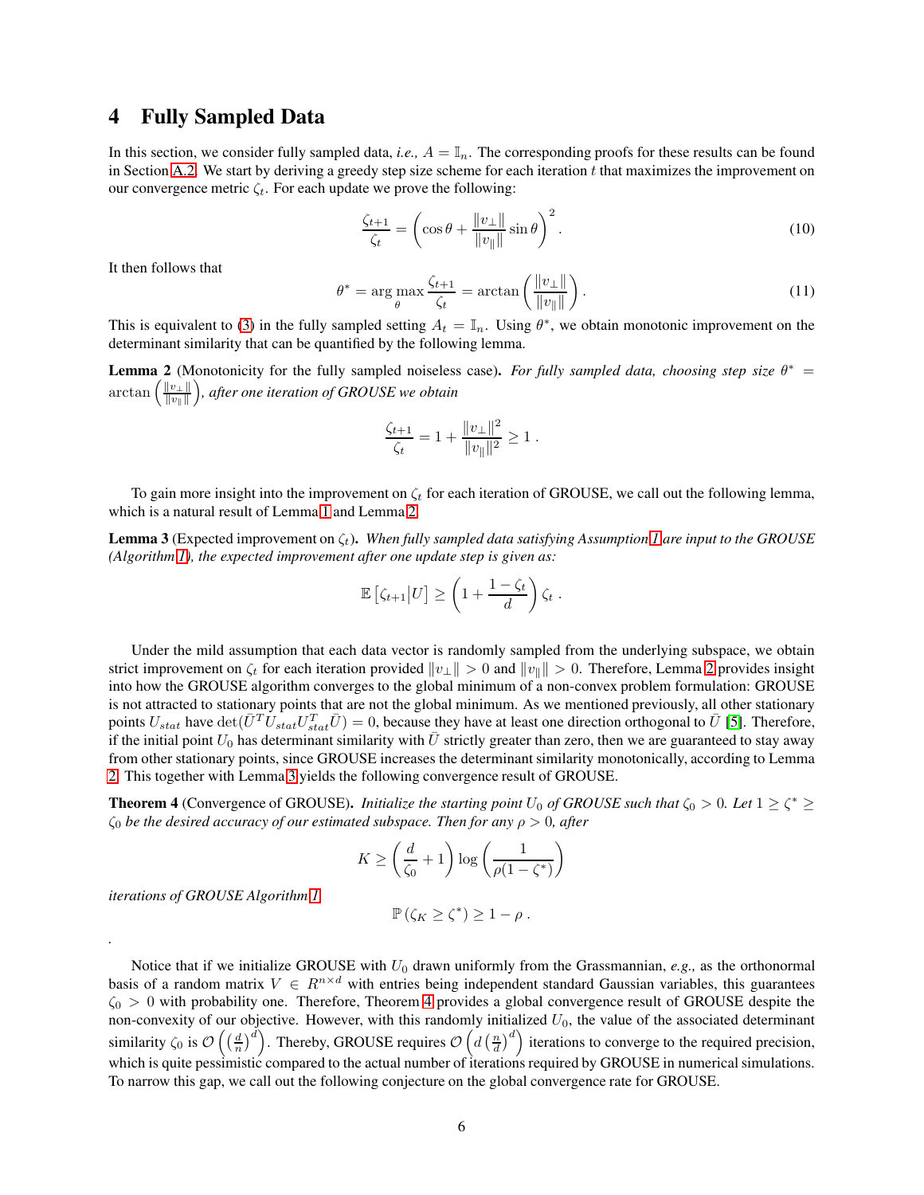# 4 Fully Sampled Data

In this section, we consider fully sampled data, *i.e.,* $A = \mathbb{I}_n$. The corresponding proofs for these results can be found in Section A.2. We start by deriving a greedy step size scheme for each iteration $t$ that maximizes the improvement on our convergence metric $\zeta_t$. For each update we prove the following:

$$\frac{\zeta_{t+1}}{\zeta_t} = \left(\cos\theta + \frac{\|v_\perp\|}{\|v_\parallel\|}\sin\theta\right)^2 . \tag{10}$$

It then follows that

$$\theta^* = \arg\max_\theta \frac{\zeta_{t+1}}{\zeta_t} = \arctan\left(\frac{\|v_\perp\|}{\|v_\parallel\|}\right) . \tag{11}$$

This is equivalent to (3) in the fully sampled setting $A_t = \mathbb{I}_n$. Using $\theta^*$, we obtain monotonic improvement on the determinant similarity that can be quantified by the following lemma.

**Lemma 2** (Monotonicity for the fully sampled noiseless case)**.** *For fully sampled data, choosing step size* $\theta^* = \arctan\left(\frac{\|v_\perp\|}{\|v_\parallel\|}\right)$*, after one iteration of GROUSE we obtain*

$$\frac{\zeta_{t+1}}{\zeta_t} = 1 + \frac{\|v_\perp\|^2}{\|v_\parallel\|^2} \geq 1 \, .$$

To gain more insight into the improvement on $\zeta_t$ for each iteration of GROUSE, we call out the following lemma, which is a natural result of Lemma 1 and Lemma 2.

**Lemma 3** (Expected improvement on $\zeta_t$)**.** *When fully sampled data satisfying Assumption 1 are input to the GROUSE (Algorithm 1), the expected improvement after one update step is given as:*

$$\mathbb{E}\left[\zeta_{t+1}\middle|U\right] \geq \left(1 + \frac{1-\zeta_t}{d}\right)\zeta_t \, .$$

Under the mild assumption that each data vector is randomly sampled from the underlying subspace, we obtain strict improvement on $\zeta_t$ for each iteration provided $\|v_\perp\| > 0$ and $\|v_\parallel\| > 0$. Therefore, Lemma 2 provides insight into how the GROUSE algorithm converges to the global minimum of a non-convex problem formulation: GROUSE is not attracted to stationary points that are not the global minimum. As we mentioned previously, all other stationary points $U_{stat}$ have $\det(\bar{U}^T U_{stat} U_{stat}^T \bar{U}) = 0$, because they have at least one direction orthogonal to $\bar{U}$ [5]. Therefore, if the initial point $U_0$ has determinant similarity with $\bar{U}$ strictly greater than zero, then we are guaranteed to stay away from other stationary points, since GROUSE increases the determinant similarity monotonically, according to Lemma 2. This together with Lemma 3 yields the following convergence result of GROUSE.

**Theorem 4** (Convergence of GROUSE)**.** *Initialize the starting point $U_0$ of GROUSE such that $\zeta_0 > 0$. Let $1 \geq \zeta^* \geq \zeta_0$ be the desired accuracy of our estimated subspace. Then for any $\rho > 0$, after*

$$K \geq \left(\frac{d}{\zeta_0} + 1\right)\log\left(\frac{1}{\rho(1-\zeta^*)}\right)$$

*iterations of GROUSE Algorithm 1,*

$$\mathbb{P}\left(\zeta_K \geq \zeta^*\right) \geq 1 - \rho \, .$$

.

Notice that if we initialize GROUSE with $U_0$ drawn uniformly from the Grassmannian, *e.g.,* as the orthonormal basis of a random matrix $V \in R^{n \times d}$ with entries being independent standard Gaussian variables, this guarantees $\zeta_0 > 0$ with probability one. Therefore, Theorem 4 provides a global convergence result of GROUSE despite the non-convexity of our objective. However, with this randomly initialized $U_0$, the value of the associated determinant similarity $\zeta_0$ is $\mathcal{O}\left(\left(\frac{d}{n}\right)^d\right)$. Thereby, GROUSE requires $\mathcal{O}\left(d\left(\frac{n}{d}\right)^d\right)$ iterations to converge to the required precision, which is quite pessimistic compared to the actual number of iterations required by GROUSE in numerical simulations. To narrow this gap, we call out the following conjecture on the global convergence rate for GROUSE.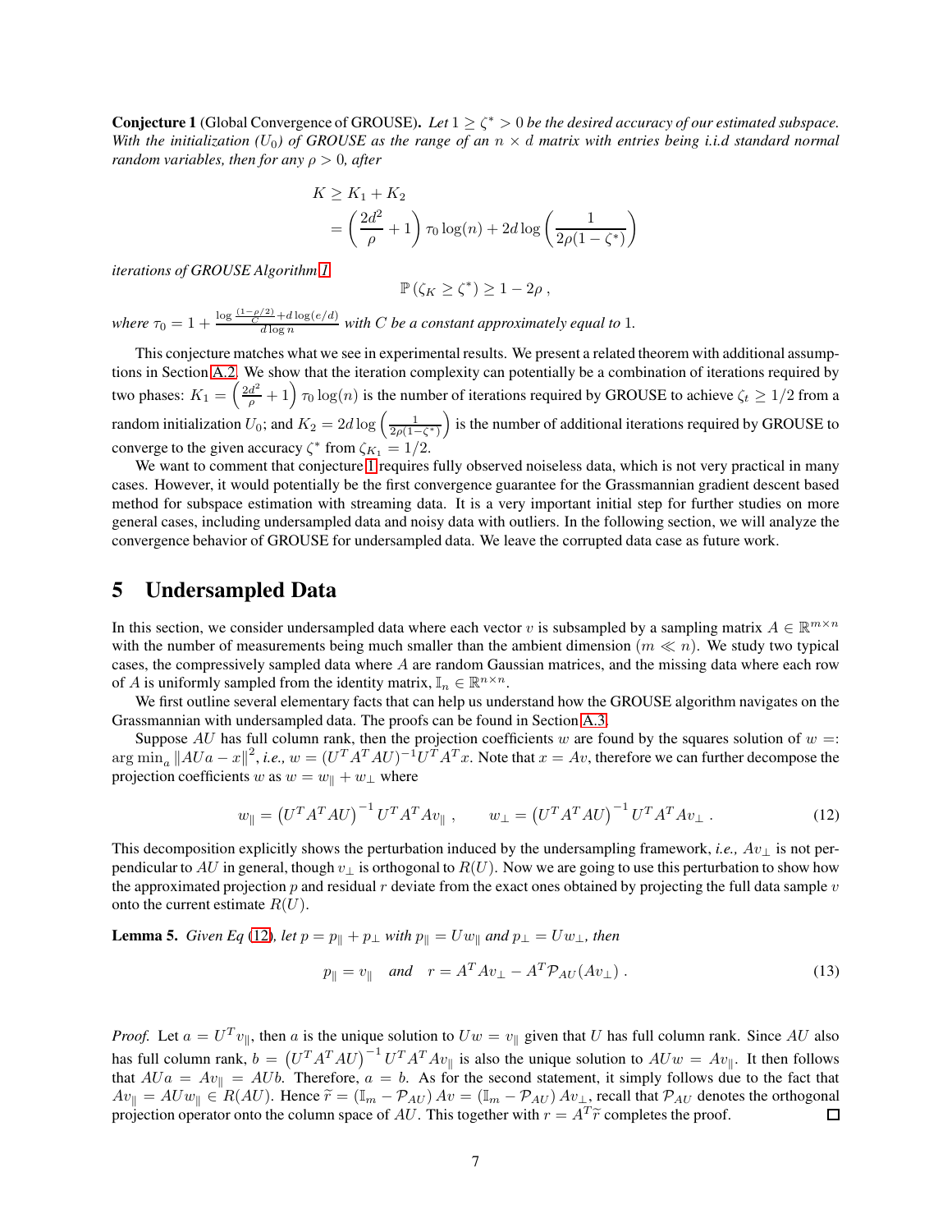**Conjecture 1** (Global Convergence of GROUSE). *Let $1 \geq \zeta^* > 0$ be the desired accuracy of our estimated subspace. With the initialization ($U_0$) of GROUSE as the range of an $n \times d$ matrix with entries being i.i.d standard normal random variables, then for any $\rho > 0$, after*

$$K \geq K_1 + K_2$$
$$= \left(\frac{2d^2}{\rho} + 1\right) \tau_0 \log(n) + 2d \log\left(\frac{1}{2\rho(1-\zeta^*)}\right)$$

*iterations of GROUSE Algorithm 1,*

$$\mathbb{P}\left(\zeta_K \geq \zeta^*\right) \geq 1 - 2\rho \,,$$

*where $\tau_0 = 1 + \frac{\log \frac{(1-\rho/2)}{C} + d \log(e/d)}{d \log n}$ with $C$ be a constant approximately equal to 1.*

This conjecture matches what we see in experimental results. We present a related theorem with additional assumptions in Section A.2. We show that the iteration complexity can potentially be a combination of iterations required by two phases: $K_1 = \left(\frac{2d^2}{\rho} + 1\right) \tau_0 \log(n)$ is the number of iterations required by GROUSE to achieve $\zeta_t \geq 1/2$ from a random initialization $U_0$; and $K_2 = 2d \log\left(\frac{1}{2\rho(1-\zeta^*)}\right)$ is the number of additional iterations required by GROUSE to converge to the given accuracy $\zeta^*$ from $\zeta_{K_1} = 1/2$.

We want to comment that conjecture 1 requires fully observed noiseless data, which is not very practical in many cases. However, it would potentially be the first convergence guarantee for the Grassmannian gradient descent based method for subspace estimation with streaming data. It is a very important initial step for further studies on more general cases, including undersampled data and noisy data with outliers. In the following section, we will analyze the convergence behavior of GROUSE for undersampled data. We leave the corrupted data case as future work.

# 5 Undersampled Data

In this section, we consider undersampled data where each vector $v$ is subsampled by a sampling matrix $A \in \mathbb{R}^{m \times n}$ with the number of measurements being much smaller than the ambient dimension ($m \ll n$). We study two typical cases, the compressively sampled data where $A$ are random Gaussian matrices, and the missing data where each row of $A$ is uniformly sampled from the identity matrix, $\mathbb{I}_n \in \mathbb{R}^{n \times n}$.

We first outline several elementary facts that can help us understand how the GROUSE algorithm navigates on the Grassmannian with undersampled data. The proofs can be found in Section A.3.

Suppose $AU$ has full column rank, then the projection coefficients $w$ are found by the squares solution of $w =: \arg\min_a \|AUa - x\|^2$, *i.e.,* $w = (U^T A^T A U)^{-1} U^T A^T x$. Note that $x = Av$, therefore we can further decompose the projection coefficients $w$ as $w = w_\| + w_\perp$ where

$$w_\| = \left(U^T A^T A U\right)^{-1} U^T A^T A v_\| \,, \qquad w_\perp = \left(U^T A^T A U\right)^{-1} U^T A^T A v_\perp \,. \tag{12}$$

This decomposition explicitly shows the perturbation induced by the undersampling framework, *i.e.,* $Av_\perp$ is not perpendicular to $AU$ in general, though $v_\perp$ is orthogonal to $R(U)$. Now we are going to use this perturbation to show how the approximated projection $p$ and residual $r$ deviate from the exact ones obtained by projecting the full data sample $v$ onto the current estimate $R(U)$.

**Lemma 5.** *Given Eq (12), let $p = p_\| + p_\perp$ with $p_\| = U w_\|$ and $p_\perp = U w_\perp$, then*

$$p_\| = v_\| \quad \text{and} \quad r = A^T A v_\perp - A^T \mathcal{P}_{AU}(Av_\perp) \,. \tag{13}$$

*Proof.* Let $a = U^T v_\|$, then $a$ is the unique solution to $Uw = v_\|$ given that $U$ has full column rank. Since $AU$ also has full column rank, $b = \left(U^T A^T A U\right)^{-1} U^T A^T A v_\|$ is also the unique solution to $AUw = Av_\|$. It then follows that $AUa = Av_\| = AUb$. Therefore, $a = b$. As for the second statement, it simply follows due to the fact that $Av_\| = AUw_\| \in R(AU)$. Hence $\widetilde{r} = (\mathbb{I}_m - \mathcal{P}_{AU}) Av = (\mathbb{I}_m - \mathcal{P}_{AU}) Av_\perp$, recall that $\mathcal{P}_{AU}$ denotes the orthogonal projection operator onto the column space of $AU$. This together with $r = A^T \widetilde{r}$ completes the proof. $\square$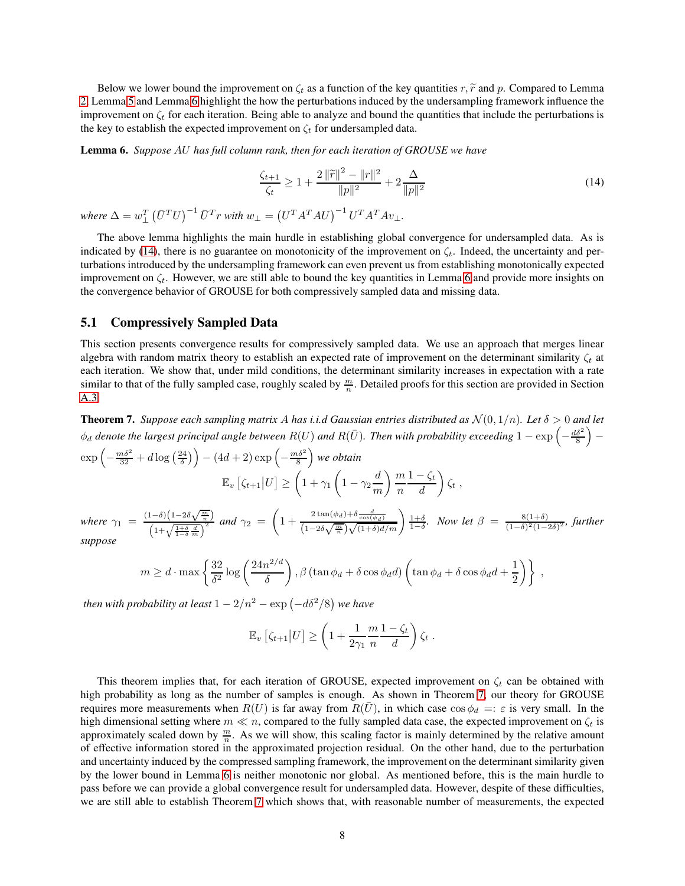Below we lower bound the improvement on $\zeta_t$ as a function of the key quantities $r, \widetilde{r}$ and $p$. Compared to Lemma 2, Lemma 5 and Lemma 6 highlight the how the perturbations induced by the undersampling framework influence the improvement on $\zeta_t$ for each iteration. Being able to analyze and bound the quantities that include the perturbations is the key to establish the expected improvement on $\zeta_t$ for undersampled data.

**Lemma 6.** *Suppose $AU$ has full column rank, then for each iteration of GROUSE we have*

$$\frac{\zeta_{t+1}}{\zeta_t} \geq 1 + \frac{2\left\|\widetilde{r}\right\|^2 - \|r\|^2}{\|p\|^2} + 2\frac{\Delta}{\|p\|^2} \tag{14}$$

*where $\Delta = w_\perp^T \left(\bar{U}^T U\right)^{-1} \bar{U}^T r$ with $w_\perp = \left(U^T A^T A U\right)^{-1} U^T A^T A v_\perp$.*

The above lemma highlights the main hurdle in establishing global convergence for undersampled data. As is indicated by (14), there is no guarantee on monotonicity of the improvement on $\zeta_t$. Indeed, the uncertainty and perturbations introduced by the undersampling framework can even prevent us from establishing monotonically expected improvement on $\zeta_t$. However, we are still able to bound the key quantities in Lemma 6 and provide more insights on the convergence behavior of GROUSE for both compressively sampled data and missing data.

## 5.1 Compressively Sampled Data

This section presents convergence results for compressively sampled data. We use an approach that merges linear algebra with random matrix theory to establish an expected rate of improvement on the determinant similarity $\zeta_t$ at each iteration. We show that, under mild conditions, the determinant similarity increases in expectation with a rate similar to that of the fully sampled case, roughly scaled by $\frac{m}{n}$. Detailed proofs for this section are provided in Section A.3.

**Theorem 7.** *Suppose each sampling matrix $A$ has i.i.d Gaussian entries distributed as $\mathcal{N}(0, 1/n)$. Let $\delta > 0$ and let $\phi_d$ denote the largest principal angle between $R(U)$ and $R(\bar{U})$. Then with probability exceeding $1 - \exp\left(-\frac{d\delta^2}{8}\right) - \exp\left(-\frac{m\delta^2}{32} + d\log\left(\frac{24}{\delta}\right)\right) - (4d+2)\exp\left(-\frac{m\delta^2}{8}\right)$ we obtain*

$$\mathbb{E}_v\left[\zeta_{t+1} | U\right] \geq \left(1 + \gamma_1\left(1 - \gamma_2 \frac{d}{m}\right)\frac{m}{n}\frac{1-\zeta_t}{d}\right)\zeta_t \ ,$$

*where $\gamma_1 = \frac{(1-\delta)\left(1 - 2\delta\sqrt{\frac{m}{n}}\right)}{\left(1 + \sqrt{\frac{1+\delta}{1-\delta}\frac{d}{m}}\right)^2}$ and $\gamma_2 = \left(1 + \frac{2\tan(\phi_d) + \delta\frac{d}{\cos(\phi_d)}}{\left(1 - 2\delta\sqrt{\frac{m}{n}}\right)\sqrt{(1+\delta)d/m}}\right)\frac{1+\delta}{1-\delta}$. Now let $\beta = \frac{8(1+\delta)}{(1-\delta)^2(1-2\delta)^2}$, further suppose*

$$m \geq d \cdot \max\left\{\frac{32}{\delta^2}\log\left(\frac{24n^{2/d}}{\delta}\right), \beta\left(\tan\phi_d + \delta\cos\phi_d d\right)\left(\tan\phi_d + \delta\cos\phi_d d + \frac{1}{2}\right)\right\} \ ,$$

*then with probability at least $1 - 2/n^2 - \exp\left(-d\delta^2/8\right)$ we have*

$$\mathbb{E}_v\left[\zeta_{t+1} | U\right] \geq \left(1 + \frac{1}{2\gamma_1}\frac{m}{n}\frac{1-\zeta_t}{d}\right)\zeta_t \ .$$

This theorem implies that, for each iteration of GROUSE, expected improvement on $\zeta_t$ can be obtained with high probability as long as the number of samples is enough. As shown in Theorem 7, our theory for GROUSE requires more measurements when $R(U)$ is far away from $R(\bar{U})$, in which case $\cos\phi_d =: \varepsilon$ is very small. In the high dimensional setting where $m \ll n$, compared to the fully sampled data case, the expected improvement on $\zeta_t$ is approximately scaled down by $\frac{m}{n}$. As we will show, this scaling factor is mainly determined by the relative amount of effective information stored in the approximated projection residual. On the other hand, due to the perturbation and uncertainty induced by the compressed sampling framework, the improvement on the determinant similarity given by the lower bound in Lemma 6 is neither monotonic nor global. As mentioned before, this is the main hurdle to pass before we can provide a global convergence result for undersampled data. However, despite of these difficulties, we are still able to establish Theorem 7 which shows that, with reasonable number of measurements, the expected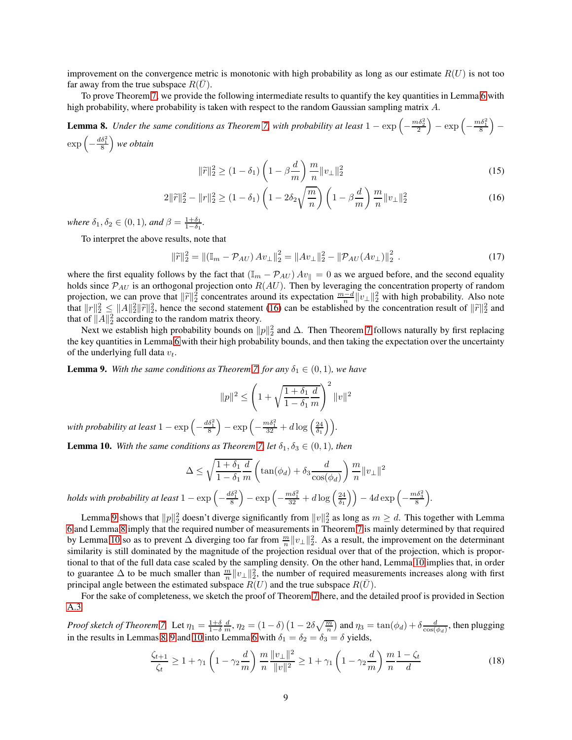improvement on the convergence metric is monotonic with high probability as long as our estimate $R(U)$ is not too far away from the true subspace $R(\bar{U})$.

To prove Theorem 7, we provide the following intermediate results to quantify the key quantities in Lemma 6 with high probability, where probability is taken with respect to the random Gaussian sampling matrix $A$.

**Lemma 8.** *Under the same conditions as Theorem 7, with probability at least* $1 - \exp\left(-\frac{m\delta_2^2}{2}\right) - \exp\left(-\frac{m\delta_1^2}{8}\right) - \exp\left(-\frac{d\delta_1^2}{8}\right)$ *we obtain*

$$\|\widetilde{r}\|_2^2 \geq (1-\delta_1)\left(1 - \beta\frac{d}{m}\right)\frac{m}{n}\|v_\perp\|_2^2 \tag{15}$$

$$2\|\widetilde{r}\|_2^2 - \|r\|_2^2 \geq (1-\delta_1)\left(1 - 2\delta_2\sqrt{\frac{m}{n}}\right)\left(1 - \beta\frac{d}{m}\right)\frac{m}{n}\|v_\perp\|_2^2 \tag{16}$$

*where* $\delta_1, \delta_2 \in (0,1)$*, and* $\beta = \frac{1+\delta_1}{1-\delta_1}$.

To interpret the above results, note that

$$\|\widetilde{r}\|_2^2 = \|(\mathbb{I}_m - \mathcal{P}_{AU})\, Av_\perp\|_2^2 = \|Av_\perp\|_2^2 - \|\mathcal{P}_{AU}(Av_\perp)\|_2^2 \ . \tag{17}$$

where the first equality follows by the fact that $(\mathbb{I}_m - \mathcal{P}_{AU})\, Av_\parallel = 0$ as we argued before, and the second equality holds since $\mathcal{P}_{AU}$ is an orthogonal projection onto $R(AU)$. Then by leveraging the concentration property of random projection, we can prove that $\|\widetilde{r}\|_2^2$ concentrates around its expectation $\frac{m-d}{n}\|v_\perp\|_2^2$ with high probability. Also note that $\|r\|_2^2 \leq \|A\|_2^2\|\widetilde{r}\|_2^2$, hence the second statement (16) can be established by the concentration result of $\|\widetilde{r}\|_2^2$ and that of $\|A\|_2^2$ according to the random matrix theory.

Next we establish high probability bounds on $\|p\|_2^2$ and $\Delta$. Then Theorem 7 follows naturally by first replacing the key quantities in Lemma 6 with their high probability bounds, and then taking the expectation over the uncertainty of the underlying full data $v_t$.

**Lemma 9.** *With the same conditions as Theorem 7, for any* $\delta_1 \in (0,1)$*, we have*

$$\|p\|^2 \leq \left(1 + \sqrt{\frac{1+\delta_1}{1-\delta_1}\frac{d}{m}}\right)^2 \|v\|^2$$

*with probability at least* $1 - \exp\left(-\frac{d\delta_1^2}{8}\right) - \exp\left(-\frac{m\delta_1^2}{32} + d\log\left(\frac{24}{\delta_1}\right)\right)$.

**Lemma 10.** *With the same conditions as Theorem 7, let* $\delta_1, \delta_3 \in (0,1)$*, then*

$$\Delta \leq \sqrt{\frac{1+\delta_1}{1-\delta_1}\frac{d}{m}}\left(\tan(\phi_d) + \delta_3\frac{d}{\cos(\phi_d)}\right)\frac{m}{n}\|v_\perp\|^2$$

*holds with probability at least* $1 - \exp\left(-\frac{d\delta_1^2}{8}\right) - \exp\left(-\frac{m\delta_1^2}{32} + d\log\left(\frac{24}{\delta_1}\right)\right) - 4d\exp\left(-\frac{m\delta_3^2}{8}\right)$.

Lemma 9 shows that $\|p\|_2^2$ doesn't diverge significantly from $\|v\|_2^2$ as long as $m \geq d$. This together with Lemma 6 and Lemma 8 imply that the required number of measurements in Theorem 7 is mainly determined by that required by Lemma 10 so as to prevent $\Delta$ diverging too far from $\frac{m}{n}\|v_\perp\|_2^2$. As a result, the improvement on the determinant similarity is still dominated by the magnitude of the projection residual over that of the projection, which is proportional to that of the full data case scaled by the sampling density. On the other hand, Lemma 10 implies that, in order to guarantee $\Delta$ to be much smaller than $\frac{m}{n}\|v_\perp\|_2^2$, the number of required measurements increases along with first principal angle between the estimated subspace $R(U)$ and the true subspace $R(\bar{U})$.

For the sake of completeness, we sketch the proof of Theorem 7 here, and the detailed proof is provided in Section A.3.

*Proof sketch of Theorem 7.* Let $\eta_1 = \frac{1+\delta}{1-\delta}\frac{d}{m}$, $\eta_2 = (1-\delta)\left(1 - 2\delta\sqrt{\frac{m}{n}}\right)$ and $\eta_3 = \tan(\phi_d) + \delta\frac{d}{\cos(\phi_d)}$, then plugging in the results in Lemmas 8, 9 and 10 into Lemma 6 with $\delta_1 = \delta_2 = \delta_3 = \delta$ yields,

$$\frac{\zeta_{t+1}}{\zeta_t} \geq 1 + \gamma_1\left(1 - \gamma_2\frac{d}{m}\right)\frac{m}{n}\frac{\|v_\perp\|^2}{\|v\|^2} \geq 1 + \gamma_1\left(1 - \gamma_2\frac{d}{m}\right)\frac{m}{n}\frac{1-\zeta_t}{d} \tag{18}$$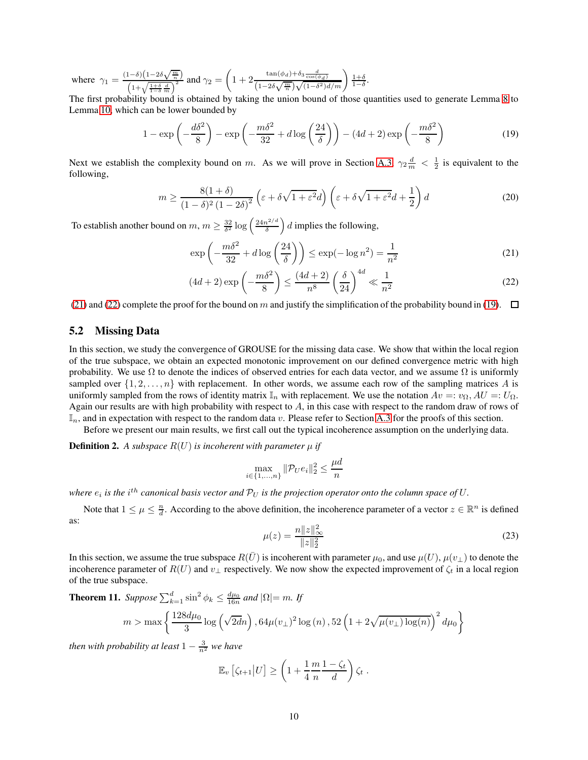where $\gamma_1 = \frac{(1-\delta)\left(1-2\delta\sqrt{\frac{m}{n}}\right)}{\left(1+\sqrt{\frac{1+\delta}{1-\delta}\frac{d}{m}}\right)^2}$ and $\gamma_2 = \left(1 + 2\frac{\tan(\phi_d)+\delta_3\frac{d}{\cos(\phi_d)}}{\left(1-2\delta\sqrt{\frac{m}{n}}\right)\sqrt{(1-\delta^2)d/m}}\right)\frac{1+\delta}{1-\delta}$.

The first probability bound is obtained by taking the union bound of those quantities used to generate Lemma 8 to Lemma 10, which can be lower bounded by

$$1 - \exp\left(-\frac{d\delta^2}{8}\right) - \exp\left(-\frac{m\delta^2}{32} + d\log\left(\frac{24}{\delta}\right)\right) - (4d+2)\exp\left(-\frac{m\delta^2}{8}\right) \tag{19}$$

Next we establish the complexity bound on $m$. As we will prove in Section A.3, $\gamma_2\frac{d}{m} < \frac{1}{2}$ is equivalent to the following,

$$m \geq \frac{8(1+\delta)}{(1-\delta)^2(1-2\delta)^2}\left(\varepsilon + \delta\sqrt{1+\varepsilon^2}d\right)\left(\varepsilon + \delta\sqrt{1+\varepsilon^2}d + \frac{1}{2}\right)d \tag{20}$$

To establish another bound on $m$, $m \geq \frac{32}{\delta^2}\log\left(\frac{24n^{2/d}}{\delta}\right)d$ implies the following,

$$\exp\left(-\frac{m\delta^2}{32} + d\log\left(\frac{24}{\delta}\right)\right) \leq \exp(-\log n^2) = \frac{1}{n^2} \tag{21}$$

$$(4d+2)\exp\left(-\frac{m\delta^2}{8}\right) \leq \frac{(4d+2)}{n^8}\left(\frac{\delta}{24}\right)^{4d} \ll \frac{1}{n^2} \tag{22}$$

(21) and (22) complete the proof for the bound on $m$ and justify the simplification of the probability bound in (19). □

## 5.2 Missing Data

In this section, we study the convergence of GROUSE for the missing data case. We show that within the local region of the true subspace, we obtain an expected monotonic improvement on our defined convergence metric with high probability. We use $\Omega$ to denote the indices of observed entries for each data vector, and we assume $\Omega$ is uniformly sampled over $\{1, 2, \ldots, n\}$ with replacement. In other words, we assume each row of the sampling matrices $A$ is uniformly sampled from the rows of identity matrix $\mathbb{I}_n$ with replacement. We use the notation $Av =: v_\Omega$, $AU =: U_\Omega$. Again our results are with high probability with respect to $A$, in this case with respect to the random draw of rows of $\mathbb{I}_n$, and in expectation with respect to the random data $v$. Please refer to Section A.3 for the proofs of this section.

Before we present our main results, we first call out the typical incoherence assumption on the underlying data.

**Definition 2.** *A subspace $R(U)$ is incoherent with parameter $\mu$ if*

$$\max_{i\in\{1,\ldots,n\}} \|\mathcal{P}_U e_i\|_2^2 \leq \frac{\mu d}{n}$$

*where $e_i$ is the $i^{th}$ canonical basis vector and $\mathcal{P}_U$ is the projection operator onto the column space of $U$.*

Note that $1 \leq \mu \leq \frac{n}{d}$. According to the above definition, the incoherence parameter of a vector $z \in \mathbb{R}^n$ is defined as:

$$\mu(z) = \frac{n\|z\|_\infty^2}{\|z\|_2^2} \tag{23}$$

In this section, we assume the true subspace $R(\bar{U})$ is incoherent with parameter $\mu_0$, and use $\mu(U)$, $\mu(v_\perp)$ to denote the incoherence parameter of $R(U)$ and $v_\perp$ respectively. We now show the expected improvement of $\zeta_t$ in a local region of the true subspace.

**Theorem 11.** *Suppose $\sum_{k=1}^d \sin^2\phi_k \leq \frac{d\mu_0}{16n}$ and $|\Omega| = m$. If*

$$m > \max\left\{\frac{128d\mu_0}{3}\log\left(\sqrt{2}dn\right), 64\mu(v_\perp)^2\log(n), 52\left(1+2\sqrt{\mu(v_\perp)\log(n)}\right)^2 d\mu_0\right\}$$

*then with probability at least $1 - \frac{3}{n^2}$ we have*

$$\mathbb{E}_v\left[\zeta_{t+1}\middle|U\right] \geq \left(1 + \frac{1}{4}\frac{m}{n}\frac{1-\zeta_t}{d}\right)\zeta_t\ .$$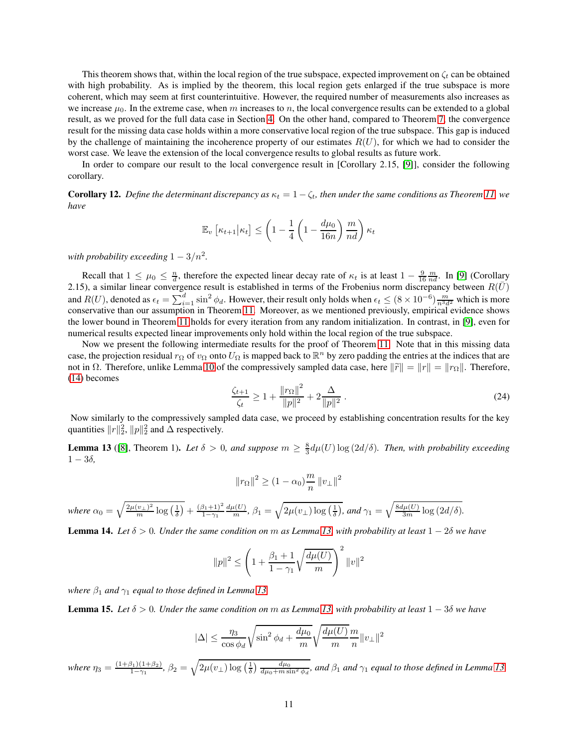This theorem shows that, within the local region of the true subspace, expected improvement on $\zeta_t$ can be obtained with high probability. As is implied by the theorem, this local region gets enlarged if the true subspace is more coherent, which may seem at first counterintuitive. However, the required number of measurements also increases as we increase $\mu_0$. In the extreme case, when $m$ increases to $n$, the local convergence results can be extended to a global result, as we proved for the full data case in Section 4. On the other hand, compared to Theorem 7, the convergence result for the missing data case holds within a more conservative local region of the true subspace. This gap is induced by the challenge of maintaining the incoherence property of our estimates $R(U)$, for which we had to consider the worst case. We leave the extension of the local convergence results to global results as future work.

In order to compare our result to the local convergence result in [Corollary 2.15, [9]], consider the following corollary.

**Corollary 12.** *Define the determinant discrepancy as $\kappa_t = 1 - \zeta_t$, then under the same conditions as Theorem 11, we have*

$$\mathbb{E}_v \left[\kappa_{t+1} \middle| \kappa_t\right] \leq \left(1 - \frac{1}{4}\left(1 - \frac{d\mu_0}{16n}\right)\frac{m}{nd}\right)\kappa_t$$

*with probability exceeding $1 - 3/n^2$.*

Recall that $1 \leq \mu_0 \leq \frac{n}{d}$, therefore the expected linear decay rate of $\kappa_t$ is at least $1 - \frac{9}{16}\frac{m}{nd}$. In [9] (Corollary 2.15), a similar linear convergence result is established in terms of the Frobenius norm discrepancy between $R(\bar{U})$ and $R(U)$, denoted as $\epsilon_t = \sum_{i=1}^{d}\sin^2\phi_d$. However, their result only holds when $\epsilon_t \leq (8 \times 10^{-6})\frac{m}{n^3d^2}$ which is more conservative than our assumption in Theorem 11. Moreover, as we mentioned previously, empirical evidence shows the lower bound in Theorem 11 holds for every iteration from any random initialization. In contrast, in [9], even for numerical results expected linear improvements only hold within the local region of the true subspace.

Now we present the following intermediate results for the proof of Theorem 11. Note that in this missing data case, the projection residual $r_\Omega$ of $v_\Omega$ onto $U_\Omega$ is mapped back to $\mathbb{R}^n$ by zero padding the entries at the indices that are not in $\Omega$. Therefore, unlike Lemma 10 of the compressively sampled data case, here $\|\widetilde{r}\| = \|r\| = \|r_\Omega\|$. Therefore, (14) becomes

$$\frac{\zeta_{t+1}}{\zeta_t} \geq 1 + \frac{\|r_\Omega\|^2}{\|p\|^2} + 2\frac{\Delta}{\|p\|^2}\,. \tag{24}$$

Now similarly to the compressively sampled data case, we proceed by establishing concentration results for the key quantities $\|r\|_2^2$, $\|p\|_2^2$ and $\Delta$ respectively.

**Lemma 13** ([8], Theorem 1)**.** *Let $\delta > 0$, and suppose $m \geq \frac{8}{3}d\mu(U)\log(2d/\delta)$. Then, with probability exceeding $1 - 3\delta$,*

$$\|r_\Omega\|^2 \geq (1 - \alpha_0)\frac{m}{n}\|v_\perp\|^2$$

*where $\alpha_0 = \sqrt{\frac{2\mu(v_\perp)^2}{m}\log\left(\frac{1}{\delta}\right)} + \frac{(\beta_1+1)^2}{1-\gamma_1}\frac{d\mu(U)}{m}$, $\beta_1 = \sqrt{2\mu(v_\perp)\log\left(\frac{1}{\delta}\right)}$, and $\gamma_1 = \sqrt{\frac{8d\mu(U)}{3m}\log(2d/\delta)}$.*

**Lemma 14.** *Let $\delta > 0$. Under the same condition on $m$ as Lemma 13, with probability at least $1 - 2\delta$ we have*

$$\|p\|^2 \leq \left(1 + \frac{\beta_1 + 1}{1 - \gamma_1}\sqrt{\frac{d\mu(U)}{m}}\right)^2 \|v\|^2$$

*where $\beta_1$ and $\gamma_1$ equal to those defined in Lemma 13.*

**Lemma 15.** *Let $\delta > 0$. Under the same condition on $m$ as Lemma 13, with probability at least $1 - 3\delta$ we have*

$$|\Delta| \leq \frac{\eta_3}{\cos\phi_d}\sqrt{\sin^2\phi_d + \frac{d\mu_0}{m}}\sqrt{\frac{d\mu(U)}{m}}\frac{m}{n}\|v_\perp\|^2$$

*where $\eta_3 = \frac{(1+\beta_1)(1+\beta_2)}{1-\gamma_1}$, $\beta_2 = \sqrt{2\mu(v_\perp)\log\left(\frac{1}{\delta}\right)\frac{d\mu_0}{d\mu_0 + m\sin^2\phi_d}}$, and $\beta_1$ and $\gamma_1$ equal to those defined in Lemma 13.*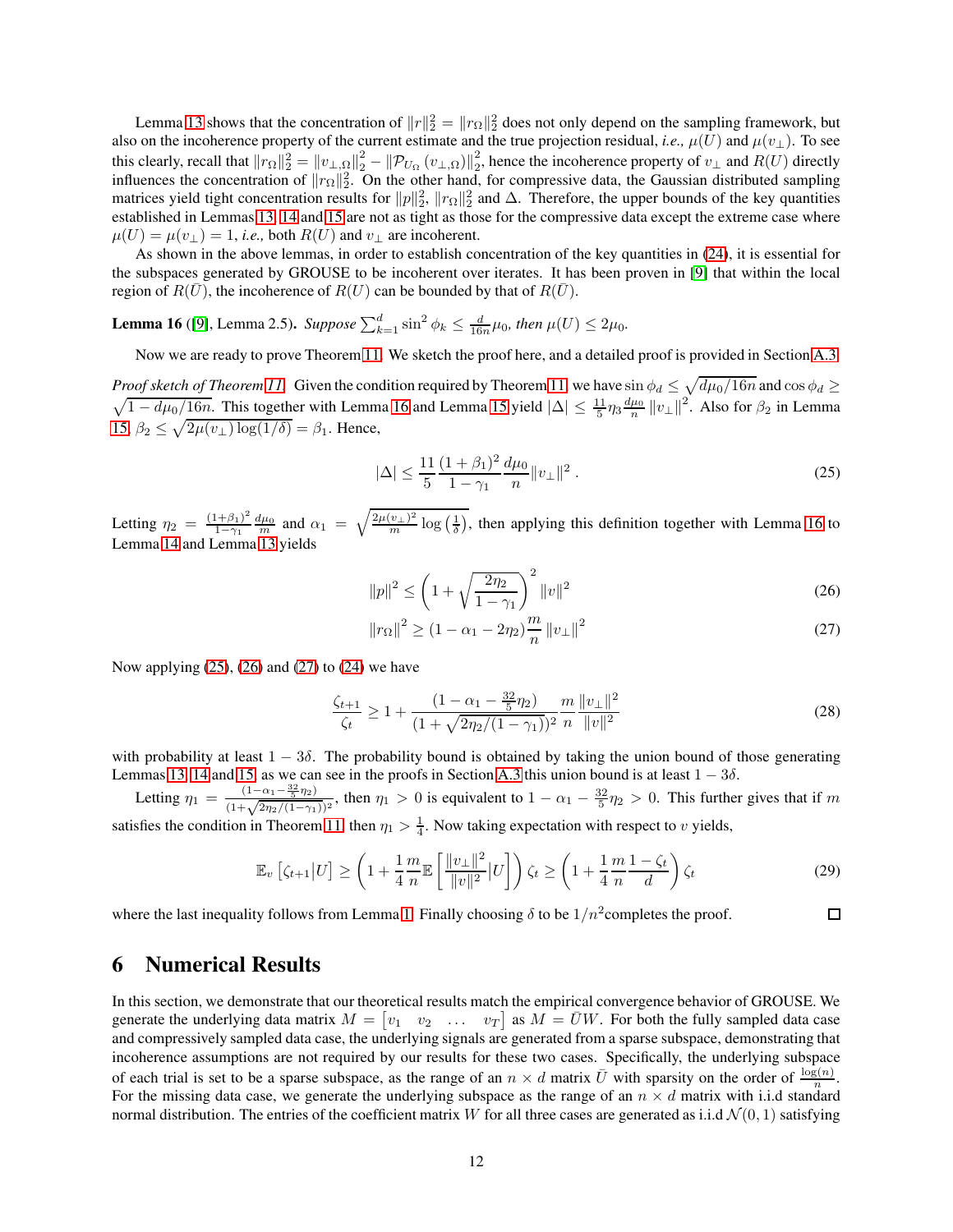Lemma 13 shows that the concentration of $\|r\|_2^2 = \|r_\Omega\|_2^2$ does not only depend on the sampling framework, but also on the incoherence property of the current estimate and the true projection residual, *i.e.,* $\mu(U)$ and $\mu(v_\perp)$. To see this clearly, recall that $\|r_\Omega\|_2^2 = \|v_{\perp,\Omega}\|_2^2 - \|\mathcal{P}_{U_\Omega}(v_{\perp,\Omega})\|_2^2$, hence the incoherence property of $v_\perp$ and $R(U)$ directly influences the concentration of $\|r_\Omega\|_2^2$. On the other hand, for compressive data, the Gaussian distributed sampling matrices yield tight concentration results for $\|p\|_2^2$, $\|r_\Omega\|_2^2$ and $\Delta$. Therefore, the upper bounds of the key quantities established in Lemmas 13, 14 and 15 are not as tight as those for the compressive data except the extreme case where $\mu(U) = \mu(v_\perp) = 1$, *i.e.,* both $R(U)$ and $v_\perp$ are incoherent.

As shown in the above lemmas, in order to establish concentration of the key quantities in (24), it is essential for the subspaces generated by GROUSE to be incoherent over iterates. It has been proven in [9] that within the local region of $R(\bar{U})$, the incoherence of $R(U)$ can be bounded by that of $R(\bar{U})$.

**Lemma 16** ([9], Lemma 2.5). *Suppose* $\sum_{k=1}^{d} \sin^2 \phi_k \le \frac{d}{16n}\mu_0$, *then* $\mu(U) \le 2\mu_0$.

Now we are ready to prove Theorem 11. We sketch the proof here, and a detailed proof is provided in Section A.3.

*Proof sketch of Theorem 11.* Given the condition required by Theorem 11, we have $\sin\phi_d \le \sqrt{d\mu_0/16n}$ and $\cos\phi_d \ge \sqrt{1 - d\mu_0/16n}$. This together with Lemma 16 and Lemma 15 yield $|\Delta| \le \frac{11}{5}\eta_3 \frac{d\mu_0}{n}\|v_\perp\|^2$. Also for $\beta_2$ in Lemma 15, $\beta_2 \le \sqrt{2\mu(v_\perp)\log(1/\delta)} = \beta_1$. Hence,

$$|\Delta| \le \frac{11}{5}\frac{(1+\beta_1)^2}{1-\gamma_1}\frac{d\mu_0}{n}\|v_\perp\|^2 . \tag{25}$$

Letting $\eta_2 = \frac{(1+\beta_1)^2}{1-\gamma_1}\frac{d\mu_0}{m}$ and $\alpha_1 = \sqrt{\frac{2\mu(v_\perp)^2}{m}\log\left(\frac{1}{\delta}\right)}$, then applying this definition together with Lemma 16 to Lemma 14 and Lemma 13 yields

$$\|p\|^2 \le \left(1 + \sqrt{\frac{2\eta_2}{1-\gamma_1}}\right)^2 \|v\|^2 \tag{26}$$

$$\|r_\Omega\|^2 \ge (1 - \alpha_1 - 2\eta_2)\frac{m}{n}\|v_\perp\|^2 \tag{27}$$

Now applying (25), (26) and (27) to (24) we have

$$\frac{\zeta_{t+1}}{\zeta_t} \ge 1 + \frac{(1 - \alpha_1 - \frac{32}{5}\eta_2)}{(1 + \sqrt{2\eta_2/(1-\gamma_1)})^2}\frac{m}{n}\frac{\|v_\perp\|^2}{\|v\|^2} \tag{28}$$

with probability at least $1 - 3\delta$. The probability bound is obtained by taking the union bound of those generating Lemmas 13, 14 and 15, as we can see in the proofs in Section A.3 this union bound is at least $1 - 3\delta$.

Letting $\eta_1 = \frac{(1-\alpha_1-\frac{32}{5}\eta_2)}{(1+\sqrt{2\eta_2/(1-\gamma_1)})^2}$, then $\eta_1 > 0$ is equivalent to $1 - \alpha_1 - \frac{32}{5}\eta_2 > 0$. This further gives that if $m$ satisfies the condition in Theorem 11, then $\eta_1 > \frac{1}{4}$. Now taking expectation with respect to $v$ yields,

$$\mathbb{E}_v\left[\zeta_{t+1}|U\right] \ge \left(1 + \frac{1}{4}\frac{m}{n}\mathbb{E}\left[\frac{\|v_\perp\|^2}{\|v\|^2}|U\right]\right)\zeta_t \ge \left(1 + \frac{1}{4}\frac{m}{n}\frac{1-\zeta_t}{d}\right)\zeta_t \tag{29}$$

where the last inequality follows from Lemma 1. Finally choosing $\delta$ to be $1/n^2$completes the proof. □

# 6 Numerical Results

In this section, we demonstrate that our theoretical results match the empirical convergence behavior of GROUSE. We generate the underlying data matrix $M = \begin{bmatrix} v_1 & v_2 & \dots & v_T \end{bmatrix}$ as $M = \bar{U}W$. For both the fully sampled data case and compressively sampled data case, the underlying signals are generated from a sparse subspace, demonstrating that incoherence assumptions are not required by our results for these two cases. Specifically, the underlying subspace of each trial is set to be a sparse subspace, as the range of an $n \times d$ matrix $\bar{U}$ with sparsity on the order of $\frac{\log(n)}{n}$. For the missing data case, we generate the underlying subspace as the range of an $n \times d$ matrix with i.i.d standard normal distribution. The entries of the coefficient matrix $W$ for all three cases are generated as i.i.d $\mathcal{N}(0,1)$ satisfying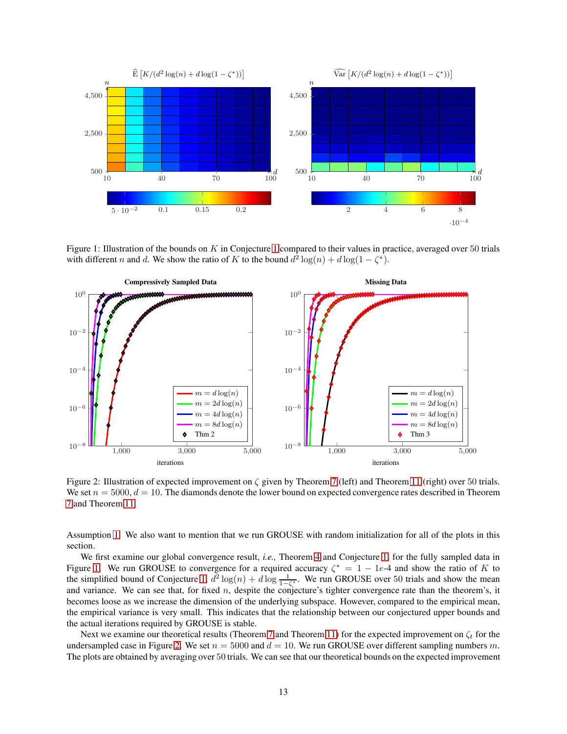Figure 1: Illustration of the bounds on $K$ in Conjecture 1 compared to their values in practice, averaged over 50 trials with different $n$ and $d$. We show the ratio of $K$ to the bound $d^2 \log(n) + d \log(1 - \zeta^*)$.

Figure 2: Illustration of expected improvement on $\zeta$ given by Theorem 7 (left) and Theorem 11 (right) over 50 trials. We set $n = 5000$, $d = 10$. The diamonds denote the lower bound on expected convergence rates described in Theorem 7 and Theorem 11.

Assumption 1. We also want to mention that we run GROUSE with random initialization for all of the plots in this section.

We first examine our global convergence result, *i.e.,* Theorem 4 and Conjecture 1, for the fully sampled data in Figure 1. We run GROUSE to convergence for a required accuracy $\zeta^* = 1 - 1e\text{-}4$ and show the ratio of $K$ to the simplified bound of Conjecture 1, $d^2 \log(n) + d \log \frac{1}{1-\zeta^*}$. We run GROUSE over 50 trials and show the mean and variance. We can see that, for fixed $n$, despite the conjecture's tighter convergence rate than the theorem's, it becomes loose as we increase the dimension of the underlying subspace. However, compared to the empirical mean, the empirical variance is very small. This indicates that the relationship between our conjectured upper bounds and the actual iterations required by GROUSE is stable.

Next we examine our theoretical results (Theorem 7 and Theorem 11) for the expected improvement on $\zeta_t$ for the undersampled case in Figure 2. We set $n = 5000$ and $d = 10$. We run GROUSE over different sampling numbers $m$. The plots are obtained by averaging over 50 trials. We can see that our theoretical bounds on the expected improvement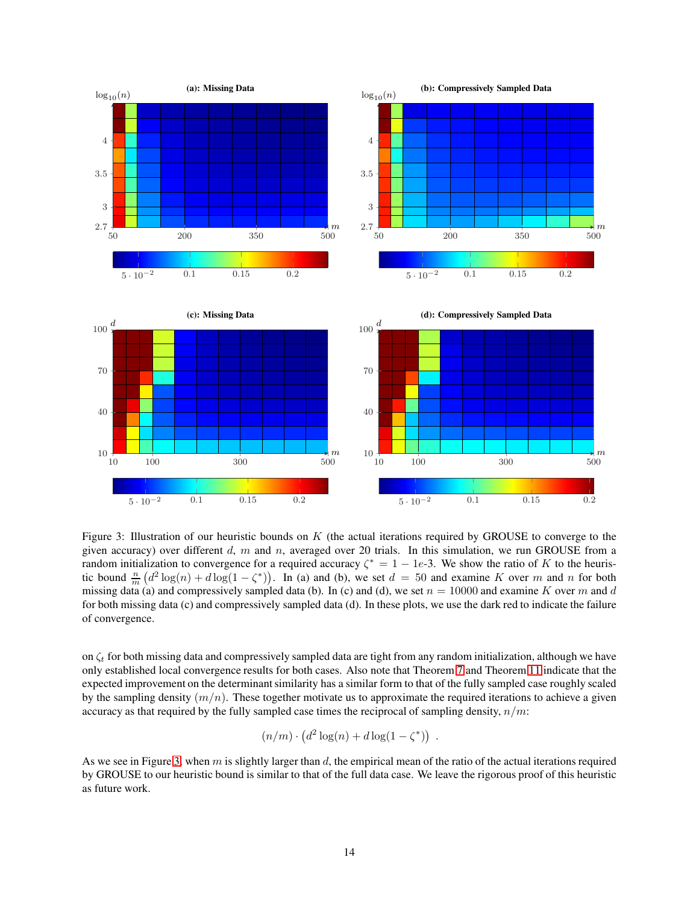Figure 3: Illustration of our heuristic bounds on $K$ (the actual iterations required by GROUSE to converge to the given accuracy) over different $d$, $m$ and $n$, averaged over 20 trials. In this simulation, we run GROUSE from a random initialization to convergence for a required accuracy $\zeta^* = 1 - 1e\text{-}3$. We show the ratio of $K$ to the heuristic bound $\frac{n}{m}\left(d^2 \log(n) + d \log(1-\zeta^*)\right)$. In (a) and (b), we set $d = 50$ and examine $K$ over $m$ and $n$ for both missing data (a) and compressively sampled data (b). In (c) and (d), we set $n = 10000$ and examine $K$ over $m$ and $d$ for both missing data (c) and compressively sampled data (d). In these plots, we use the dark red to indicate the failure of convergence.

on $\zeta_t$ for both missing data and compressively sampled data are tight from any random initialization, although we have only established local convergence results for both cases. Also note that Theorem 7 and Theorem 11 indicate that the expected improvement on the determinant similarity has a similar form to that of the fully sampled case roughly scaled by the sampling density $(m/n)$. These together motivate us to approximate the required iterations to achieve a given accuracy as that required by the fully sampled case times the reciprocal of sampling density, $n/m$:

$$(n/m) \cdot \left(d^2 \log(n) + d \log(1-\zeta^*)\right) \ .$$

As we see in Figure 3, when $m$ is slightly larger than $d$, the empirical mean of the ratio of the actual iterations required by GROUSE to our heuristic bound is similar to that of the full data case. We leave the rigorous proof of this heuristic as future work.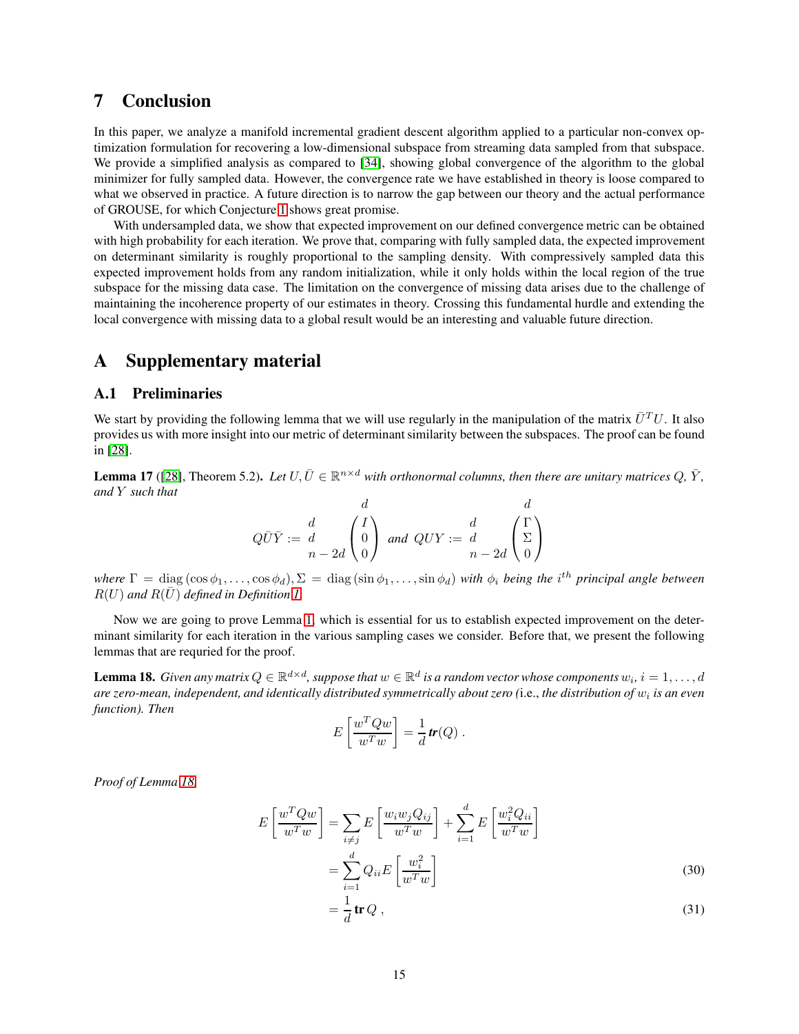# 7 Conclusion

In this paper, we analyze a manifold incremental gradient descent algorithm applied to a particular non-convex optimization formulation for recovering a low-dimensional subspace from streaming data sampled from that subspace. We provide a simplified analysis as compared to [34], showing global convergence of the algorithm to the global minimizer for fully sampled data. However, the convergence rate we have established in theory is loose compared to what we observed in practice. A future direction is to narrow the gap between our theory and the actual performance of GROUSE, for which Conjecture 1 shows great promise.

With undersampled data, we show that expected improvement on our defined convergence metric can be obtained with high probability for each iteration. We prove that, comparing with fully sampled data, the expected improvement on determinant similarity is roughly proportional to the sampling density. With compressively sampled data this expected improvement holds from any random initialization, while it only holds within the local region of the true subspace for the missing data case. The limitation on the convergence of missing data arises due to the challenge of maintaining the incoherence property of our estimates in theory. Crossing this fundamental hurdle and extending the local convergence with missing data to a global result would be an interesting and valuable future direction.

# A Supplementary material

## A.1 Preliminaries

We start by providing the following lemma that we will use regularly in the manipulation of the matrix $\bar{U}^T U$. It also provides us with more insight into our metric of determinant similarity between the subspaces. The proof can be found in [28].

**Lemma 17** ([28], Theorem 5.2). *Let $U, \bar{U} \in \mathbb{R}^{n \times d}$ with orthonormal columns, then there are unitary matrices $Q$, $\bar{Y}$, and $Y$ such that*

$$Q\bar{U}\bar{Y} := \begin{matrix} d \\ d \\ n-2d \end{matrix} \overset{d}{\begin{pmatrix} I \\ 0 \\ 0 \end{pmatrix}} \quad \text{and} \quad QUY := \begin{matrix} d \\ d \\ n-2d \end{matrix} \overset{d}{\begin{pmatrix} \Gamma \\ \Sigma \\ 0 \end{pmatrix}}$$

*where $\Gamma = \operatorname{diag}(\cos\phi_1, \ldots, \cos\phi_d), \Sigma = \operatorname{diag}(\sin\phi_1, \ldots, \sin\phi_d)$ with $\phi_i$ being the $i^{th}$ principal angle between $R(U)$ and $R(\bar{U})$ defined in Definition 1.*

Now we are going to prove Lemma 1, which is essential for us to establish expected improvement on the determinant similarity for each iteration in the various sampling cases we consider. Before that, we present the following lemmas that are requried for the proof.

**Lemma 18.** *Given any matrix $Q \in \mathbb{R}^{d \times d}$, suppose that $w \in \mathbb{R}^d$ is a random vector whose components $w_i, i = 1, \ldots, d$ are zero-mean, independent, and identically distributed symmetrically about zero (i.e., the distribution of $w_i$ is an even function). Then*

$$E\left[\frac{w^T Q w}{w^T w}\right] = \frac{1}{d}\operatorname{tr}(Q)\ .$$

*Proof of Lemma 18.*

$$\begin{aligned} E\left[\frac{w^T Q w}{w^T w}\right] &= \sum_{i \neq j} E\left[\frac{w_i w_j Q_{ij}}{w^T w}\right] + \sum_{i=1}^{d} E\left[\frac{w_i^2 Q_{ii}}{w^T w}\right] \\ &= \sum_{i=1}^{d} Q_{ii} E\left[\frac{w_i^2}{w^T w}\right] && (30) \\ &= \frac{1}{d}\operatorname{tr} Q\ , && (31) \end{aligned}$$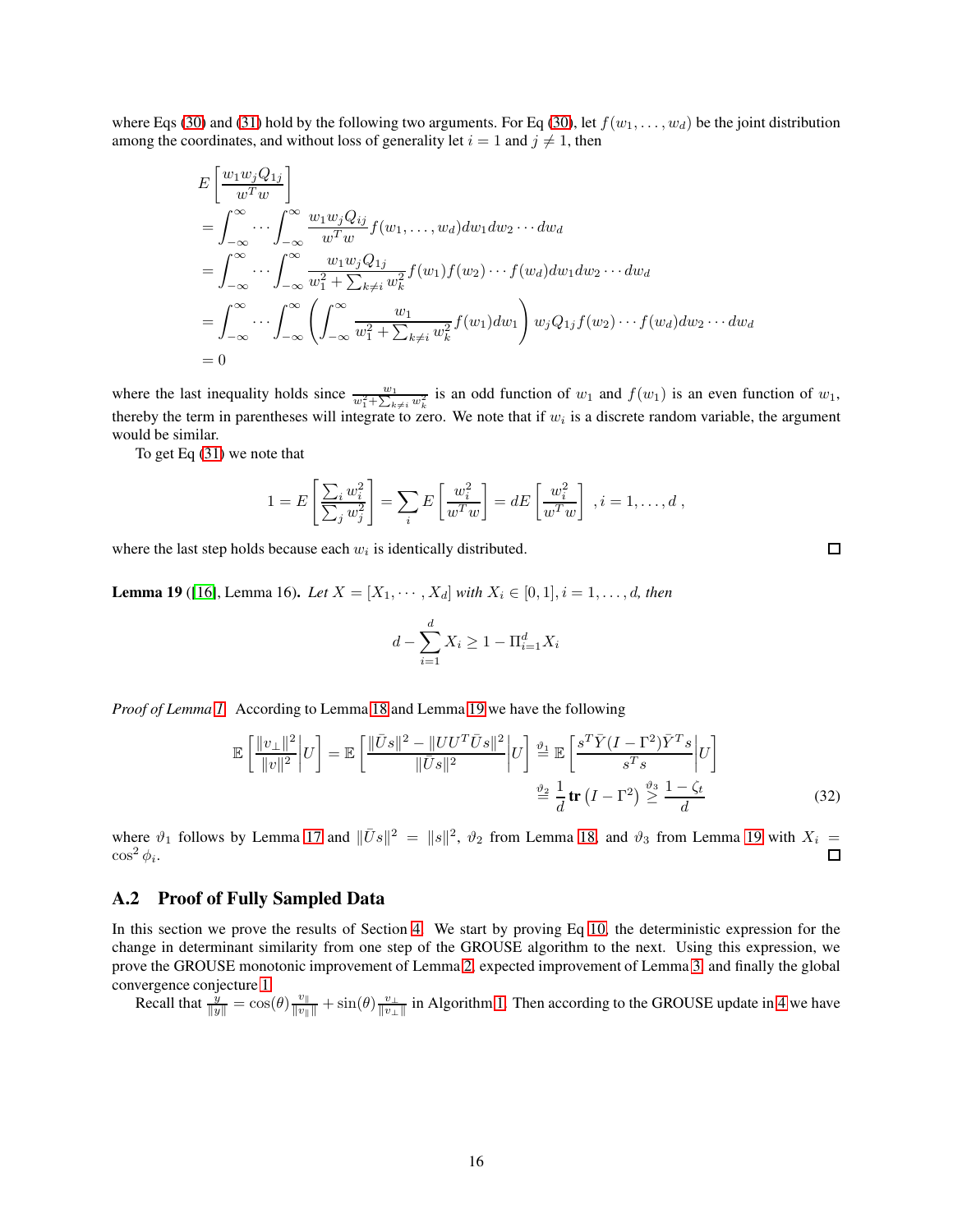where Eqs (30) and (31) hold by the following two arguments. For Eq (30), let $f(w_1, \ldots, w_d)$ be the joint distribution among the coordinates, and without loss of generality let $i = 1$ and $j \neq 1$, then

$$
\begin{aligned}
& E\left[\frac{w_1 w_j Q_{1j}}{w^T w}\right] \\
&= \int_{-\infty}^{\infty} \cdots \int_{-\infty}^{\infty} \frac{w_1 w_j Q_{ij}}{w^T w} f(w_1, \ldots, w_d) dw_1 dw_2 \cdots dw_d \\
&= \int_{-\infty}^{\infty} \cdots \int_{-\infty}^{\infty} \frac{w_1 w_j Q_{1j}}{w_1^2 + \sum_{k \neq i} w_k^2} f(w_1) f(w_2) \cdots f(w_d) dw_1 dw_2 \cdots dw_d \\
&= \int_{-\infty}^{\infty} \cdots \int_{-\infty}^{\infty} \left( \int_{-\infty}^{\infty} \frac{w_1}{w_1^2 + \sum_{k \neq i} w_k^2} f(w_1) dw_1 \right) w_j Q_{1j} f(w_2) \cdots f(w_d) dw_2 \cdots dw_d \\
&= 0
\end{aligned}
$$

where the last inequality holds since $\frac{w_1}{w_1^2 + \sum_{k \neq i} w_k^2}$ is an odd function of $w_1$ and $f(w_1)$ is an even function of $w_1$, thereby the term in parentheses will integrate to zero. We note that if $w_i$ is a discrete random variable, the argument would be similar.

To get Eq (31) we note that

$$
1 = E\left[\frac{\sum_i w_i^2}{\sum_j w_j^2}\right] = \sum_i E\left[\frac{w_i^2}{w^T w}\right] = dE\left[\frac{w_i^2}{w^T w}\right] \quad , i = 1, \ldots, d \, ,
$$

where the last step holds because each $w_i$ is identically distributed. □

**Lemma 19** ([16], Lemma 16)**.** *Let $X = [X_1, \cdots, X_d]$ with $X_i \in [0,1], i = 1, \ldots, d$, then*

$$
d - \sum_{i=1}^{d} X_i \geq 1 - \Pi_{i=1}^{d} X_i
$$

*Proof of Lemma 1.* According to Lemma 18 and Lemma 19 we have the following

$$
\begin{aligned}
\mathbb{E}\left[\frac{\|v_\perp\|^2}{\|v\|^2}\middle| U\right] = \mathbb{E}\left[\frac{\|\bar{U}s\|^2 - \|UU^T\bar{U}s\|^2}{\|\bar{U}s\|^2}\middle| U\right] &\overset{\vartheta_1}{=} \mathbb{E}\left[\frac{s^T \bar{Y}(I - \Gamma^2)\bar{Y}^T s}{s^T s}\middle| U\right] \\
&\overset{\vartheta_2}{=} \frac{1}{d}\,\mathbf{tr}\left(I - \Gamma^2\right) \overset{\vartheta_3}{\geq} \frac{1 - \zeta_t}{d}
\end{aligned} \tag{32}
$$

where $\vartheta_1$ follows by Lemma 17 and $\|\bar{U}s\|^2 = \|s\|^2$, $\vartheta_2$ from Lemma 18, and $\vartheta_3$ from Lemma 19 with $X_i = \cos^2 \phi_i$. □

## A.2 Proof of Fully Sampled Data

In this section we prove the results of Section 4. We start by proving Eq 10, the deterministic expression for the change in determinant similarity from one step of the GROUSE algorithm to the next. Using this expression, we prove the GROUSE monotonic improvement of Lemma 2, expected improvement of Lemma 3, and finally the global convergence conjecture 1.

Recall that $\frac{y}{\|y\|} = \cos(\theta)\frac{v_\parallel}{\|v_\parallel\|} + \sin(\theta)\frac{v_\perp}{\|v_\perp\|}$ in Algorithm 1. Then according to the GROUSE update in 4 we have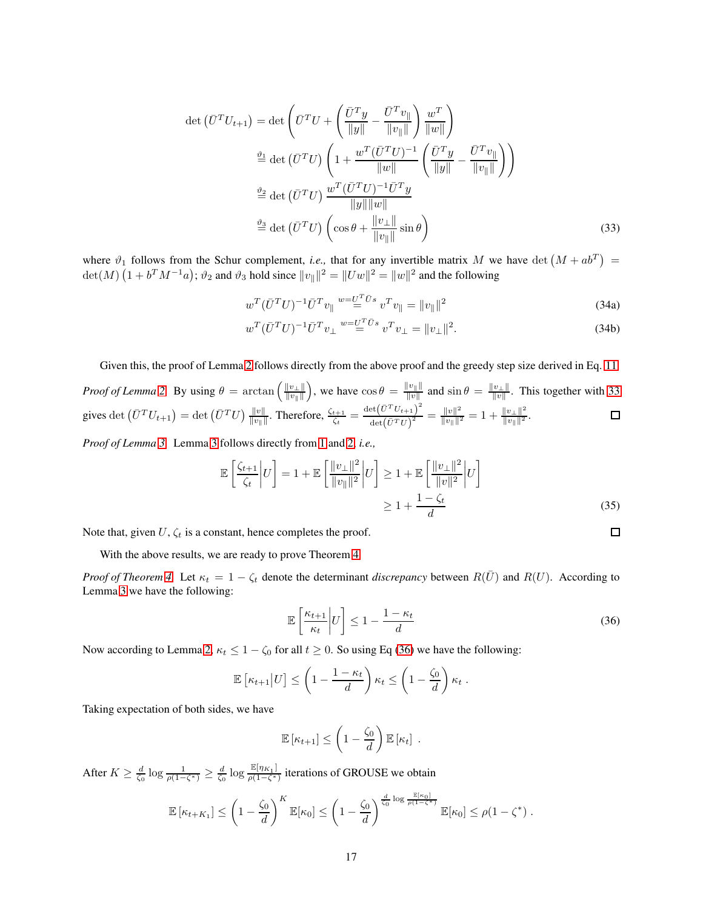$$
\begin{aligned}
\det\left(\bar{U}^T U_{t+1}\right) &= \det\left(\bar{U}^T U + \left(\frac{\bar{U}^T y}{\|y\|} - \frac{\bar{U}^T v_\parallel}{\|v_\parallel\|}\right)\frac{w^T}{\|w\|}\right) \\
&\overset{\vartheta_1}{=} \det\left(\bar{U}^T U\right)\left(1 + \frac{w^T(\bar{U}^T U)^{-1}}{\|w\|}\left(\frac{\bar{U}^T y}{\|y\|} - \frac{\bar{U}^T v_\parallel}{\|v_\parallel\|}\right)\right) \\
&\overset{\vartheta_2}{=} \det\left(\bar{U}^T U\right)\frac{w^T(\bar{U}^T U)^{-1}\bar{U}^T y}{\|y\|\|w\|} \\
&\overset{\vartheta_3}{=} \det\left(\bar{U}^T U\right)\left(\cos\theta + \frac{\|v_\perp\|}{\|v_\parallel\|}\sin\theta\right)
\end{aligned} \tag{33}
$$

where $\vartheta_1$ follows from the Schur complement, *i.e.,* that for any invertible matrix $M$ we have $\det\left(M + ab^T\right) = \det(M)\left(1 + b^T M^{-1} a\right)$; $\vartheta_2$ and $\vartheta_3$ hold since $\|v_\parallel\|^2 = \|Uw\|^2 = \|w\|^2$ and the following

$$
w^T(\bar{U}^T U)^{-1}\bar{U}^T v_\parallel \overset{w=U^T\bar{U}s}{=} v^T v_\parallel = \|v_\parallel\|^2 \tag{34a}
$$

$$
w^T(\bar{U}^T U)^{-1}\bar{U}^T v_\perp \overset{w=U^T\bar{U}s}{=} v^T v_\perp = \|v_\perp\|^2. \tag{34b}
$$

Given this, the proof of Lemma 2 follows directly from the above proof and the greedy step size derived in Eq. 11.

*Proof of Lemma 2.* By using $\theta = \arctan\left(\frac{\|v_\perp\|}{\|v_\parallel\|}\right)$, we have $\cos\theta = \frac{\|v_\parallel\|}{\|v\|}$ and $\sin\theta = \frac{\|v_\perp\|}{\|v\|}$. This together with 33 gives $\det\left(\bar{U}^T U_{t+1}\right) = \det\left(\bar{U}^T U\right)\frac{\|v\|}{\|v_\parallel\|}$. Therefore, $\frac{\zeta_{t+1}}{\zeta_t} = \frac{\det\left(\bar{U}^T U_{t+1}\right)^2}{\det\left(\bar{U}^T U\right)^2} = \frac{\|v\|^2}{\|v_\parallel\|^2} = 1 + \frac{\|v_\perp\|^2}{\|v_\parallel\|^2}$. □

*Proof of Lemma 3.* Lemma 3 follows directly from 1 and 2, *i.e.,*

$$
\mathbb{E}\left[\frac{\zeta_{t+1}}{\zeta_t}\middle| U\right] = 1 + \mathbb{E}\left[\frac{\|v_\perp\|^2}{\|v_\parallel\|^2}\middle| U\right] \geq 1 + \mathbb{E}\left[\frac{\|v_\perp\|^2}{\|v\|^2}\middle| U\right] \geq 1 + \frac{1-\zeta_t}{d} \tag{35}
$$

Note that, given $U$, $\zeta_t$ is a constant, hence completes the proof. □

With the above results, we are ready to prove Theorem 4.

*Proof of Theorem 4.* Let $\kappa_t = 1 - \zeta_t$ denote the determinant *discrepancy* between $R(\bar{U})$ and $R(U)$. According to Lemma 3 we have the following:

$$
\mathbb{E}\left[\frac{\kappa_{t+1}}{\kappa_t}\middle| U\right] \leq 1 - \frac{1-\kappa_t}{d} \tag{36}
$$

Now according to Lemma 2, $\kappa_t \leq 1 - \zeta_0$ for all $t \geq 0$. So using Eq (36) we have the following:

$$
\mathbb{E}\left[\kappa_{t+1}\middle| U\right] \leq \left(1 - \frac{1-\kappa_t}{d}\right)\kappa_t \leq \left(1 - \frac{\zeta_0}{d}\right)\kappa_t \,.
$$

Taking expectation of both sides, we have

$$
\mathbb{E}\left[\kappa_{t+1}\right] \leq \left(1 - \frac{\zeta_0}{d}\right)\mathbb{E}\left[\kappa_t\right] \,.
$$

After $K \geq \frac{d}{\zeta_0}\log\frac{1}{\rho(1-\zeta^*)} \geq \frac{d}{\zeta_0}\log\frac{\mathbb{E}[\eta_{K_1}]}{\rho(1-\zeta^*)}$ iterations of GROUSE we obtain

$$
\mathbb{E}\left[\kappa_{t+K_1}\right] \leq \left(1 - \frac{\zeta_0}{d}\right)^K \mathbb{E}[\kappa_0] \leq \left(1 - \frac{\zeta_0}{d}\right)^{\frac{d}{\zeta_0}\log\frac{\mathbb{E}[\kappa_0]}{\rho(1-\zeta^*)}} \mathbb{E}[\kappa_0] \leq \rho(1-\zeta^*) \,.
$$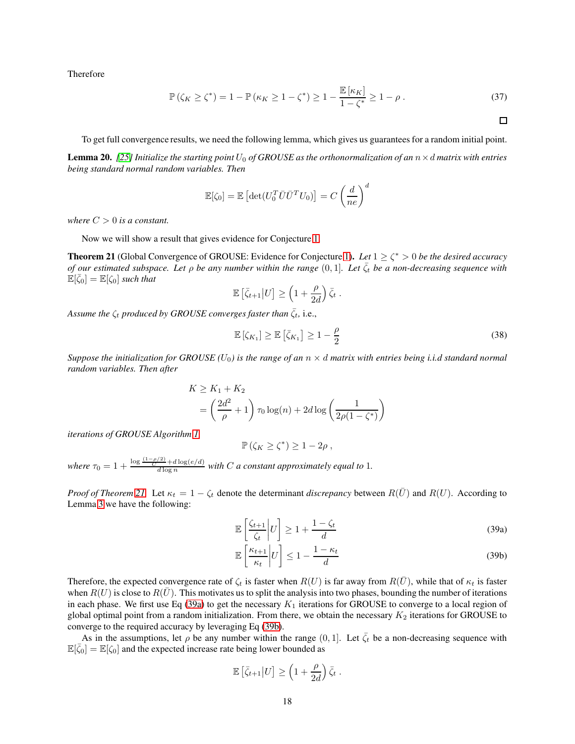Therefore

$$\mathbb{P}\left(\zeta_K \geq \zeta^*\right) = 1 - \mathbb{P}\left(\kappa_K \geq 1 - \zeta^*\right) \geq 1 - \frac{\mathbb{E}\left[\kappa_K\right]}{1 - \zeta^*} \geq 1 - \rho\,. \tag{37}$$

□

To get full convergence results, we need the following lemma, which gives us guarantees for a random initial point.

**Lemma 20.** *[25] Initialize the starting point $U_0$ of GROUSE as the orthonormalization of an $n \times d$ matrix with entries being standard normal random variables. Then*

$$\mathbb{E}[\zeta_0] = \mathbb{E}\left[\det(U_0^T \bar{U} \bar{U}^T U_0)\right] = C\left(\frac{d}{ne}\right)^d$$

*where $C > 0$ is a constant.*

Now we will show a result that gives evidence for Conjecture 1.

**Theorem 21** (Global Convergence of GROUSE: Evidence for Conjecture 1)**.** *Let $1 \geq \zeta^* > 0$ be the desired accuracy of our estimated subspace. Let $\rho$ be any number within the range $(0, 1]$. Let $\bar{\zeta}_t$ be a non-decreasing sequence with $\mathbb{E}[\bar{\zeta}_0] = \mathbb{E}[\zeta_0]$ such that*

$$\mathbb{E}\left[\bar{\zeta}_{t+1} | U\right] \geq \left(1 + \frac{\rho}{2d}\right)\bar{\zeta}_t\,.$$

*Assume the $\zeta_t$ produced by GROUSE converges faster than $\bar{\zeta}_t$,* i.e.,

$$\mathbb{E}\left[\zeta_{K_1}\right] \geq \mathbb{E}\left[\bar{\zeta}_{K_1}\right] \geq 1 - \frac{\rho}{2} \tag{38}$$

*Suppose the initialization for GROUSE ($U_0$) is the range of an $n \times d$ matrix with entries being i.i.d standard normal random variables. Then after*

$$\begin{aligned} K &\geq K_1 + K_2 \\ &= \left(\frac{2d^2}{\rho} + 1\right)\tau_0 \log(n) + 2d \log\left(\frac{1}{2\rho(1 - \zeta^*)}\right) \end{aligned}$$

*iterations of GROUSE Algorithm 1*

$$\mathbb{P}\left(\zeta_K \geq \zeta^*\right) \geq 1 - 2\rho\,,$$

*where $\tau_0 = 1 + \frac{\log \frac{(1-\rho/2)}{C} + d \log(e/d)}{d \log n}$ with $C$ a constant approximately equal to 1.*

*Proof of Theorem 21.* Let $\kappa_t = 1 - \zeta_t$ denote the determinant *discrepancy* between $R(\bar{U})$ and $R(U)$. According to Lemma 3 we have the following:

$$\mathbb{E}\left[\frac{\zeta_{t+1}}{\zeta_t}\bigg| U\right] \geq 1 + \frac{1 - \zeta_t}{d} \tag{39a}$$

$$\mathbb{E}\left[\frac{\kappa_{t+1}}{\kappa_t}\bigg| U\right] \leq 1 - \frac{1 - \kappa_t}{d} \tag{39b}$$

Therefore, the expected convergence rate of $\zeta_t$ is faster when $R(U)$ is far away from $R(\bar{U})$, while that of $\kappa_t$ is faster when $R(U)$ is close to $R(\bar{U})$. This motivates us to split the analysis into two phases, bounding the number of iterations in each phase. We first use Eq (39a) to get the necessary $K_1$ iterations for GROUSE to converge to a local region of global optimal point from a random initialization. From there, we obtain the necessary $K_2$ iterations for GROUSE to converge to the required accuracy by leveraging Eq (39b).

As in the assumptions, let $\rho$ be any number within the range $(0, 1]$. Let $\bar{\zeta}_t$ be a non-decreasing sequence with $\mathbb{E}[\bar{\zeta}_0] = \mathbb{E}[\zeta_0]$ and the expected increase rate being lower bounded as

$$\mathbb{E}\left[\bar{\zeta}_{t+1} | U\right] \geq \left(1 + \frac{\rho}{2d}\right)\bar{\zeta}_t\,.$$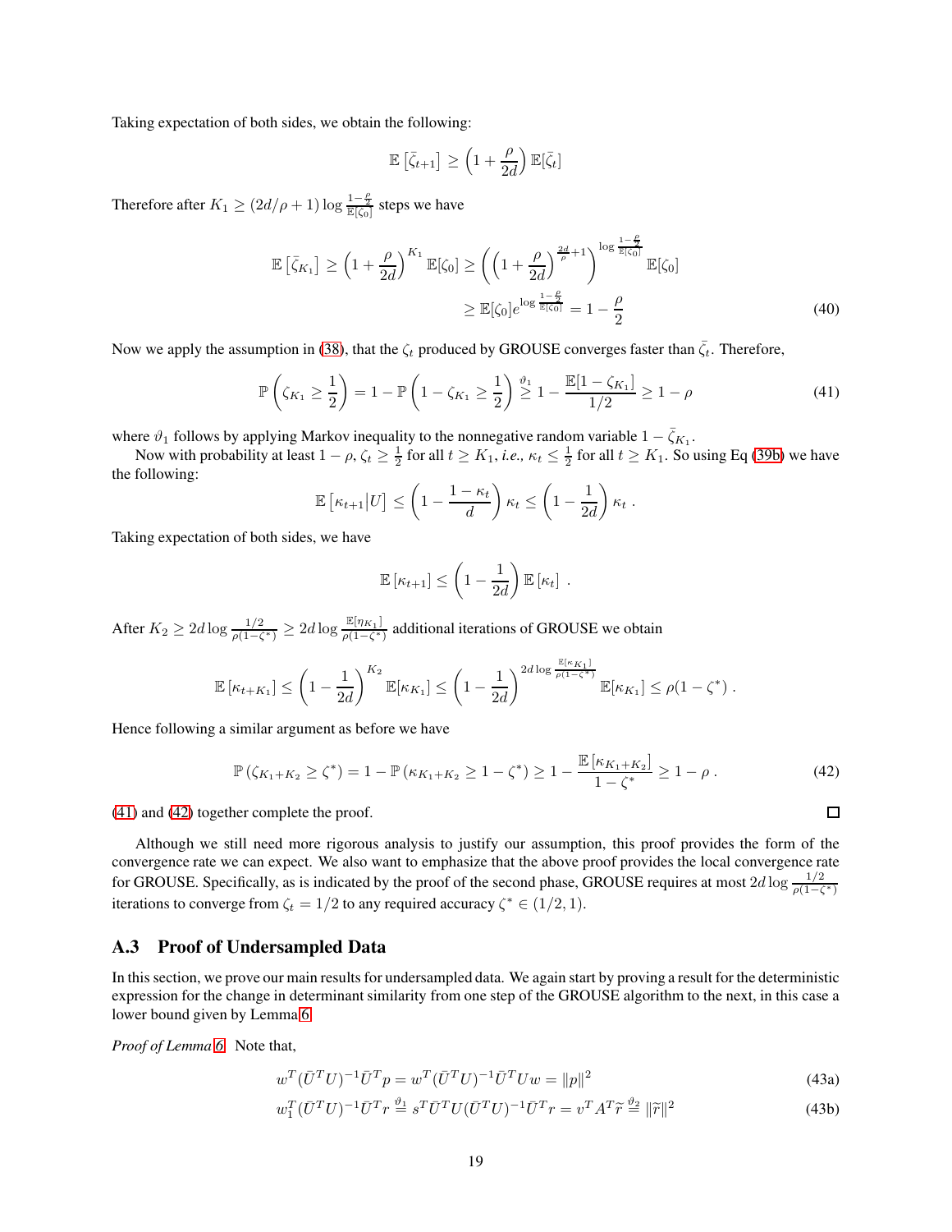Taking expectation of both sides, we obtain the following:

$$\mathbb{E}\left[\bar{\zeta}_{t+1}\right] \geq \left(1 + \frac{\rho}{2d}\right) \mathbb{E}[\bar{\zeta}_t]$$

Therefore after $K_1 \geq (2d/\rho + 1) \log \frac{1-\frac{\rho}{2}}{\mathbb{E}[\zeta_0]}$ steps we have

$$\begin{aligned}\mathbb{E}\left[\bar{\zeta}_{K_1}\right] \geq \left(1 + \frac{\rho}{2d}\right)^{K_1} \mathbb{E}[\zeta_0] &\geq \left(\left(1 + \frac{\rho}{2d}\right)^{\frac{2d}{\rho}+1}\right)^{\log \frac{1-\frac{\rho}{2}}{\mathbb{E}[\zeta_0]}} \mathbb{E}[\zeta_0] \\ &\geq \mathbb{E}[\zeta_0] e^{\log \frac{1-\frac{\rho}{2}}{\mathbb{E}[\zeta_0]}} = 1 - \frac{\rho}{2}\end{aligned} \tag{40}$$

Now we apply the assumption in (38), that the $\zeta_t$ produced by GROUSE converges faster than $\bar{\zeta}_t$. Therefore,

$$\mathbb{P}\left(\zeta_{K_1} \geq \frac{1}{2}\right) = 1 - \mathbb{P}\left(1 - \zeta_{K_1} \geq \frac{1}{2}\right) \overset{\vartheta_1}{\geq} 1 - \frac{\mathbb{E}[1 - \zeta_{K_1}]}{1/2} \geq 1 - \rho \tag{41}$$

where $\vartheta_1$ follows by applying Markov inequality to the nonnegative random variable $1 - \bar{\zeta}_{K_1}$.

Now with probability at least $1-\rho$, $\zeta_t \geq \frac{1}{2}$ for all $t \geq K_1$, *i.e.,* $\kappa_t \leq \frac{1}{2}$ for all $t \geq K_1$. So using Eq (39b) we have the following:

$$\mathbb{E}\left[\kappa_{t+1} \middle| U\right] \leq \left(1 - \frac{1-\kappa_t}{d}\right) \kappa_t \leq \left(1 - \frac{1}{2d}\right) \kappa_t \ .$$

Taking expectation of both sides, we have

$$\mathbb{E}\left[\kappa_{t+1}\right] \leq \left(1 - \frac{1}{2d}\right) \mathbb{E}\left[\kappa_t\right] \ .$$

After $K_2 \geq 2d \log \frac{1/2}{\rho(1-\zeta^*)} \geq 2d \log \frac{\mathbb{E}[\eta_{K_1}]}{\rho(1-\zeta^*)}$ additional iterations of GROUSE we obtain

$$\mathbb{E}\left[\kappa_{t+K_1}\right] \leq \left(1 - \frac{1}{2d}\right)^{K_2} \mathbb{E}[\kappa_{K_1}] \leq \left(1 - \frac{1}{2d}\right)^{2d \log \frac{\mathbb{E}[\kappa_{K_1}]}{\rho(1-\zeta^*)}} \mathbb{E}[\kappa_{K_1}] \leq \rho(1-\zeta^*) \ .$$

Hence following a similar argument as before we have

$$\mathbb{P}\left(\zeta_{K_1+K_2} \geq \zeta^*\right) = 1 - \mathbb{P}\left(\kappa_{K_1+K_2} \geq 1 - \zeta^*\right) \geq 1 - \frac{\mathbb{E}\left[\kappa_{K_1+K_2}\right]}{1-\zeta^*} \geq 1 - \rho \ . \tag{42}$$

(41) and (42) together complete the proof. □

Although we still need more rigorous analysis to justify our assumption, this proof provides the form of the convergence rate we can expect. We also want to emphasize that the above proof provides the local convergence rate for GROUSE. Specifically, as is indicated by the proof of the second phase, GROUSE requires at most $2d \log \frac{1/2}{\rho(1-\zeta^*)}$ iterations to converge from $\zeta_t = 1/2$ to any required accuracy $\zeta^* \in (1/2, 1)$.

### A.3 Proof of Undersampled Data

In this section, we prove our main results for undersampled data. We again start by proving a result for the deterministic expression for the change in determinant similarity from one step of the GROUSE algorithm to the next, in this case a lower bound given by Lemma 6.

*Proof of Lemma 6.* Note that,

$$w^T(\bar{U}^T U)^{-1} \bar{U}^T p = w^T(\bar{U}^T U)^{-1} \bar{U}^T U w = \|p\|^2 \tag{43a}$$

$$w_1^T(\bar{U}^T U)^{-1} \bar{U}^T r \overset{\vartheta_1}{=} s^T \bar{U}^T U (\bar{U}^T U)^{-1} \bar{U}^T r = v^T A^T \widetilde{r} \overset{\vartheta_2}{=} \|\widetilde{r}\|^2 \tag{43b}$$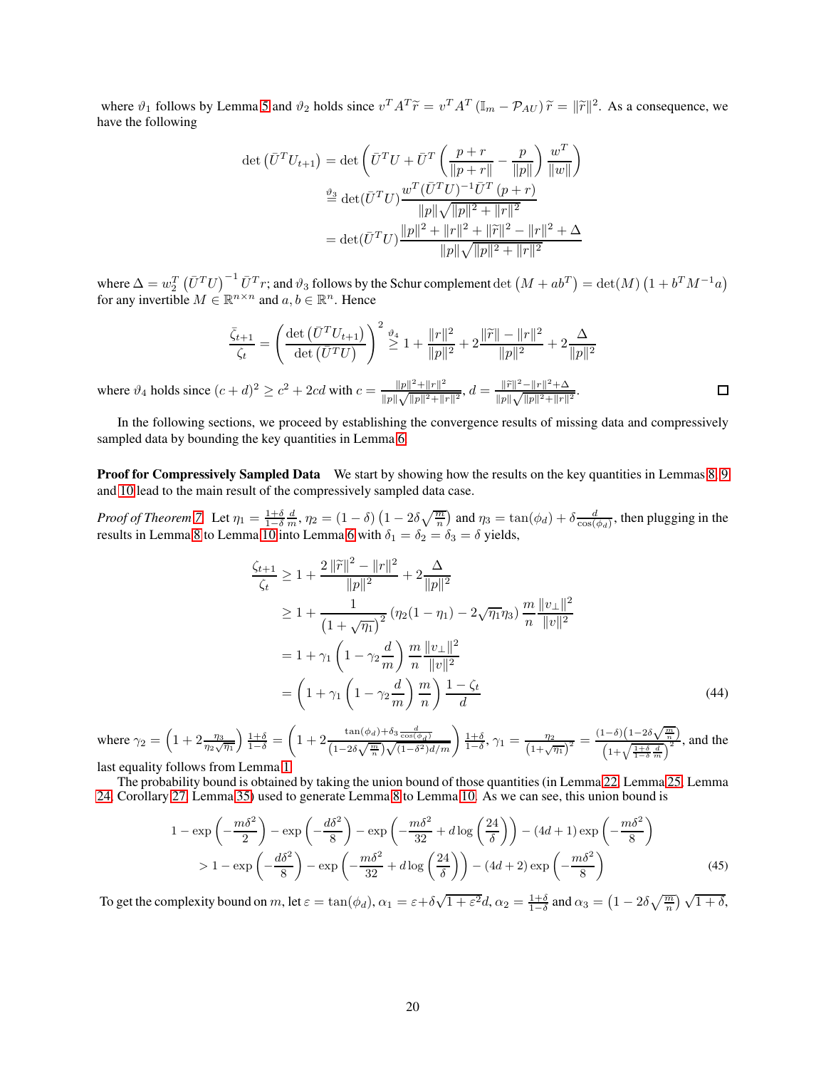where $\vartheta_1$ follows by Lemma 5 and $\vartheta_2$ holds since $v^T A^T \widetilde{r} = v^T A^T \left(\mathbb{I}_m - \mathcal{P}_{AU}\right) \widetilde{r} = \|\widetilde{r}\|^2$. As a consequence, we have the following

$$
\begin{aligned}
\det\left(\bar{U}^T U_{t+1}\right) &= \det\left(\bar{U}^T U + \bar{U}^T \left(\frac{p+r}{\|p+r\|} - \frac{p}{\|p\|}\right) \frac{w^T}{\|w\|}\right) \\
&\overset{\vartheta_3}{=} \det(\bar{U}^T U) \frac{w^T (\bar{U}^T U)^{-1} \bar{U}^T (p+r)}{\|p\| \sqrt{\|p\|^2 + \|r\|^2}} \\
&= \det(\bar{U}^T U) \frac{\|p\|^2 + \|r\|^2 + \|\widetilde{r}\|^2 - \|r\|^2 + \Delta}{\|p\| \sqrt{\|p\|^2 + \|r\|^2}}
\end{aligned}
$$

where $\Delta = w_2^T \left(\bar{U}^T U\right)^{-1} \bar{U}^T r$; and $\vartheta_3$ follows by the Schur complement $\det\left(M + ab^T\right) = \det(M)\left(1 + b^T M^{-1} a\right)$ for any invertible $M \in \mathbb{R}^{n \times n}$ and $a, b \in \mathbb{R}^n$. Hence

$$
\frac{\bar{\zeta}_{t+1}}{\zeta_t} = \left(\frac{\det\left(\bar{U}^T U_{t+1}\right)}{\det\left(\bar{U}^T U\right)}\right)^2 \overset{\vartheta_4}{\geq} 1 + \frac{\|r\|^2}{\|p\|^2} + 2\frac{\|\widetilde{r}\| - \|r\|^2}{\|p\|^2} + 2\frac{\Delta}{\|p\|^2}
$$

where $\vartheta_4$ holds since $(c+d)^2 \geq c^2 + 2cd$ with $c = \frac{\|p\|^2 + \|r\|^2}{\|p\|\sqrt{\|p\|^2 + \|r\|^2}}$, $d = \frac{\|\widetilde{r}\|^2 - \|r\|^2 + \Delta}{\|p\|\sqrt{\|p\|^2 + \|r\|^2}}$. $\square$

In the following sections, we proceed by establishing the convergence results of missing data and compressively sampled data by bounding the key quantities in Lemma 6.

**Proof for Compressively Sampled Data** We start by showing how the results on the key quantities in Lemmas 8, 9 and 10 lead to the main result of the compressively sampled data case.

*Proof of Theorem 7.* Let $\eta_1 = \frac{1+\delta}{1-\delta}\frac{d}{m}$, $\eta_2 = (1-\delta)\left(1 - 2\delta\sqrt{\frac{m}{n}}\right)$ and $\eta_3 = \tan(\phi_d) + \delta\frac{d}{\cos(\phi_d)}$, then plugging in the results in Lemma 8 to Lemma 10 into Lemma 6 with $\delta_1 = \delta_2 = \delta_3 = \delta$ yields,

$$
\begin{aligned}
\frac{\zeta_{t+1}}{\zeta_t} &\geq 1 + \frac{2\|\widetilde{r}\|^2 - \|r\|^2}{\|p\|^2} + 2\frac{\Delta}{\|p\|^2} \\
&\geq 1 + \frac{1}{\left(1 + \sqrt{\eta_1}\right)^2}\left(\eta_2(1-\eta_1) - 2\sqrt{\eta_1}\eta_3\right)\frac{m}{n}\frac{\|v_\perp\|^2}{\|v\|^2} \\
&= 1 + \gamma_1\left(1 - \gamma_2\frac{d}{m}\right)\frac{m}{n}\frac{\|v_\perp\|^2}{\|v\|^2} \\
&= \left(1 + \gamma_1\left(1 - \gamma_2\frac{d}{m}\right)\frac{m}{n}\right)\frac{1-\zeta_t}{d}
\end{aligned}
\tag{44}
$$

where $\gamma_2 = \left(1 + 2\frac{\eta_3}{\eta_2\sqrt{\eta_1}}\right)\frac{1+\delta}{1-\delta} = \left(1 + 2\frac{\tan(\phi_d) + \delta_3\frac{d}{\cos(\phi_d)}}{\left(1-2\delta\sqrt{\frac{m}{n}}\right)\sqrt{(1-\delta^2)d/m}}\right)\frac{1+\delta}{1-\delta}$, $\gamma_1 = \frac{\eta_2}{\left(1+\sqrt{\eta_1}\right)^2} = \frac{(1-\delta)\left(1-2\delta\sqrt{\frac{m}{n}}\right)}{\left(1+\sqrt{\frac{1+\delta}{1-\delta}\frac{d}{m}}\right)^2}$, and the last equality follows from Lemma 1.

The probability bound is obtained by taking the union bound of those quantities (in Lemma 22, Lemma 25, Lemma 24, Corollary 27, Lemma 35) used to generate Lemma 8 to Lemma 10. As we can see, this union bound is

$$
\begin{aligned}
&1 - \exp\left(-\frac{m\delta^2}{2}\right) - \exp\left(-\frac{d\delta^2}{8}\right) - \exp\left(-\frac{m\delta^2}{32} + d\log\left(\frac{24}{\delta}\right)\right) - (4d+1)\exp\left(-\frac{m\delta^2}{8}\right) \\
&> 1 - \exp\left(-\frac{d\delta^2}{8}\right) - \exp\left(-\frac{m\delta^2}{32} + d\log\left(\frac{24}{\delta}\right)\right) - (4d+2)\exp\left(-\frac{m\delta^2}{8}\right)
\end{aligned}
\tag{45}
$$

To get the complexity bound on $m$, let $\varepsilon = \tan(\phi_d)$, $\alpha_1 = \varepsilon + \delta\sqrt{1+\varepsilon^2}d$, $\alpha_2 = \frac{1+\delta}{1-\delta}$ and $\alpha_3 = \left(1 - 2\delta\sqrt{\frac{m}{n}}\right)\sqrt{1+\delta}$,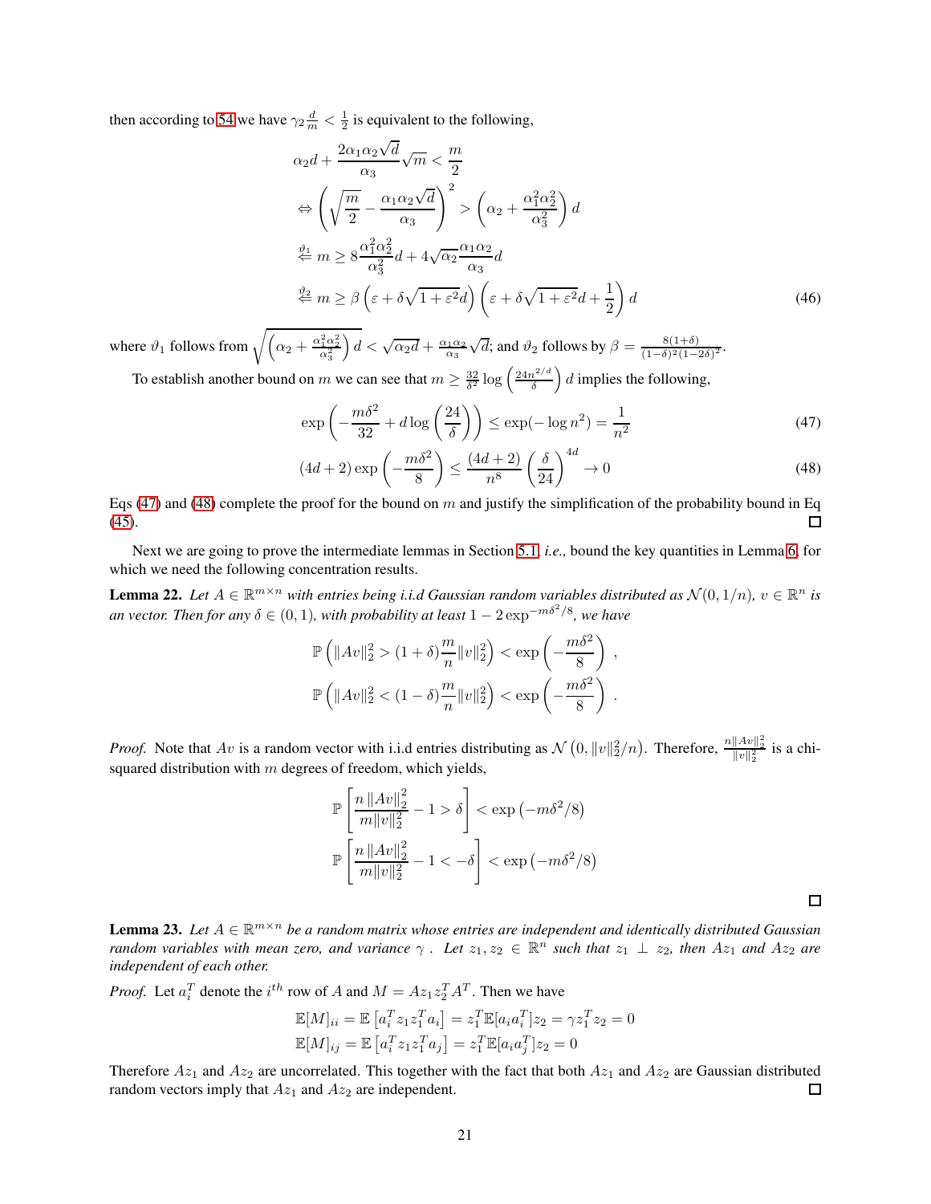then according to 54 we have $\gamma_2 \frac{d}{m} < \frac{1}{2}$ is equivalent to the following,

$$
\begin{aligned}
& \alpha_2 d + \frac{2\alpha_1\alpha_2\sqrt{d}}{\alpha_3}\sqrt{m} < \frac{m}{2} \\
& \Leftrightarrow \left(\sqrt{\frac{m}{2}} - \frac{\alpha_1\alpha_2\sqrt{d}}{\alpha_3}\right)^2 > \left(\alpha_2 + \frac{\alpha_1^2\alpha_2^2}{\alpha_3^2}\right) d \\
& \overset{\vartheta_1}{\Leftarrow} m \geq 8\frac{\alpha_1^2\alpha_2^2}{\alpha_3^2} d + 4\sqrt{\alpha_2}\frac{\alpha_1\alpha_2}{\alpha_3} d \\
& \overset{\vartheta_2}{\Leftarrow} m \geq \beta\left(\varepsilon + \delta\sqrt{1+\varepsilon^2} d\right)\left(\varepsilon + \delta\sqrt{1+\varepsilon^2} d + \frac{1}{2}\right) d
\end{aligned}
\tag{46}
$$

where $\vartheta_1$ follows from $\sqrt{\left(\alpha_2 + \frac{\alpha_1^2\alpha_2^2}{\alpha_3^2}\right) d} < \sqrt{\alpha_2 d} + \frac{\alpha_1\alpha_2}{\alpha_3}\sqrt{d}$; and $\vartheta_2$ follows by $\beta = \frac{8(1+\delta)}{(1-\delta)^2(1-2\delta)^2}$.

To establish another bound on $m$ we can see that $m \geq \frac{32}{\delta^2}\log\left(\frac{24n^{2/d}}{\delta}\right) d$ implies the following,

$$
\exp\left(-\frac{m\delta^2}{32} + d\log\left(\frac{24}{\delta}\right)\right) \leq \exp(-\log n^2) = \frac{1}{n^2} \tag{47}
$$

$$
(4d+2)\exp\left(-\frac{m\delta^2}{8}\right) \leq \frac{(4d+2)}{n^8}\left(\frac{\delta}{24}\right)^{4d} \to 0 \tag{48}
$$

Eqs (47) and (48) complete the proof for the bound on $m$ and justify the simplification of the probability bound in Eq (45). ☐

Next we are going to prove the intermediate lemmas in Section 5.1, *i.e.,* bound the key quantities in Lemma 6, for which we need the following concentration results.

**Lemma 22.** *Let $A \in \mathbb{R}^{m\times n}$ with entries being i.i.d Gaussian random variables distributed as $\mathcal{N}(0, 1/n)$, $v \in \mathbb{R}^n$ is an vector. Then for any $\delta \in (0,1)$, with probability at least $1 - 2\exp^{-m\delta^2/8}$, we have*

$$
\mathbb{P}\left(\|Av\|_2^2 > (1+\delta)\frac{m}{n}\|v\|_2^2\right) < \exp\left(-\frac{m\delta^2}{8}\right),
$$

$$
\mathbb{P}\left(\|Av\|_2^2 < (1-\delta)\frac{m}{n}\|v\|_2^2\right) < \exp\left(-\frac{m\delta^2}{8}\right).
$$

*Proof.* Note that $Av$ is a random vector with i.i.d entries distributing as $\mathcal{N}\left(0, \|v\|_2^2/n\right)$. Therefore, $\frac{n\|Av\|_2^2}{\|v\|_2^2}$ is a chi-squared distribution with $m$ degrees of freedom, which yields,

$$
\mathbb{P}\left[\frac{n\,\|Av\|_2^2}{m\|v\|_2^2} - 1 > \delta\right] < \exp\left(-m\delta^2/8\right)
$$

$$
\mathbb{P}\left[\frac{n\,\|Av\|_2^2}{m\|v\|_2^2} - 1 < -\delta\right] < \exp\left(-m\delta^2/8\right)
$$

☐

**Lemma 23.** *Let $A \in \mathbb{R}^{m\times n}$ be a random matrix whose entries are independent and identically distributed Gaussian random variables with mean zero, and variance $\gamma$ . Let $z_1, z_2 \in \mathbb{R}^n$ such that $z_1 \perp z_2$, then $Az_1$ and $Az_2$ are independent of each other.*

*Proof.* Let $a_i^T$ denote the $i^{th}$ row of $A$ and $M = Az_1 z_2^T A^T$. Then we have

$$
\mathbb{E}[M]_{ii} = \mathbb{E}\left[a_i^T z_1 z_1^T a_i\right] = z_1^T \mathbb{E}[a_i a_i^T] z_2 = \gamma z_1^T z_2 = 0
$$

$$
\mathbb{E}[M]_{ij} = \mathbb{E}\left[a_i^T z_1 z_1^T a_j\right] = z_1^T \mathbb{E}[a_i a_j^T] z_2 = 0
$$

Therefore $Az_1$ and $Az_2$ are uncorrelated. This together with the fact that both $Az_1$ and $Az_2$ are Gaussian distributed random vectors imply that $Az_1$ and $Az_2$ are independent. ☐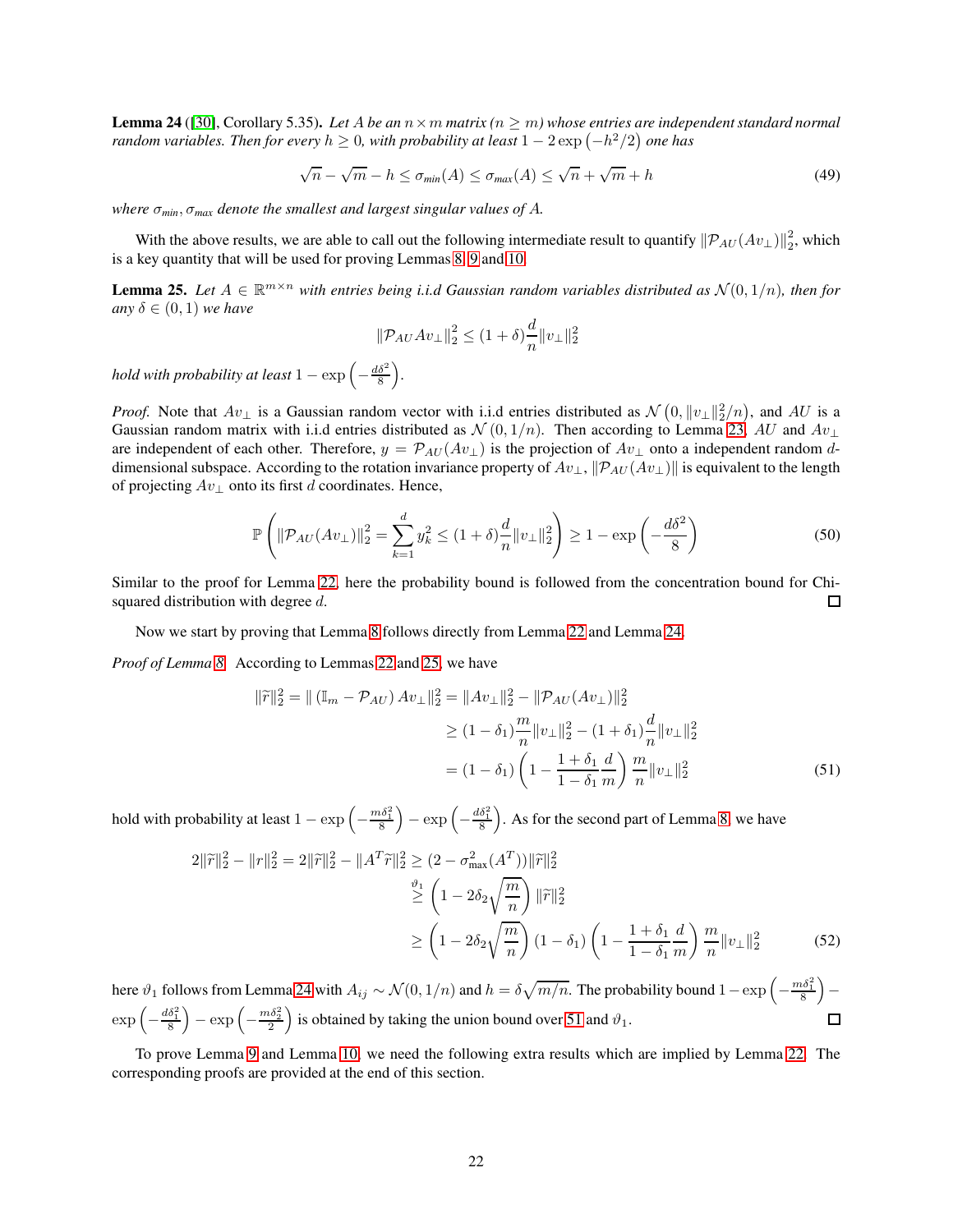**Lemma 24** ([30], Corollary 5.35). *Let $A$ be an $n \times m$ matrix ($n \geq m$) whose entries are independent standard normal random variables. Then for every $h \geq 0$, with probability at least $1 - 2\exp\left(-h^2/2\right)$ one has*

$$\sqrt{n} - \sqrt{m} - h \leq \sigma_{min}(A) \leq \sigma_{max}(A) \leq \sqrt{n} + \sqrt{m} + h \tag{49}$$

*where $\sigma_{min}, \sigma_{max}$ denote the smallest and largest singular values of $A$.*

With the above results, we are able to call out the following intermediate result to quantify $\|\mathcal{P}_{AU}(Av_\perp)\|_2^2$, which is a key quantity that will be used for proving Lemmas 8, 9 and 10.

**Lemma 25.** *Let $A \in \mathbb{R}^{m \times n}$ with entries being i.i.d Gaussian random variables distributed as $\mathcal{N}(0, 1/n)$, then for any $\delta \in (0, 1)$ we have*

$$\|\mathcal{P}_{AU} Av_\perp\|_2^2 \leq (1+\delta)\frac{d}{n}\|v_\perp\|_2^2$$

*hold with probability at least $1 - \exp\left(-\frac{d\delta^2}{8}\right)$.*

*Proof.* Note that $Av_\perp$ is a Gaussian random vector with i.i.d entries distributed as $\mathcal{N}\left(0, \|v_\perp\|_2^2/n\right)$, and $AU$ is a Gaussian random matrix with i.i.d entries distributed as $\mathcal{N}\left(0, 1/n\right)$. Then according to Lemma 23, $AU$ and $Av_\perp$ are independent of each other. Therefore, $y = \mathcal{P}_{AU}(Av_\perp)$ is the projection of $Av_\perp$ onto a independent random $d$-dimensional subspace. According to the rotation invariance property of $Av_\perp$, $\|\mathcal{P}_{AU}(Av_\perp)\|$ is equivalent to the length of projecting $Av_\perp$ onto its first $d$ coordinates. Hence,

$$\mathbb{P}\left(\|\mathcal{P}_{AU}(Av_\perp)\|_2^2 = \sum_{k=1}^{d} y_k^2 \leq (1+\delta)\frac{d}{n}\|v_\perp\|_2^2\right) \geq 1 - \exp\left(-\frac{d\delta^2}{8}\right) \tag{50}$$

Similar to the proof for Lemma 22, here the probability bound is followed from the concentration bound for Chi-squared distribution with degree $d$. $\square$

Now we start by proving that Lemma 8 follows directly from Lemma 22 and Lemma 24.

*Proof of Lemma 8.* According to Lemmas 22 and 25, we have

$$\begin{aligned}
\|\widetilde{r}\|_2^2 = \|\left(\mathbb{I}_m - \mathcal{P}_{AU}\right)Av_\perp\|_2^2 &= \|Av_\perp\|_2^2 - \|\mathcal{P}_{AU}(Av_\perp)\|_2^2 \\
&\geq (1-\delta_1)\frac{m}{n}\|v_\perp\|_2^2 - (1+\delta_1)\frac{d}{n}\|v_\perp\|_2^2 \\
&= (1-\delta_1)\left(1 - \frac{1+\delta_1}{1-\delta_1}\frac{d}{m}\right)\frac{m}{n}\|v_\perp\|_2^2
\end{aligned} \tag{51}$$

hold with probability at least $1 - \exp\left(-\frac{m\delta_1^2}{8}\right) - \exp\left(-\frac{d\delta_1^2}{8}\right)$. As for the second part of Lemma 8, we have

$$\begin{aligned}
2\|\widetilde{r}\|_2^2 - \|r\|_2^2 = 2\|\widetilde{r}\|_2^2 - \|A^T\widetilde{r}\|_2^2 &\geq (2 - \sigma_{\max}^2(A^T))\|\widetilde{r}\|_2^2 \\
&\overset{\vartheta_1}{\geq} \left(1 - 2\delta_2\sqrt{\frac{m}{n}}\right)\|\widetilde{r}\|_2^2 \\
&\geq \left(1 - 2\delta_2\sqrt{\frac{m}{n}}\right)(1-\delta_1)\left(1 - \frac{1+\delta_1}{1-\delta_1}\frac{d}{m}\right)\frac{m}{n}\|v_\perp\|_2^2
\end{aligned} \tag{52}$$

here $\vartheta_1$ follows from Lemma 24 with $A_{ij} \sim \mathcal{N}(0, 1/n)$ and $h = \delta\sqrt{m/n}$. The probability bound $1 - \exp\left(-\frac{m\delta_1^2}{8}\right) - \exp\left(-\frac{d\delta_1^2}{8}\right) - \exp\left(-\frac{m\delta_2^2}{2}\right)$ is obtained by taking the union bound over 51 and $\vartheta_1$. $\square$

To prove Lemma 9 and Lemma 10, we need the following extra results which are implied by Lemma 22. The corresponding proofs are provided at the end of this section.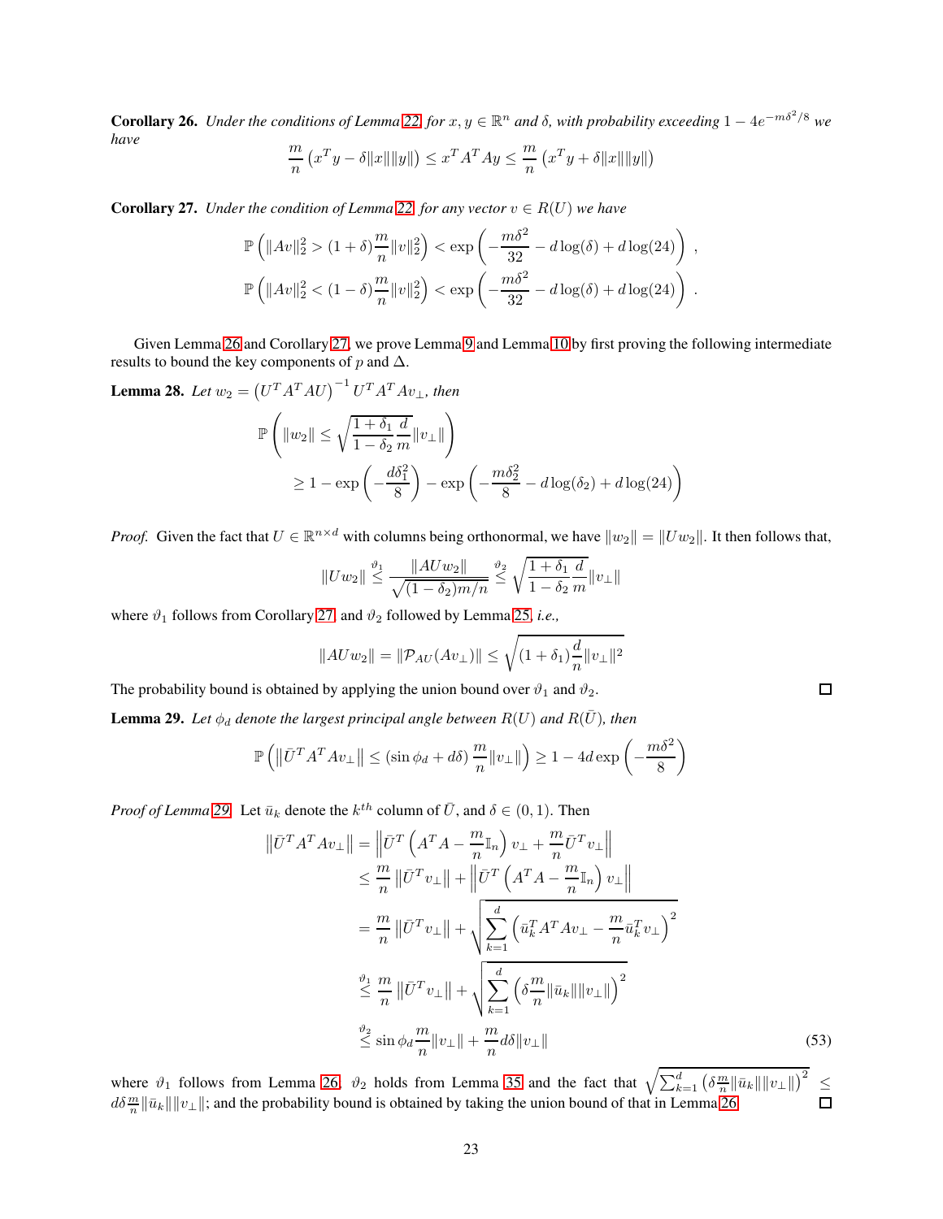**Corollary 26.** *Under the conditions of Lemma 22 for $x, y \in \mathbb{R}^n$ and $\delta$, with probability exceeding $1 - 4e^{-m\delta^2/8}$ we have*

$$\frac{m}{n}\left(x^T y - \delta\|x\|\|y\|\right) \leq x^T A^T A y \leq \frac{m}{n}\left(x^T y + \delta\|x\|\|y\|\right)$$

**Corollary 27.** *Under the condition of Lemma 22, for any vector $v \in R(U)$ we have*

$$\mathbb{P}\left(\|Av\|_2^2 > (1+\delta)\frac{m}{n}\|v\|_2^2\right) < \exp\left(-\frac{m\delta^2}{32} - d\log(\delta) + d\log(24)\right),$$
$$\mathbb{P}\left(\|Av\|_2^2 < (1-\delta)\frac{m}{n}\|v\|_2^2\right) < \exp\left(-\frac{m\delta^2}{32} - d\log(\delta) + d\log(24)\right).$$

Given Lemma 26 and Corollary 27, we prove Lemma 9 and Lemma 10 by first proving the following intermediate results to bound the key components of $p$ and $\Delta$.

**Lemma 28.** *Let $w_2 = \left(U^T A^T A U\right)^{-1} U^T A^T A v_\perp$, then*

$$\mathbb{P}\left(\|w_2\| \leq \sqrt{\frac{1+\delta_1}{1-\delta_2}\frac{d}{m}}\|v_\perp\|\right)$$
$$\geq 1 - \exp\left(-\frac{d\delta_1^2}{8}\right) - \exp\left(-\frac{m\delta_2^2}{8} - d\log(\delta_2) + d\log(24)\right)$$

*Proof.* Given the fact that $U \in \mathbb{R}^{n\times d}$ with columns being orthonormal, we have $\|w_2\| = \|Uw_2\|$. It then follows that,

$$\|Uw_2\| \overset{\vartheta_1}{\leq} \frac{\|AUw_2\|}{\sqrt{(1-\delta_2)m/n}} \overset{\vartheta_2}{\leq} \sqrt{\frac{1+\delta_1}{1-\delta_2}\frac{d}{m}}\|v_\perp\|$$

where $\vartheta_1$ follows from Corollary 27, and $\vartheta_2$ followed by Lemma 25, *i.e.,*

$$\|AUw_2\| = \|\mathcal{P}_{AU}(Av_\perp)\| \leq \sqrt{(1+\delta_1)\frac{d}{n}\|v_\perp\|^2}$$

The probability bound is obtained by applying the union bound over $\vartheta_1$ and $\vartheta_2$. $\square$

**Lemma 29.** *Let $\phi_d$ denote the largest principal angle between $R(U)$ and $R(\bar{U})$, then*

$$\mathbb{P}\left(\left\|\bar{U}^T A^T A v_\perp\right\| \leq \left(\sin\phi_d + d\delta\right)\frac{m}{n}\|v_\perp\|\right) \geq 1 - 4d\exp\left(-\frac{m\delta^2}{8}\right)$$

*Proof of Lemma 29.* Let $\bar{u}_k$ denote the $k^{th}$ column of $\bar{U}$, and $\delta \in (0,1)$. Then

$$\begin{aligned}
\left\|\bar{U}^T A^T A v_\perp\right\| &= \left\|\bar{U}^T\left(A^T A - \frac{m}{n}\mathbb{I}_n\right)v_\perp + \frac{m}{n}\bar{U}^T v_\perp\right\| \\
&\leq \frac{m}{n}\left\|\bar{U}^T v_\perp\right\| + \left\|\bar{U}^T\left(A^T A - \frac{m}{n}\mathbb{I}_n\right)v_\perp\right\| \\
&= \frac{m}{n}\left\|\bar{U}^T v_\perp\right\| + \sqrt{\sum_{k=1}^d\left(\bar{u}_k^T A^T A v_\perp - \frac{m}{n}\bar{u}_k^T v_\perp\right)^2} \\
&\overset{\vartheta_1}{\leq} \frac{m}{n}\left\|\bar{U}^T v_\perp\right\| + \sqrt{\sum_{k=1}^d\left(\delta\frac{m}{n}\|\bar{u}_k\|\|v_\perp\|\right)^2} \\
&\overset{\vartheta_2}{\leq} \sin\phi_d\frac{m}{n}\|v_\perp\| + \frac{m}{n}d\delta\|v_\perp\|
\end{aligned} \tag{53}$$

where $\vartheta_1$ follows from Lemma 26. $\vartheta_2$ holds from Lemma 35 and the fact that $\sqrt{\sum_{k=1}^d\left(\delta\frac{m}{n}\|\bar{u}_k\|\|v_\perp\|\right)^2} \leq d\delta\frac{m}{n}\|\bar{u}_k\|\|v_\perp\|$; and the probability bound is obtained by taking the union bound of that in Lemma 26. $\square$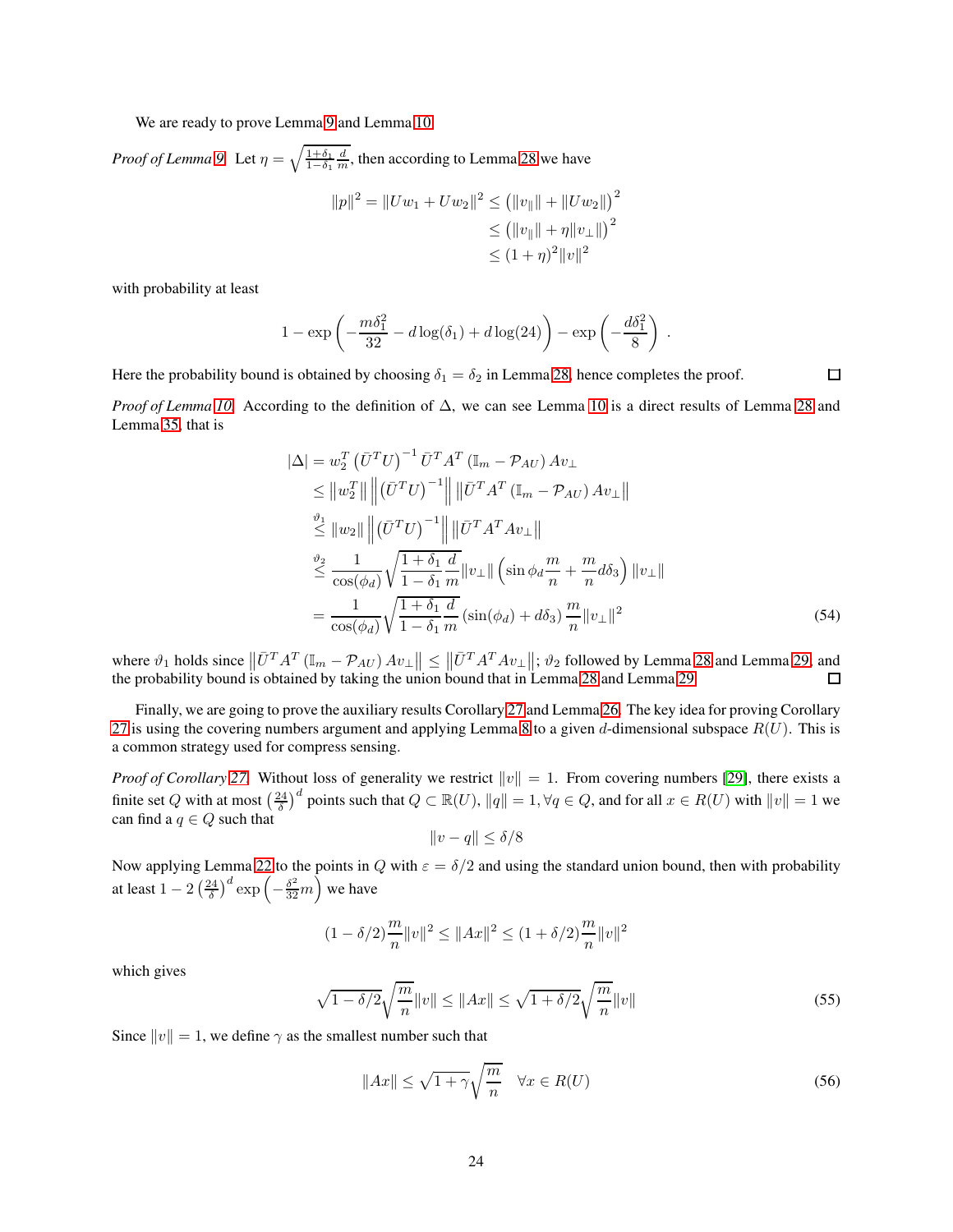We are ready to prove Lemma 9 and Lemma 10.

*Proof of Lemma 9.* Let $\eta = \sqrt{\frac{1+\delta_1}{1-\delta_1}\frac{d}{m}}$, then according to Lemma 28 we have

$$
\begin{aligned}
\|p\|^2 = \|Uw_1 + Uw_2\|^2 &\le \left(\|v_\parallel\| + \|Uw_2\|\right)^2 \\
&\le \left(\|v_\parallel\| + \eta\|v_\perp\|\right)^2 \\
&\le (1+\eta)^2\|v\|^2
\end{aligned}
$$

with probability at least

$$
1 - \exp\left(-\frac{m\delta_1^2}{32} - d\log(\delta_1) + d\log(24)\right) - \exp\left(-\frac{d\delta_1^2}{8}\right) .
$$

Here the probability bound is obtained by choosing $\delta_1 = \delta_2$ in Lemma 28, hence completes the proof. $\square$

*Proof of Lemma 10.* According to the definition of $\Delta$, we can see Lemma 10 is a direct results of Lemma 28 and Lemma 35, that is

$$
\begin{aligned}
|\Delta| &= w_2^T\left(\bar{U}^TU\right)^{-1}\bar{U}^TA^T\left(\mathbb{I}_m - \mathcal{P}_{AU}\right)Av_\perp \\
&\le \left\|w_2^T\right\|\left\|\left(\bar{U}^TU\right)^{-1}\right\|\left\|\bar{U}^TA^T\left(\mathbb{I}_m - \mathcal{P}_{AU}\right)Av_\perp\right\| \\
&\overset{\vartheta_1}{\le} \|w_2\|\left\|\left(\bar{U}^TU\right)^{-1}\right\|\left\|\bar{U}^TA^TAv_\perp\right\| \\
&\overset{\vartheta_2}{\le} \frac{1}{\cos(\phi_d)}\sqrt{\frac{1+\delta_1}{1-\delta_1}\frac{d}{m}}\|v_\perp\|\left(\sin\phi_d\frac{m}{n} + \frac{m}{n}d\delta_3\right)\|v_\perp\| \\
&= \frac{1}{\cos(\phi_d)}\sqrt{\frac{1+\delta_1}{1-\delta_1}\frac{d}{m}}\left(\sin(\phi_d) + d\delta_3\right)\frac{m}{n}\|v_\perp\|^2
\end{aligned} \tag{54}
$$

where $\vartheta_1$ holds since $\left\|\bar{U}^TA^T\left(\mathbb{I}_m - \mathcal{P}_{AU}\right)Av_\perp\right\| \le \left\|\bar{U}^TA^TAv_\perp\right\|$; $\vartheta_2$ followed by Lemma 28 and Lemma 29, and the probability bound is obtained by taking the union bound that in Lemma 28 and Lemma 29. $\square$

Finally, we are going to prove the auxiliary results Corollary 27 and Lemma 26. The key idea for proving Corollary 27 is using the covering numbers argument and applying Lemma 8 to a given $d$-dimensional subspace $R(U)$. This is a common strategy used for compress sensing.

*Proof of Corollary 27.* Without loss of generality we restrict $\|v\| = 1$. From covering numbers [29], there exists a finite set $Q$ with at most $\left(\frac{24}{\delta}\right)^d$ points such that $Q \subset \mathbb{R}(U)$, $\|q\| = 1, \forall q \in Q$, and for all $x \in R(U)$ with $\|v\| = 1$ we can find a $q \in Q$ such that

$$
\|v - q\| \le \delta/8
$$

Now applying Lemma 22 to the points in $Q$ with $\varepsilon = \delta/2$ and using the standard union bound, then with probability at least $1 - 2\left(\frac{24}{\delta}\right)^d\exp\left(-\frac{\delta^2}{32}m\right)$ we have

$$
(1-\delta/2)\frac{m}{n}\|v\|^2 \le \|Ax\|^2 \le (1+\delta/2)\frac{m}{n}\|v\|^2
$$

which gives

$$
\sqrt{1-\delta/2}\sqrt{\frac{m}{n}}\|v\| \le \|Ax\| \le \sqrt{1+\delta/2}\sqrt{\frac{m}{n}}\|v\| \tag{55}
$$

Since $\|v\| = 1$, we define $\gamma$ as the smallest number such that

$$
\|Ax\| \le \sqrt{1+\gamma}\sqrt{\frac{m}{n}} \quad \forall x \in R(U) \tag{56}
$$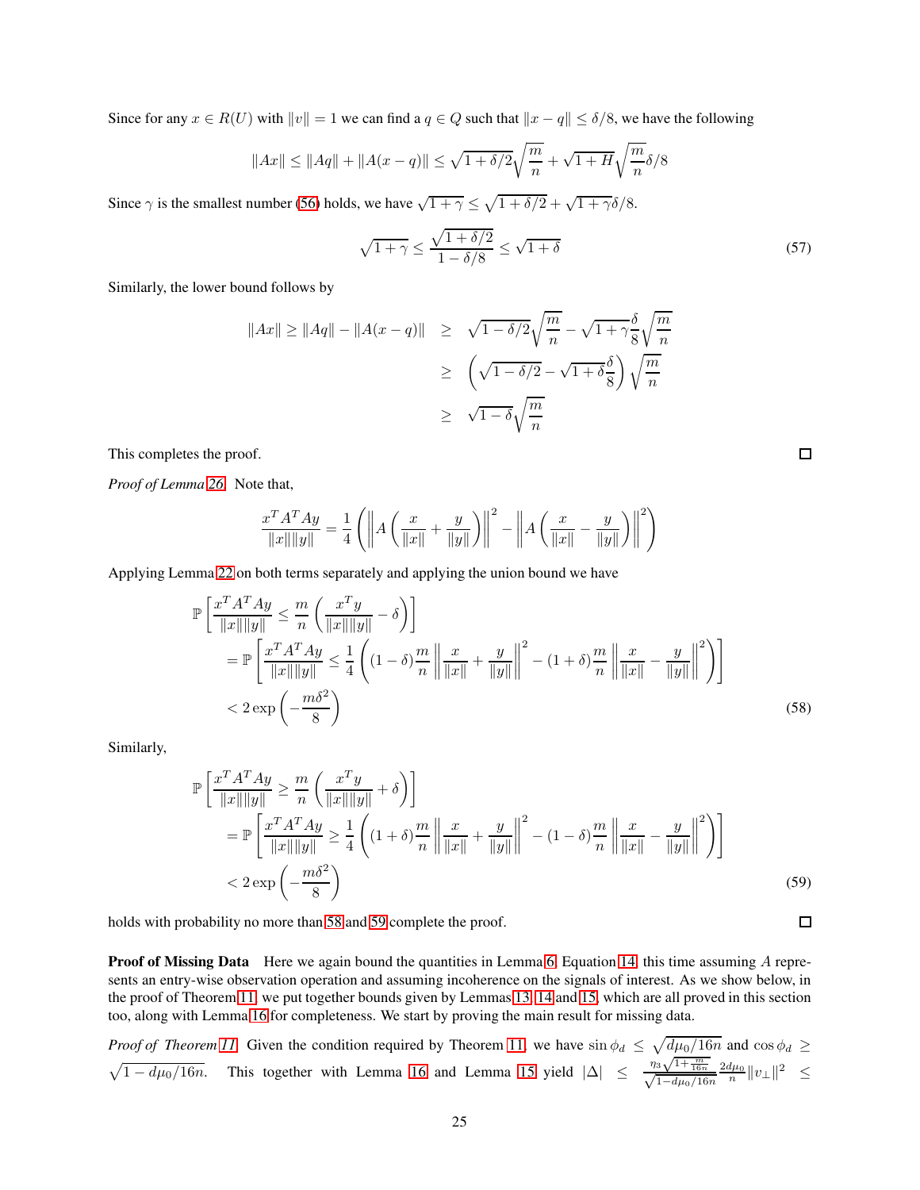Since for any $x \in R(U)$ with $\|v\| = 1$ we can find a $q \in Q$ such that $\|x - q\| \le \delta/8$, we have the following

$$\|Ax\| \le \|Aq\| + \|A(x-q)\| \le \sqrt{1+\delta/2}\sqrt{\frac{m}{n}} + \sqrt{1+H}\sqrt{\frac{m}{n}}\delta/8$$

Since $\gamma$ is the smallest number (56) holds, we have $\sqrt{1+\gamma} \le \sqrt{1+\delta/2} + \sqrt{1+\gamma}\delta/8$.

$$\sqrt{1+\gamma} \le \frac{\sqrt{1+\delta/2}}{1-\delta/8} \le \sqrt{1+\delta} \tag{57}$$

Similarly, the lower bound follows by

$$\begin{aligned}
\|Ax\| \ge \|Aq\| - \|A(x-q)\| &\ge \sqrt{1-\delta/2}\sqrt{\frac{m}{n}} - \sqrt{1+\gamma}\frac{\delta}{8}\sqrt{\frac{m}{n}} \\
&\ge \left(\sqrt{1-\delta/2} - \sqrt{1+\delta}\frac{\delta}{8}\right)\sqrt{\frac{m}{n}} \\
&\ge \sqrt{1-\delta}\sqrt{\frac{m}{n}}
\end{aligned}$$

This completes the proof. □

*Proof of Lemma 26.* Note that,

$$\frac{x^T A^T A y}{\|x\|\|y\|} = \frac{1}{4}\left(\left\|A\left(\frac{x}{\|x\|} + \frac{y}{\|y\|}\right)\right\|^2 - \left\|A\left(\frac{x}{\|x\|} - \frac{y}{\|y\|}\right)\right\|^2\right)$$

Applying Lemma 22 on both terms separately and applying the union bound we have

$$\begin{aligned}
&\mathbb{P}\left[\frac{x^T A^T A y}{\|x\|\|y\|} \le \frac{m}{n}\left(\frac{x^T y}{\|x\|\|y\|} - \delta\right)\right] \\
&= \mathbb{P}\left[\frac{x^T A^T A y}{\|x\|\|y\|} \le \frac{1}{4}\left((1-\delta)\frac{m}{n}\left\|\frac{x}{\|x\|} + \frac{y}{\|y\|}\right\|^2 - (1+\delta)\frac{m}{n}\left\|\frac{x}{\|x\|} - \frac{y}{\|y\|}\right\|^2\right)\right] \\
&< 2\exp\left(-\frac{m\delta^2}{8}\right)
\end{aligned} \tag{58}$$

Similarly,

$$\begin{aligned}
&\mathbb{P}\left[\frac{x^T A^T A y}{\|x\|\|y\|} \ge \frac{m}{n}\left(\frac{x^T y}{\|x\|\|y\|} + \delta\right)\right] \\
&= \mathbb{P}\left[\frac{x^T A^T A y}{\|x\|\|y\|} \ge \frac{1}{4}\left((1+\delta)\frac{m}{n}\left\|\frac{x}{\|x\|} + \frac{y}{\|y\|}\right\|^2 - (1-\delta)\frac{m}{n}\left\|\frac{x}{\|x\|} - \frac{y}{\|y\|}\right\|^2\right)\right] \\
&< 2\exp\left(-\frac{m\delta^2}{8}\right)
\end{aligned} \tag{59}$$

holds with probability no more than 58 and 59 complete the proof. □

**Proof of Missing Data** Here we again bound the quantities in Lemma 6, Equation 14, this time assuming $A$ represents an entry-wise observation operation and assuming incoherence on the signals of interest. As we show below, in the proof of Theorem 11, we put together bounds given by Lemmas 13, 14 and 15, which are all proved in this section too, along with Lemma 16 for completeness. We start by proving the main result for missing data.

*Proof of Theorem 11.* Given the condition required by Theorem 11, we have $\sin\phi_d \le \sqrt{d\mu_0/16n}$ and $\cos\phi_d \ge \sqrt{1 - d\mu_0/16n}$. This together with Lemma 16 and Lemma 15 yield $|\Delta| \le \frac{\eta_3\sqrt{1+\frac{m}{16n}}}{\sqrt{1-d\mu_0/16n}}\frac{2d\mu_0}{n}\|v_\perp\|^2 \le$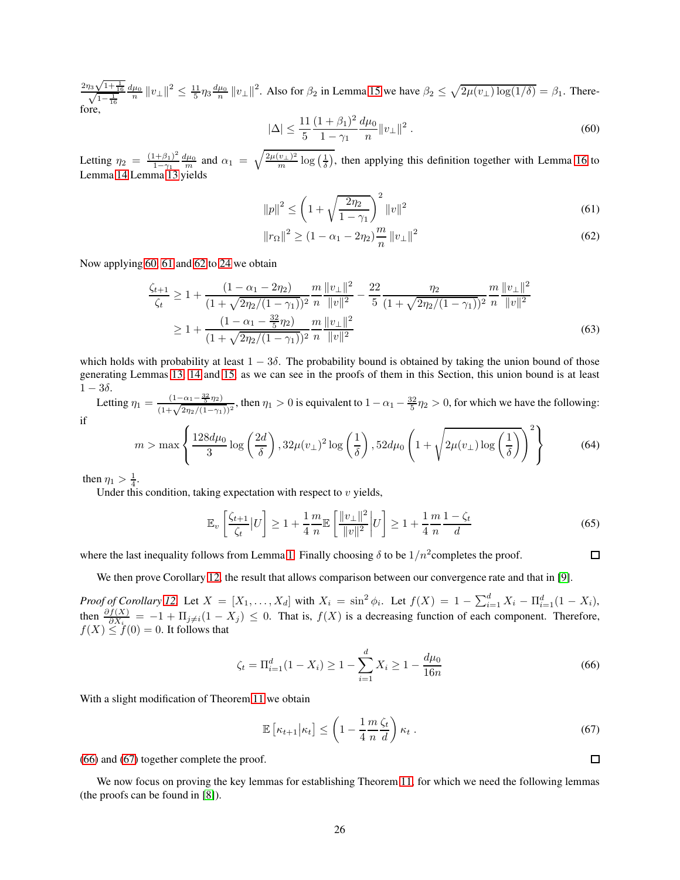$\frac{2\eta_3\sqrt{1+\frac{1}{16}}}{\sqrt{1-\frac{1}{16}}}\frac{d\mu_0}{n}\|v_\perp\|^2 \leq \frac{11}{5}\eta_3\frac{d\mu_0}{n}\|v_\perp\|^2$. Also for $\beta_2$ in Lemma 15 we have $\beta_2 \leq \sqrt{2\mu(v_\perp)\log(1/\delta)} = \beta_1$. Therefore,

$$|\Delta| \leq \frac{11}{5}\frac{(1+\beta_1)^2}{1-\gamma_1}\frac{d\mu_0}{n}\|v_\perp\|^2 \,. \tag{60}$$

Letting $\eta_2 = \frac{(1+\beta_1)^2}{1-\gamma_1}\frac{d\mu_0}{m}$ and $\alpha_1 = \sqrt{\frac{2\mu(v_\perp)^2}{m}\log\left(\frac{1}{\delta}\right)}$, then applying this definition together with Lemma 16 to Lemma 14 Lemma 13 yields

$$\|p\|^2 \leq \left(1+\sqrt{\frac{2\eta_2}{1-\gamma_1}}\right)^2\|v\|^2 \tag{61}$$

$$\|r_\Omega\|^2 \geq (1-\alpha_1-2\eta_2)\frac{m}{n}\|v_\perp\|^2 \tag{62}$$

Now applying 60, 61 and 62 to 24 we obtain

$$\begin{aligned}\frac{\zeta_{t+1}}{\zeta_t} &\geq 1+\frac{(1-\alpha_1-2\eta_2)}{(1+\sqrt{2\eta_2/(1-\gamma_1)})^2}\frac{m}{n}\frac{\|v_\perp\|^2}{\|v\|^2} - \frac{22}{5}\frac{\eta_2}{(1+\sqrt{2\eta_2/(1-\gamma_1)})^2}\frac{m}{n}\frac{\|v_\perp\|^2}{\|v\|^2} \\ &\geq 1+\frac{(1-\alpha_1-\frac{32}{5}\eta_2)}{(1+\sqrt{2\eta_2/(1-\gamma_1)})^2}\frac{m}{n}\frac{\|v_\perp\|^2}{\|v\|^2}\end{aligned} \tag{63}$$

which holds with probability at least $1-3\delta$. The probability bound is obtained by taking the union bound of those generating Lemmas 13, 14 and 15, as we can see in the proofs of them in this Section, this union bound is at least $1-3\delta$.

Letting $\eta_1 = \frac{(1-\alpha_1-\frac{32}{5}\eta_2)}{(1+\sqrt{2\eta_2/(1-\gamma_1)})^2}$, then $\eta_1 > 0$ is equivalent to $1-\alpha_1-\frac{32}{5}\eta_2 > 0$, for which we have the following: if

$$m > \max\left\{\frac{128d\mu_0}{3}\log\left(\frac{2d}{\delta}\right), 32\mu(v_\perp)^2\log\left(\frac{1}{\delta}\right), 52d\mu_0\left(1+\sqrt{2\mu(v_\perp)\log\left(\frac{1}{\delta}\right)}\right)^2\right\} \tag{64}$$

then $\eta_1 > \frac{1}{4}$.

Under this condition, taking expectation with respect to $v$ yields,

$$\mathbb{E}_v\left[\frac{\zeta_{t+1}}{\zeta_t}\Big|U\right] \geq 1+\frac{1}{4}\frac{m}{n}\mathbb{E}\left[\frac{\|v_\perp\|^2}{\|v\|^2}\Big|U\right] \geq 1+\frac{1}{4}\frac{m}{n}\frac{1-\zeta_t}{d} \tag{65}$$

where the last inequality follows from Lemma 1. Finally choosing $\delta$ to be $1/n^2$completes the proof. ∎

We then prove Corollary 12, the result that allows comparison between our convergence rate and that in [9].

*Proof of Corollary 12.* Let $X = [X_1, \ldots, X_d]$ with $X_i = \sin^2\phi_i$. Let $f(X) = 1-\sum_{i=1}^d X_i - \Pi_{i=1}^d(1-X_i)$, then $\frac{\partial f(X)}{\partial X_i} = -1+\Pi_{j\neq i}(1-X_j) \leq 0$. That is, $f(X)$ is a decreasing function of each component. Therefore, $f(X) \leq f(0) = 0$. It follows that

$$\zeta_t = \Pi_{i=1}^d(1-X_i) \geq 1-\sum_{i=1}^d X_i \geq 1-\frac{d\mu_0}{16n} \tag{66}$$

With a slight modification of Theorem 11 we obtain

$$\mathbb{E}\left[\kappa_{t+1}\big|\kappa_t\right] \leq \left(1-\frac{1}{4}\frac{m}{n}\frac{\zeta_t}{d}\right)\kappa_t \,. \tag{67}$$

(66) and (67) together complete the proof. ∎

We now focus on proving the key lemmas for establishing Theorem 11, for which we need the following lemmas (the proofs can be found in [8]).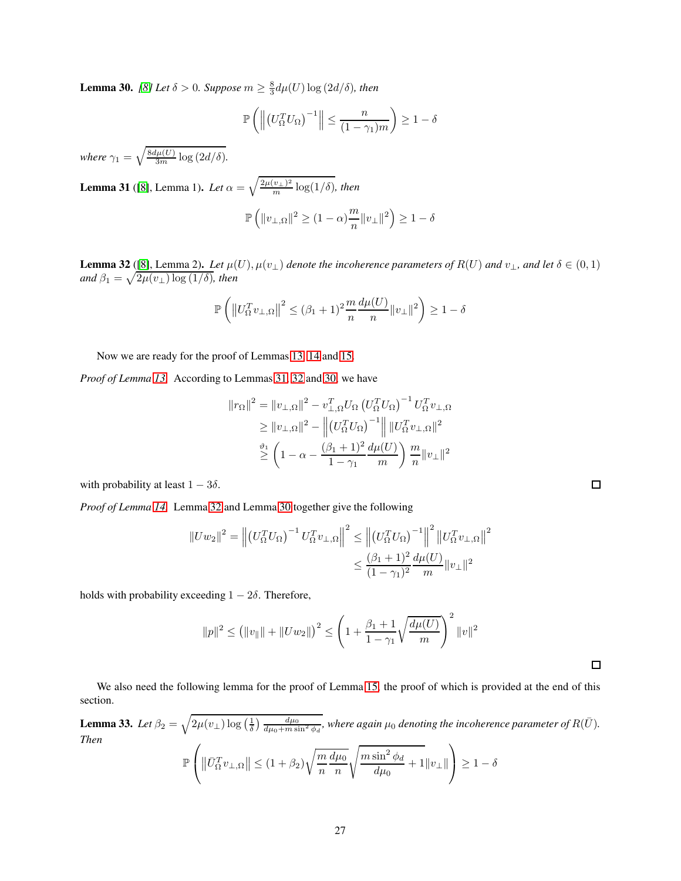**Lemma 30.** *[8] Let $\delta > 0$. Suppose $m \geq \frac{8}{3} d\mu(U) \log(2d/\delta)$, then*

$$\mathbb{P}\left( \left\| \left(U_\Omega^T U_\Omega\right)^{-1} \right\| \leq \frac{n}{(1-\gamma_1)m} \right) \geq 1 - \delta$$

*where $\gamma_1 = \sqrt{\frac{8d\mu(U)}{3m} \log(2d/\delta)}$.*

**Lemma 31** ([8], Lemma 1)**.** *Let $\alpha = \sqrt{\frac{2\mu(v_\perp)^2}{m} \log(1/\delta)}$, then*

$$\mathbb{P}\left( \|v_{\perp,\Omega}\|^2 \geq (1-\alpha) \frac{m}{n} \|v_\perp\|^2 \right) \geq 1 - \delta$$

**Lemma 32** ([8], Lemma 2)**.** *Let $\mu(U), \mu(v_\perp)$ denote the incoherence parameters of $R(U)$ and $v_\perp$, and let $\delta \in (0,1)$ and $\beta_1 = \sqrt{2\mu(v_\perp) \log(1/\delta)}$, then*

$$\mathbb{P}\left( \left\| U_\Omega^T v_{\perp,\Omega} \right\|^2 \leq (\beta_1 + 1)^2 \frac{m}{n} \frac{d\mu(U)}{n} \|v_\perp\|^2 \right) \geq 1 - \delta$$

Now we are ready for the proof of Lemmas 13, 14 and 15.

*Proof of Lemma 13.* According to Lemmas 31, 32 and 30, we have

$$\begin{aligned}
\|r_\Omega\|^2 &= \|v_{\perp,\Omega}\|^2 - v_{\perp,\Omega}^T U_\Omega \left(U_\Omega^T U_\Omega\right)^{-1} U_\Omega^T v_{\perp,\Omega} \\
&\geq \|v_{\perp,\Omega}\|^2 - \left\| \left(U_\Omega^T U_\Omega\right)^{-1} \right\| \|U_\Omega^T v_{\perp,\Omega}\|^2 \\
&\overset{\vartheta_1}{\geq} \left( 1 - \alpha - \frac{(\beta_1+1)^2}{1-\gamma_1} \frac{d\mu(U)}{m} \right) \frac{m}{n} \|v_\perp\|^2
\end{aligned}$$

with probability at least $1 - 3\delta$. □

*Proof of Lemma 14.* Lemma 32 and Lemma 30 together give the following

$$\begin{aligned}
\|Uw_2\|^2 = \left\| \left(U_\Omega^T U_\Omega\right)^{-1} U_\Omega^T v_{\perp,\Omega} \right\|^2 &\leq \left\| \left(U_\Omega^T U_\Omega\right)^{-1} \right\|^2 \left\| U_\Omega^T v_{\perp,\Omega} \right\|^2 \\
&\leq \frac{(\beta_1+1)^2}{(1-\gamma_1)^2} \frac{d\mu(U)}{m} \|v_\perp\|^2
\end{aligned}$$

holds with probability exceeding $1 - 2\delta$. Therefore,

$$\|p\|^2 \leq \left( \|v_\parallel\| + \|Uw_2\| \right)^2 \leq \left( 1 + \frac{\beta_1 + 1}{1-\gamma_1} \sqrt{\frac{d\mu(U)}{m}} \right)^2 \|v\|^2$$

□

We also need the following lemma for the proof of Lemma 15, the proof of which is provided at the end of this section.

**Lemma 33.** *Let $\beta_2 = \sqrt{2\mu(v_\perp) \log\left(\frac{1}{\delta}\right) \frac{d\mu_0}{d\mu_0 + m \sin^2 \phi_d}}$, where again $\mu_0$ denoting the incoherence parameter of $R(\bar{U})$. Then*

$$\mathbb{P}\left( \left\| \bar{U}_\Omega^T v_{\perp,\Omega} \right\| \leq (1 + \beta_2) \sqrt{\frac{m}{n} \frac{d\mu_0}{n}} \sqrt{\frac{m \sin^2 \phi_d}{d\mu_0} + 1} \|v_\perp\| \right) \geq 1 - \delta$$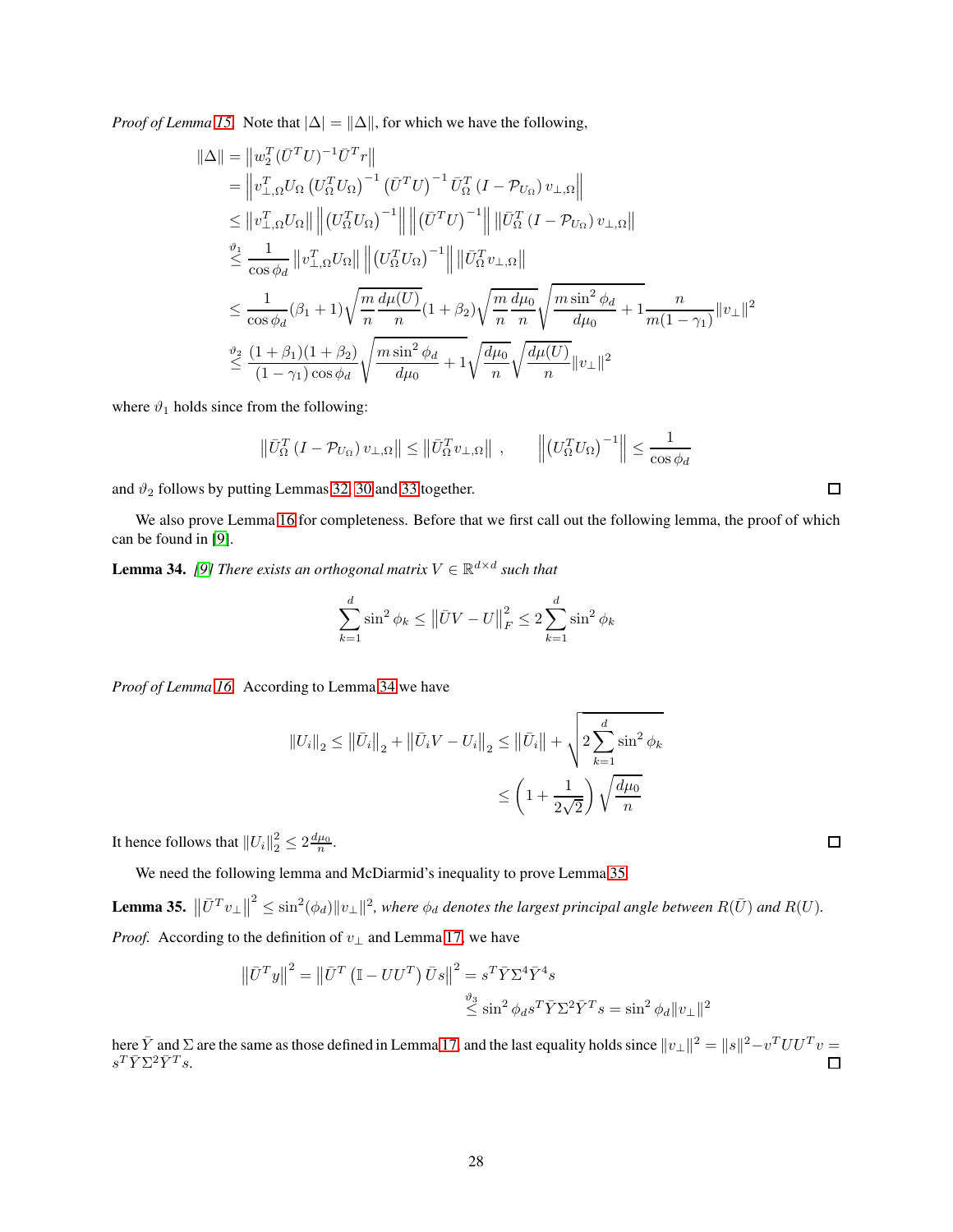*Proof of Lemma 15.* Note that $|\Delta| = \|\Delta\|$, for which we have the following,

$$
\begin{aligned}
\|\Delta\| &= \left\| w_2^T (\bar{U}^T U)^{-1} \bar{U}^T r \right\| \\
&= \left\| v_{\perp,\Omega}^T U_\Omega \left( U_\Omega^T U_\Omega \right)^{-1} \left( \bar{U}^T U \right)^{-1} \bar{U}_\Omega^T \left( I - \mathcal{P}_{U_\Omega} \right) v_{\perp,\Omega} \right\| \\
&\leq \left\| v_{\perp,\Omega}^T U_\Omega \right\| \left\| \left( U_\Omega^T U_\Omega \right)^{-1} \right\| \left\| \left( \bar{U}^T U \right)^{-1} \right\| \left\| \bar{U}_\Omega^T \left( I - \mathcal{P}_{U_\Omega} \right) v_{\perp,\Omega} \right\| \\
&\overset{\vartheta_1}{\leq} \frac{1}{\cos \phi_d} \left\| v_{\perp,\Omega}^T U_\Omega \right\| \left\| \left( U_\Omega^T U_\Omega \right)^{-1} \right\| \left\| \bar{U}_\Omega^T v_{\perp,\Omega} \right\| \\
&\leq \frac{1}{\cos \phi_d} (\beta_1 + 1) \sqrt{\frac{m}{n} \frac{d\mu(U)}{n}} (1 + \beta_2) \sqrt{\frac{m}{n} \frac{d\mu_0}{n}} \sqrt{\frac{m \sin^2 \phi_d}{d\mu_0} + 1} \frac{n}{m(1 - \gamma_1)} \|v_\perp\|^2 \\
&\overset{\vartheta_2}{\leq} \frac{(1 + \beta_1)(1 + \beta_2)}{(1 - \gamma_1) \cos \phi_d} \sqrt{\frac{m \sin^2 \phi_d}{d\mu_0} + 1} \sqrt{\frac{d\mu_0}{n}} \sqrt{\frac{d\mu(U)}{n}} \|v_\perp\|^2
\end{aligned}
$$

where $\vartheta_1$ holds since from the following:

$$
\left\| \bar{U}_\Omega^T \left( I - \mathcal{P}_{U_\Omega} \right) v_{\perp,\Omega} \right\| \leq \left\| \bar{U}_\Omega^T v_{\perp,\Omega} \right\| \ , \qquad \left\| \left( U_\Omega^T U_\Omega \right)^{-1} \right\| \leq \frac{1}{\cos \phi_d}
$$

and $\vartheta_2$ follows by putting Lemmas 32, 30 and 33 together. ☐

We also prove Lemma 16 for completeness. Before that we first call out the following lemma, the proof of which can be found in [9].

**Lemma 34.** *[9] There exists an orthogonal matrix $V \in \mathbb{R}^{d \times d}$ such that*

$$
\sum_{k=1}^{d} \sin^2 \phi_k \leq \left\| \bar{U} V - U \right\|_F^2 \leq 2 \sum_{k=1}^{d} \sin^2 \phi_k
$$

*Proof of Lemma 16.* According to Lemma 34 we have

$$
\begin{aligned}
\|U_i\|_2 \leq \left\| \bar{U}_i \right\|_2 + \left\| \bar{U}_i V - U_i \right\|_2 &\leq \left\| \bar{U}_i \right\| + \sqrt{2 \sum_{k=1}^{d} \sin^2 \phi_k} \\
&\leq \left( 1 + \frac{1}{2\sqrt{2}} \right) \sqrt{\frac{d\mu_0}{n}}
\end{aligned}
$$

It hence follows that $\|U_i\|_2^2 \leq 2 \frac{d\mu_0}{n}$. ☐

We need the following lemma and McDiarmid's inequality to prove Lemma 35.

**Lemma 35.** $\left\| \bar{U}^T v_\perp \right\|^2 \leq \sin^2(\phi_d) \|v_\perp\|^2$*, where $\phi_d$ denotes the largest principal angle between $R(\bar{U})$ and $R(U)$.*

*Proof.* According to the definition of $v_\perp$ and Lemma 17, we have

$$
\begin{aligned}
\left\| \bar{U}^T y \right\|^2 = \left\| \bar{U}^T \left( \mathbb{I} - U U^T \right) \bar{U} s \right\|^2 &= s^T \bar{Y} \Sigma^4 \bar{Y}^4 s \\
&\overset{\vartheta_3}{\leq} \sin^2 \phi_d s^T \bar{Y} \Sigma^2 \bar{Y}^T s = \sin^2 \phi_d \|v_\perp\|^2
\end{aligned}
$$

here $\bar{Y}$ and $\Sigma$ are the same as those defined in Lemma 17, and the last equality holds since $\|v_\perp\|^2 = \|s\|^2 - v^T U U^T v = s^T \bar{Y} \Sigma^2 \bar{Y}^T s$. ☐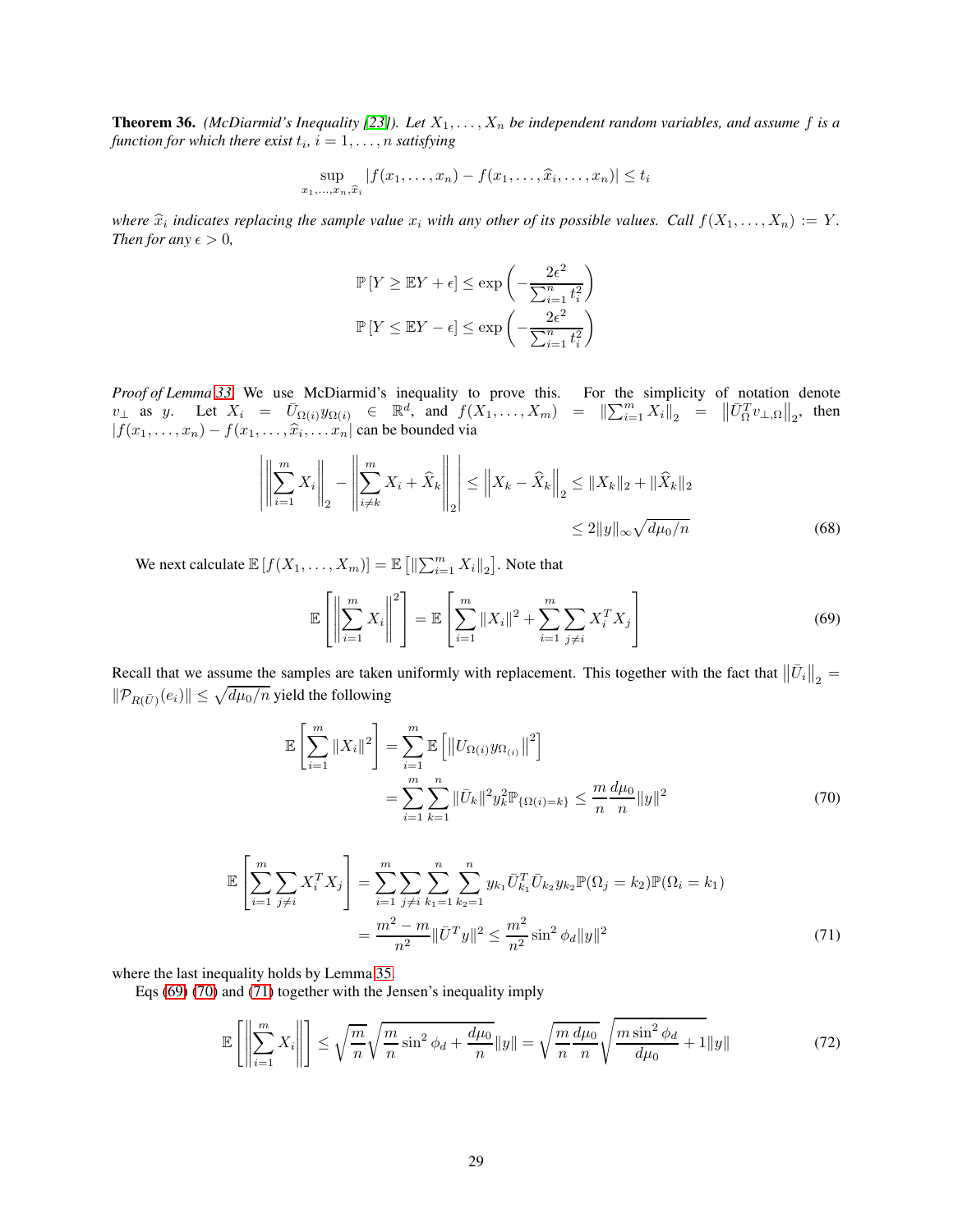**Theorem 36.** *(McDiarmid's Inequality [23]). Let $X_1, \ldots, X_n$ be independent random variables, and assume $f$ is a function for which there exist $t_i$, $i = 1, \ldots, n$ satisfying*

$$\sup_{x_1,\ldots,x_n,\widehat{x}_i} |f(x_1,\ldots,x_n) - f(x_1,\ldots,\widehat{x}_i,\ldots,x_n)| \leq t_i$$

*where $\widehat{x}_i$ indicates replacing the sample value $x_i$ with any other of its possible values. Call $f(X_1,\ldots,X_n) := Y$. Then for any $\epsilon > 0$,*

$$\mathbb{P}\left[Y \geq \mathbb{E}Y + \epsilon\right] \leq \exp\left(-\frac{2\epsilon^2}{\sum_{i=1}^n t_i^2}\right)$$

$$\mathbb{P}\left[Y \leq \mathbb{E}Y - \epsilon\right] \leq \exp\left(-\frac{2\epsilon^2}{\sum_{i=1}^n t_i^2}\right)$$

*Proof of Lemma 33.* We use McDiarmid's inequality to prove this. For the simplicity of notation denote $v_\perp$ as $y$. Let $X_i = \bar{U}_{\Omega(i)} y_{\Omega(i)} \in \mathbb{R}^d$, and $f(X_1,\ldots,X_m) = \|\sum_{i=1}^m X_i\|_2 = \left\|\bar{U}_\Omega^T v_{\perp,\Omega}\right\|_2$, then $|f(x_1,\ldots,x_n) - f(x_1,\ldots,\widehat{x}_i,\ldots x_n|$ can be bounded via

$$\left|\left\|\sum_{i=1}^m X_i\right\|_2 - \left\|\sum_{i\neq k}^m X_i + \widehat{X}_k\right\|_2\right| \leq \left\|X_k - \widehat{X}_k\right\|_2 \leq \|X_k\|_2 + \|\widehat{X}_k\|_2$$
$$\leq 2\|y\|_\infty\sqrt{d\mu_0/n} \tag{68}$$

We next calculate $\mathbb{E}\left[f(X_1,\ldots,X_m)\right] = \mathbb{E}\left[\|\sum_{i=1}^m X_i\|_2\right]$. Note that

$$\mathbb{E}\left[\left\|\sum_{i=1}^m X_i\right\|^2\right] = \mathbb{E}\left[\sum_{i=1}^m \|X_i\|^2 + \sum_{i=1}^m\sum_{j\neq i} X_i^T X_j\right] \tag{69}$$

Recall that we assume the samples are taken uniformly with replacement. This together with the fact that $\left\|\bar{U}_i\right\|_2 = \|\mathcal{P}_{R(\bar{U})}(e_i)\| \leq \sqrt{d\mu_0/n}$ yield the following

$$\mathbb{E}\left[\sum_{i=1}^m \|X_i\|^2\right] = \sum_{i=1}^m \mathbb{E}\left[\left\|U_{\Omega(i)} y_{\Omega_{(i)}}\right\|^2\right]$$
$$= \sum_{i=1}^m\sum_{k=1}^n \|\bar{U}_k\|^2 y_k^2 \mathbb{P}_{\{\Omega(i)=k\}} \leq \frac{m}{n}\frac{d\mu_0}{n}\|y\|^2 \tag{70}$$

$$\mathbb{E}\left[\sum_{i=1}^m\sum_{j\neq i} X_i^T X_j\right] = \sum_{i=1}^m\sum_{j\neq i}\sum_{k_1=1}^n\sum_{k_2=1}^n y_{k_1}\bar{U}_{k_1}^T\bar{U}_{k_2} y_{k_2}\mathbb{P}(\Omega_j = k_2)\mathbb{P}(\Omega_i = k_1)$$
$$= \frac{m^2 - m}{n^2}\|\bar{U}^T y\|^2 \leq \frac{m^2}{n^2}\sin^2\phi_d\|y\|^2 \tag{71}$$

where the last inequality holds by Lemma 35.

Eqs (69) (70) and (71) together with the Jensen's inequality imply

$$\mathbb{E}\left[\left\|\sum_{i=1}^m X_i\right\|\right] \leq \sqrt{\frac{m}{n}}\sqrt{\frac{m}{n}\sin^2\phi_d + \frac{d\mu_0}{n}}\|y\| = \sqrt{\frac{m}{n}\frac{d\mu_0}{n}}\sqrt{\frac{m\sin^2\phi_d}{d\mu_0} + 1}\|y\| \tag{72}$$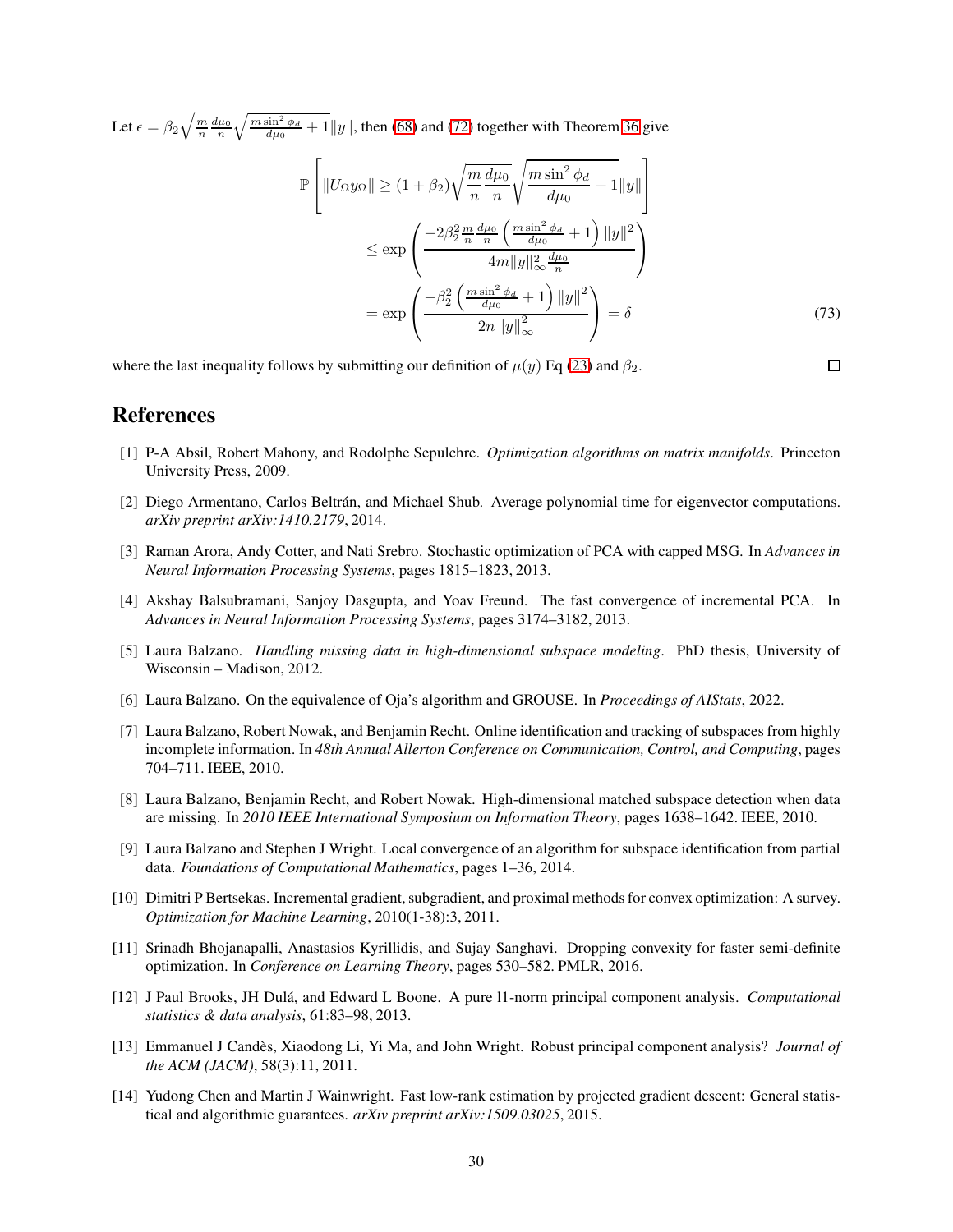Let $\epsilon = \beta_2 \sqrt{\frac{m}{n}\frac{d\mu_0}{n}}\sqrt{\frac{m\sin^2\phi_d}{d\mu_0}+1}\|y\|$, then (68) and (72) together with Theorem 36 give

$$
\begin{aligned}
\mathbb{P}\left[\|U_\Omega y_\Omega\| \geq (1+\beta_2)\sqrt{\frac{m}{n}\frac{d\mu_0}{n}}\sqrt{\frac{m\sin^2\phi_d}{d\mu_0}+1}\|y\|\right] \\
\leq \exp\left(\frac{-2\beta_2^2\frac{m}{n}\frac{d\mu_0}{n}\left(\frac{m\sin^2\phi_d}{d\mu_0}+1\right)\|y\|^2}{4m\|y\|_\infty^2\frac{d\mu_0}{n}}\right) \\
= \exp\left(\frac{-\beta_2^2\left(\frac{m\sin^2\phi_d}{d\mu_0}+1\right)\|y\|^2}{2n\|y\|_\infty^2}\right) = \delta
\end{aligned}
\tag{73}
$$

where the last inequality follows by submitting our definition of $\mu(y)$ Eq (23) and $\beta_2$. □

# References

[1] P-A Absil, Robert Mahony, and Rodolphe Sepulchre. *Optimization algorithms on matrix manifolds*. Princeton University Press, 2009.

[2] Diego Armentano, Carlos Beltrán, and Michael Shub. Average polynomial time for eigenvector computations. *arXiv preprint arXiv:1410.2179*, 2014.

[3] Raman Arora, Andy Cotter, and Nati Srebro. Stochastic optimization of PCA with capped MSG. In *Advances in Neural Information Processing Systems*, pages 1815–1823, 2013.

[4] Akshay Balsubramani, Sanjoy Dasgupta, and Yoav Freund. The fast convergence of incremental PCA. In *Advances in Neural Information Processing Systems*, pages 3174–3182, 2013.

[5] Laura Balzano. *Handling missing data in high-dimensional subspace modeling*. PhD thesis, University of Wisconsin – Madison, 2012.

[6] Laura Balzano. On the equivalence of Oja's algorithm and GROUSE. In *Proceedings of AIStats*, 2022.

[7] Laura Balzano, Robert Nowak, and Benjamin Recht. Online identification and tracking of subspaces from highly incomplete information. In *48th Annual Allerton Conference on Communication, Control, and Computing*, pages 704–711. IEEE, 2010.

[8] Laura Balzano, Benjamin Recht, and Robert Nowak. High-dimensional matched subspace detection when data are missing. In *2010 IEEE International Symposium on Information Theory*, pages 1638–1642. IEEE, 2010.

[9] Laura Balzano and Stephen J Wright. Local convergence of an algorithm for subspace identification from partial data. *Foundations of Computational Mathematics*, pages 1–36, 2014.

[10] Dimitri P Bertsekas. Incremental gradient, subgradient, and proximal methods for convex optimization: A survey. *Optimization for Machine Learning*, 2010(1-38):3, 2011.

[11] Srinadh Bhojanapalli, Anastasios Kyrillidis, and Sujay Sanghavi. Dropping convexity for faster semi-definite optimization. In *Conference on Learning Theory*, pages 530–582. PMLR, 2016.

[12] J Paul Brooks, JH Dulá, and Edward L Boone. A pure l1-norm principal component analysis. *Computational statistics & data analysis*, 61:83–98, 2013.

[13] Emmanuel J Candès, Xiaodong Li, Yi Ma, and John Wright. Robust principal component analysis? *Journal of the ACM (JACM)*, 58(3):11, 2011.

[14] Yudong Chen and Martin J Wainwright. Fast low-rank estimation by projected gradient descent: General statistical and algorithmic guarantees. *arXiv preprint arXiv:1509.03025*, 2015.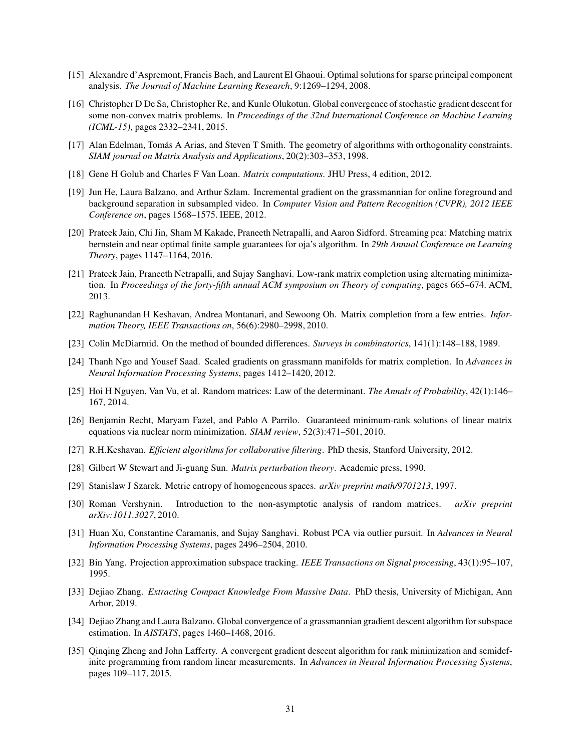[15] Alexandre d'Aspremont, Francis Bach, and Laurent El Ghaoui. Optimal solutions for sparse principal component analysis. *The Journal of Machine Learning Research*, 9:1269–1294, 2008.

[16] Christopher D De Sa, Christopher Re, and Kunle Olukotun. Global convergence of stochastic gradient descent for some non-convex matrix problems. In *Proceedings of the 32nd International Conference on Machine Learning (ICML-15)*, pages 2332–2341, 2015.

[17] Alan Edelman, Tomás A Arias, and Steven T Smith. The geometry of algorithms with orthogonality constraints. *SIAM journal on Matrix Analysis and Applications*, 20(2):303–353, 1998.

[18] Gene H Golub and Charles F Van Loan. *Matrix computations*. JHU Press, 4 edition, 2012.

[19] Jun He, Laura Balzano, and Arthur Szlam. Incremental gradient on the grassmannian for online foreground and background separation in subsampled video. In *Computer Vision and Pattern Recognition (CVPR), 2012 IEEE Conference on*, pages 1568–1575. IEEE, 2012.

[20] Prateek Jain, Chi Jin, Sham M Kakade, Praneeth Netrapalli, and Aaron Sidford. Streaming pca: Matching matrix bernstein and near optimal finite sample guarantees for oja's algorithm. In *29th Annual Conference on Learning Theory*, pages 1147–1164, 2016.

[21] Prateek Jain, Praneeth Netrapalli, and Sujay Sanghavi. Low-rank matrix completion using alternating minimization. In *Proceedings of the forty-fifth annual ACM symposium on Theory of computing*, pages 665–674. ACM, 2013.

[22] Raghunandan H Keshavan, Andrea Montanari, and Sewoong Oh. Matrix completion from a few entries. *Information Theory, IEEE Transactions on*, 56(6):2980–2998, 2010.

[23] Colin McDiarmid. On the method of bounded differences. *Surveys in combinatorics*, 141(1):148–188, 1989.

[24] Thanh Ngo and Yousef Saad. Scaled gradients on grassmann manifolds for matrix completion. In *Advances in Neural Information Processing Systems*, pages 1412–1420, 2012.

[25] Hoi H Nguyen, Van Vu, et al. Random matrices: Law of the determinant. *The Annals of Probability*, 42(1):146–167, 2014.

[26] Benjamin Recht, Maryam Fazel, and Pablo A Parrilo. Guaranteed minimum-rank solutions of linear matrix equations via nuclear norm minimization. *SIAM review*, 52(3):471–501, 2010.

[27] R.H.Keshavan. *Efficient algorithms for collaborative filtering*. PhD thesis, Stanford University, 2012.

[28] Gilbert W Stewart and Ji-guang Sun. *Matrix perturbation theory*. Academic press, 1990.

[29] Stanislaw J Szarek. Metric entropy of homogeneous spaces. *arXiv preprint math/9701213*, 1997.

[30] Roman Vershynin. Introduction to the non-asymptotic analysis of random matrices. *arXiv preprint arXiv:1011.3027*, 2010.

[31] Huan Xu, Constantine Caramanis, and Sujay Sanghavi. Robust PCA via outlier pursuit. In *Advances in Neural Information Processing Systems*, pages 2496–2504, 2010.

[32] Bin Yang. Projection approximation subspace tracking. *IEEE Transactions on Signal processing*, 43(1):95–107, 1995.

[33] Dejiao Zhang. *Extracting Compact Knowledge From Massive Data*. PhD thesis, University of Michigan, Ann Arbor, 2019.

[34] Dejiao Zhang and Laura Balzano. Global convergence of a grassmannian gradient descent algorithm for subspace estimation. In *AISTATS*, pages 1460–1468, 2016.

[35] Qinqing Zheng and John Lafferty. A convergent gradient descent algorithm for rank minimization and semidefinite programming from random linear measurements. In *Advances in Neural Information Processing Systems*, pages 109–117, 2015.